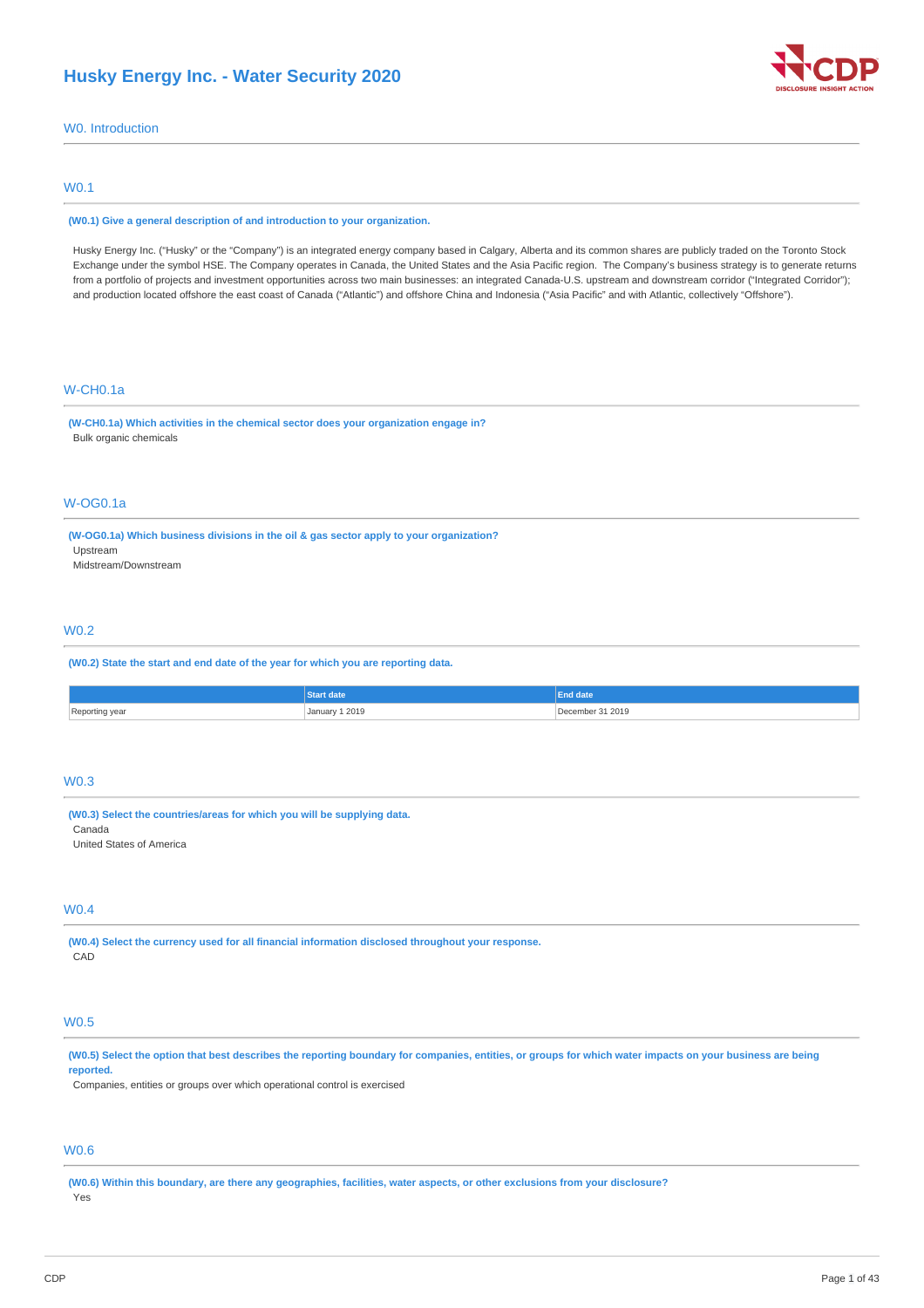# Husky Energy Inc. - Water Security 2020

## W0. Introduction

### W0.1

**(W0.1) Give a general description of and introduction to your organization.**

Husky Energy Inc. ("Husky" or the "Company") is an integrated energy company based in Calgary, Alberta and its common shares are publicly traded on the Toronto Stock Exchange under the symbol HSE. The Company operates in Canada, the United States and the Asia Pacific region. The Company's business strategy is to generate returns from a portfolio of projects and investment opportunities across two main businesses: an integrated Canada-U.S. upstream and downstream corridor ("Integrated Corridor"); and production located offshore the east coast of Canada ("Atlantic") and offshore China and Indonesia ("Asia Pacific" and with Atlantic, collectively "Offshore").

### W-CH0.1a

**(W-CH0.1a) Which activities in the chemical sector does your organization engage in?**

Bulk organic chemicals

### W-OG0.1a

**(W-OG0.1a) Which business divisions in the oil & gas sector apply to your organization?**

Upstream
Midstream/Downstream

### W0.2

**(W0.2) State the start and end date of the year for which you are reporting data.**

| | Start date | End date |
|---|---|---|
| Reporting year | January 1 2019 | December 31 2019 |

### W0.3

**(W0.3) Select the countries/areas for which you will be supplying data.**

Canada
United States of America

### W0.4

**(W0.4) Select the currency used for all financial information disclosed throughout your response.**

CAD

### W0.5

**(W0.5) Select the option that best describes the reporting boundary for companies, entities, or groups for which water impacts on your business are being reported.**

Companies, entities or groups over which operational control is exercised

### W0.6

**(W0.6) Within this boundary, are there any geographies, facilities, water aspects, or other exclusions from your disclosure?**

Yes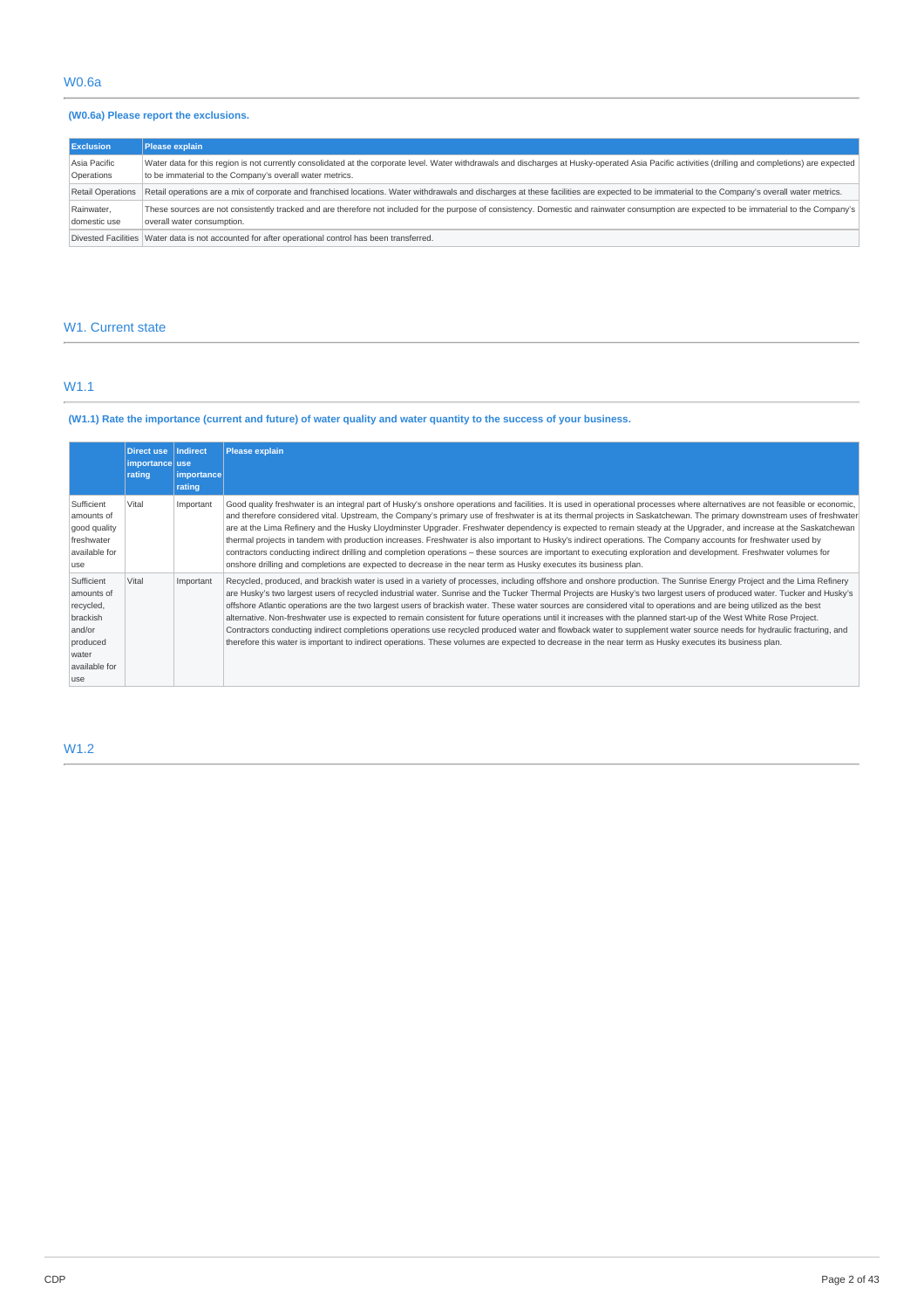## W0.6a

**(W0.6a) Please report the exclusions.**

| Exclusion | Please explain |
|---|---|
| Asia Pacific Operations | Water data for this region is not currently consolidated at the corporate level. Water withdrawals and discharges at Husky-operated Asia Pacific activities (drilling and completions) are expected to be immaterial to the Company's overall water metrics. |
| Retail Operations | Retail operations are a mix of corporate and franchised locations. Water withdrawals and discharges at these facilities are expected to be immaterial to the Company's overall water metrics. |
| Rainwater, domestic use | These sources are not consistently tracked and are therefore not included for the purpose of consistency. Domestic and rainwater consumption are expected to be immaterial to the Company's overall water consumption. |
| Divested Facilities | Water data is not accounted for after operational control has been transferred. |

## W1. Current state

## W1.1

**(W1.1) Rate the importance (current and future) of water quality and water quantity to the success of your business.**

| | Direct use importance rating | Indirect use importance rating | Please explain |
|---|---|---|---|
| Sufficient amounts of good quality freshwater available for use | Vital | Important | Good quality freshwater is an integral part of Husky's onshore operations and facilities. It is used in operational processes where alternatives are not feasible or economic, and therefore considered vital. Upstream, the Company's primary use of freshwater is at its thermal projects in Saskatchewan. The primary downstream uses of freshwater are at the Lima Refinery and the Husky Lloydminster Upgrader. Freshwater dependency is expected to remain steady at the Upgrader, and increase at the Saskatchewan thermal projects in tandem with production increases. Freshwater is also important to Husky's indirect operations. The Company accounts for freshwater used by contractors conducting indirect drilling and completion operations – these sources are important to executing exploration and development. Freshwater volumes for onshore drilling and completions are expected to decrease in the near term as Husky executes its business plan. |
| Sufficient amounts of recycled, brackish and/or produced water available for use | Vital | Important | Recycled, produced, and brackish water is used in a variety of processes, including offshore and onshore production. The Sunrise Energy Project and the Lima Refinery are Husky's two largest users of recycled industrial water. Sunrise and the Tucker Thermal Projects are Husky's two largest users of produced water. Tucker and Husky's offshore Atlantic operations are the two largest users of brackish water. These water sources are considered vital to operations and are being utilized as the best alternative. Non-freshwater use is expected to remain consistent for future operations until it increases with the planned start-up of the West White Rose Project. Contractors conducting indirect completions operations use recycled produced water and flowback water to supplement water source needs for hydraulic fracturing, and therefore this water is important to indirect operations. These volumes are expected to decrease in the near term as Husky executes its business plan. |

## W1.2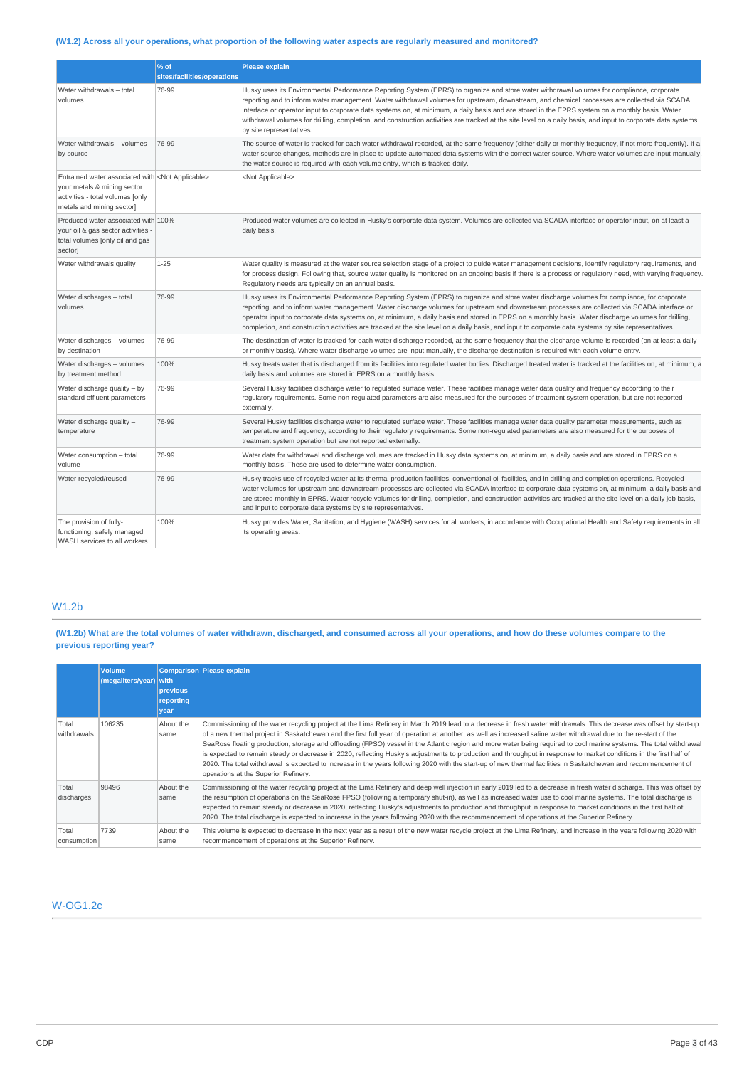### (W1.2) Across all your operations, what proportion of the following water aspects are regularly measured and monitored?

| | % of sites/facilities/operations | Please explain |
|---|---|---|
| Water withdrawals – total volumes | 76-99 | Husky uses its Environmental Performance Reporting System (EPRS) to organize and store water withdrawal volumes for compliance, corporate reporting and to inform water management. Water withdrawal volumes for upstream, downstream, and chemical processes are collected via SCADA interface or operator input to corporate data systems on, at minimum, a daily basis and are stored in the EPRS system on a monthly basis. Water withdrawal volumes for drilling, completion, and construction activities are tracked at the site level on a daily basis, and input to corporate data systems by site representatives. |
| Water withdrawals – volumes by source | 76-99 | The source of water is tracked for each water withdrawal recorded, at the same frequency (either daily or monthly frequency, if not more frequently). If a water source changes, methods are in place to update automated data systems with the correct water source. Where water volumes are input manually, the water source is required with each volume entry, which is tracked daily. |
| Entrained water associated with your metals & mining sector activities - total volumes [only metals and mining sector] | <Not Applicable> | <Not Applicable> |
| Produced water associated with your oil & gas sector activities - total volumes [only oil and gas sector] | 100% | Produced water volumes are collected in Husky's corporate data system. Volumes are collected via SCADA interface or operator input, on at least a daily basis. |
| Water withdrawals quality | 1-25 | Water quality is measured at the water source selection stage of a project to guide water management decisions, identify regulatory requirements, and for process design. Following that, source water quality is monitored on an ongoing basis if there is a process or regulatory need, with varying frequency. Regulatory needs are typically on an annual basis. |
| Water discharges – total volumes | 76-99 | Husky uses its Environmental Performance Reporting System (EPRS) to organize and store water discharge volumes for compliance, for corporate reporting, and to inform water management. Water discharge volumes for upstream and downstream processes are collected via SCADA interface or operator input to corporate data systems on, at minimum, a daily basis and stored in EPRS on a monthly basis. Water discharge volumes for drilling, completion, and construction activities are tracked at the site level on a daily basis, and input to corporate data systems by site representatives. |
| Water discharges – volumes by destination | 76-99 | The destination of water is tracked for each water discharge recorded, at the same frequency that the discharge volume is recorded (on at least a daily or monthly basis). Where water discharge volumes are input manually, the discharge destination is required with each volume entry. |
| Water discharges – volumes by treatment method | 100% | Husky treats water that is discharged from its facilities into regulated water bodies. Discharged treated water is tracked at the facilities on, at minimum, a daily basis and volumes are stored in EPRS on a monthly basis. |
| Water discharge quality – by standard effluent parameters | 76-99 | Several Husky facilities discharge water to regulated surface water. These facilities manage water data quality and frequency according to their regulatory requirements. Some non-regulated parameters are also measured for the purposes of treatment system operation, but are not reported externally. |
| Water discharge quality – temperature | 76-99 | Several Husky facilities discharge water to regulated surface water. These facilities manage water data quality parameter measurements, such as temperature and frequency, according to their regulatory requirements. Some non-regulated parameters are also measured for the purposes of treatment system operation but are not reported externally. |
| Water consumption – total volume | 76-99 | Water data for withdrawal and discharge volumes are tracked in Husky data systems on, at minimum, a daily basis and are stored in EPRS on a monthly basis. These are used to determine water consumption. |
| Water recycled/reused | 76-99 | Husky tracks use of recycled water at its thermal production facilities, conventional oil facilities, and in drilling and completion operations. Recycled water volumes for upstream and downstream processes are collected via SCADA interface to corporate data systems on, at minimum, a daily basis and are stored monthly in EPRS. Water recycle volumes for drilling, completion, and construction activities are tracked at the site level on a daily job basis, and input to corporate data systems by site representatives. |
| The provision of fully-functioning, safely managed WASH services to all workers | 100% | Husky provides Water, Sanitation, and Hygiene (WASH) services for all workers, in accordance with Occupational Health and Safety requirements in all its operating areas. |

## W1.2b

### (W1.2b) What are the total volumes of water withdrawn, discharged, and consumed across all your operations, and how do these volumes compare to the previous reporting year?

| | Volume (megaliters/year) | Comparison with previous reporting year | Please explain |
|---|---|---|---|
| Total withdrawals | 106235 | About the same | Commissioning of the water recycling project at the Lima Refinery in March 2019 lead to a decrease in fresh water withdrawals. This decrease was offset by start-up of a new thermal project in Saskatchewan and the first full year of operation at another, as well as increased saline water withdrawal due to the re-start of the SeaRose floating production, storage and offloading (FPSO) vessel in the Atlantic region and more water being required to cool marine systems. The total withdrawal is expected to remain steady or decrease in 2020, reflecting Husky's adjustments to production and throughput in response to market conditions in the first half of 2020. The total withdrawal is expected to increase in the years following 2020 with the start-up of new thermal facilities in Saskatchewan and recommencement of operations at the Superior Refinery. |
| Total discharges | 98496 | About the same | Commissioning of the water recycling project at the Lima Refinery and deep well injection in early 2019 led to a decrease in fresh water discharge. This was offset by the resumption of operations on the SeaRose FPSO (following a temporary shut-in), as well as increased water use to cool marine systems. The total discharge is expected to remain steady or decrease in 2020, reflecting Husky's adjustments to production and throughput in response to market conditions in the first half of 2020. The total discharge is expected to increase in the years following 2020 with the recommencement of operations at the Superior Refinery. |
| Total consumption | 7739 | About the same | This volume is expected to decrease in the next year as a result of the new water recycle project at the Lima Refinery, and increase in the years following 2020 with recommencement of operations at the Superior Refinery. |

## W-OG1.2c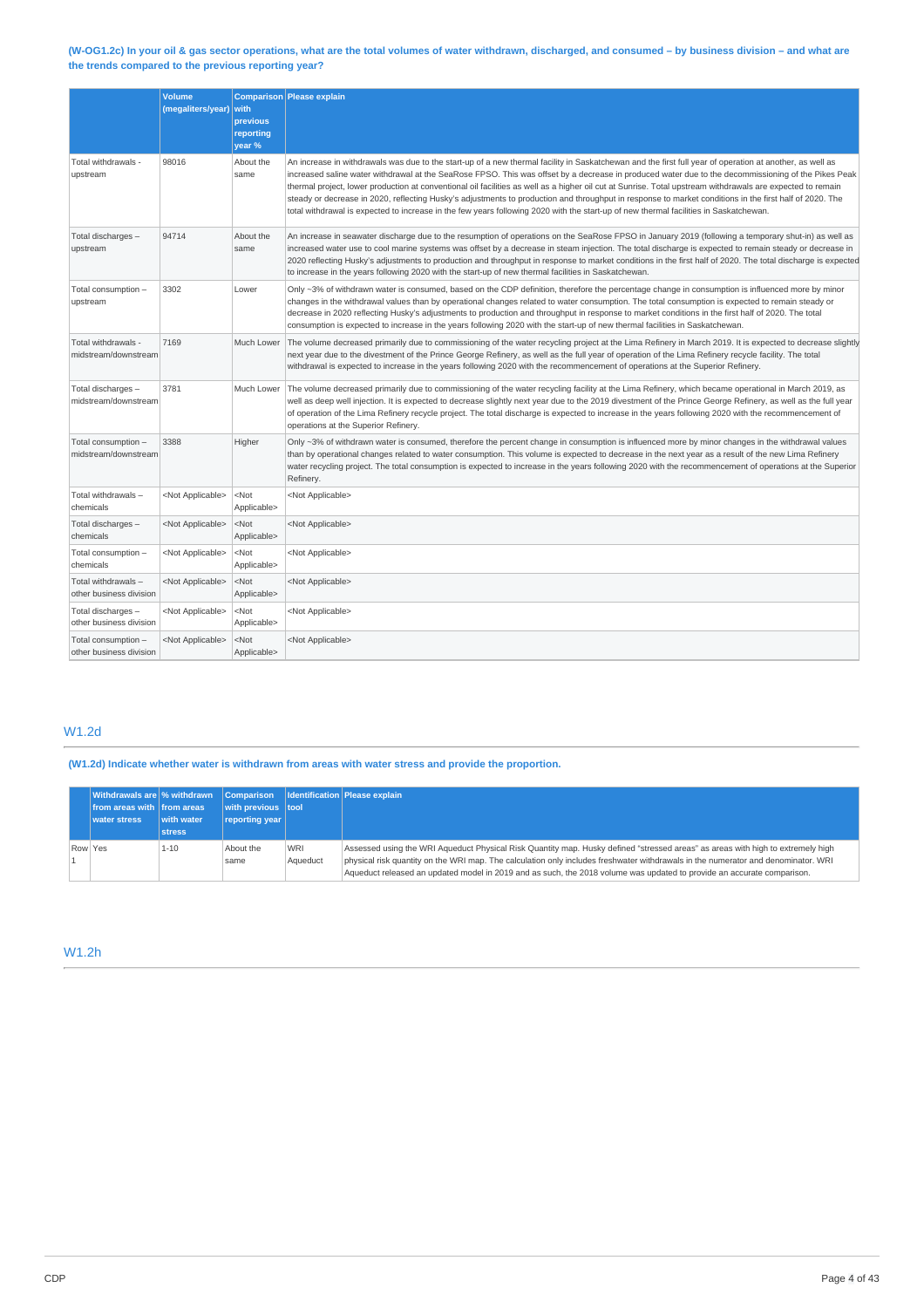**(W-OG1.2c) In your oil & gas sector operations, what are the total volumes of water withdrawn, discharged, and consumed – by business division – and what are the trends compared to the previous reporting year?**

| | Volume (megaliters/year) | Comparison with previous reporting year % | Please explain |
|---|---|---|---|
| Total withdrawals - upstream | 98016 | About the same | An increase in withdrawals was due to the start-up of a new thermal facility in Saskatchewan and the first full year of operation at another, as well as increased saline water withdrawal at the SeaRose FPSO. This was offset by a decrease in produced water due to the decommissioning of the Pikes Peak thermal project, lower production at conventional oil facilities as well as a higher oil cut at Sunrise. Total upstream withdrawals are expected to remain steady or decrease in 2020, reflecting Husky's adjustments to production and throughput in response to market conditions in the first half of 2020. The total withdrawal is expected to increase in the few years following 2020 with the start-up of new thermal facilities in Saskatchewan. |
| Total discharges – upstream | 94714 | About the same | An increase in seawater discharge due to the resumption of operations on the SeaRose FPSO in January 2019 (following a temporary shut-in) as well as increased water use to cool marine systems was offset by a decrease in steam injection. The total discharge is expected to remain steady or decrease in 2020 reflecting Husky's adjustments to production and throughput in response to market conditions in the first half of 2020. The total discharge is expected to increase in the years following 2020 with the start-up of new thermal facilities in Saskatchewan. |
| Total consumption – upstream | 3302 | Lower | Only ~3% of withdrawn water is consumed, based on the CDP definition, therefore the percentage change in consumption is influenced more by minor changes in the withdrawal values than by operational changes related to water consumption. The total consumption is expected to remain steady or decrease in 2020 reflecting Husky's adjustments to production and throughput in response to market conditions in the first half of 2020. The total consumption is expected to increase in the years following 2020 with the start-up of new thermal facilities in Saskatchewan. |
| Total withdrawals - midstream/downstream | 7169 | Much Lower | The volume decreased primarily due to commissioning of the water recycling project at the Lima Refinery in March 2019. It is expected to decrease slightly next year due to the divestment of the Prince George Refinery, as well as the full year of operation of the Lima Refinery recycle facility. The total withdrawal is expected to increase in the years following 2020 with the recommencement of operations at the Superior Refinery. |
| Total discharges – midstream/downstream | 3781 | Much Lower | The volume decreased primarily due to commissioning of the water recycling facility at the Lima Refinery, which became operational in March 2019, as well as deep well injection. It is expected to decrease slightly next year due to the 2019 divestment of the Prince George Refinery, as well as the full year of operation of the Lima Refinery recycle project. The total discharge is expected to increase in the years following 2020 with the recommencement of operations at the Superior Refinery. |
| Total consumption – midstream/downstream | 3388 | Higher | Only ~3% of withdrawn water is consumed, therefore the percent change in consumption is influenced more by minor changes in the withdrawal values than by operational changes related to water consumption. This volume is expected to decrease in the next year as a result of the new Lima Refinery water recycling project. The total consumption is expected to increase in the years following 2020 with the recommencement of operations at the Superior Refinery. |
| Total withdrawals – chemicals | <Not Applicable> | <Not Applicable> | <Not Applicable> |
| Total discharges – chemicals | <Not Applicable> | <Not Applicable> | <Not Applicable> |
| Total consumption – chemicals | <Not Applicable> | <Not Applicable> | <Not Applicable> |
| Total withdrawals – other business division | <Not Applicable> | <Not Applicable> | <Not Applicable> |
| Total discharges – other business division | <Not Applicable> | <Not Applicable> | <Not Applicable> |
| Total consumption – other business division | <Not Applicable> | <Not Applicable> | <Not Applicable> |

## W1.2d

**(W1.2d) Indicate whether water is withdrawn from areas with water stress and provide the proportion.**

| | Withdrawals are from areas with water stress | % withdrawn from areas with water stress | Comparison with previous reporting year | Identification tool | Please explain |
|---|---|---|---|---|---|
| Row 1 | Yes | 1-10 | About the same | WRI Aqueduct | Assessed using the WRI Aqueduct Physical Risk Quantity map. Husky defined "stressed areas" as areas with high to extremely high physical risk quantity on the WRI map. The calculation only includes freshwater withdrawals in the numerator and denominator. WRI Aqueduct released an updated model in 2019 and as such, the 2018 volume was updated to provide an accurate comparison. |

## W1.2h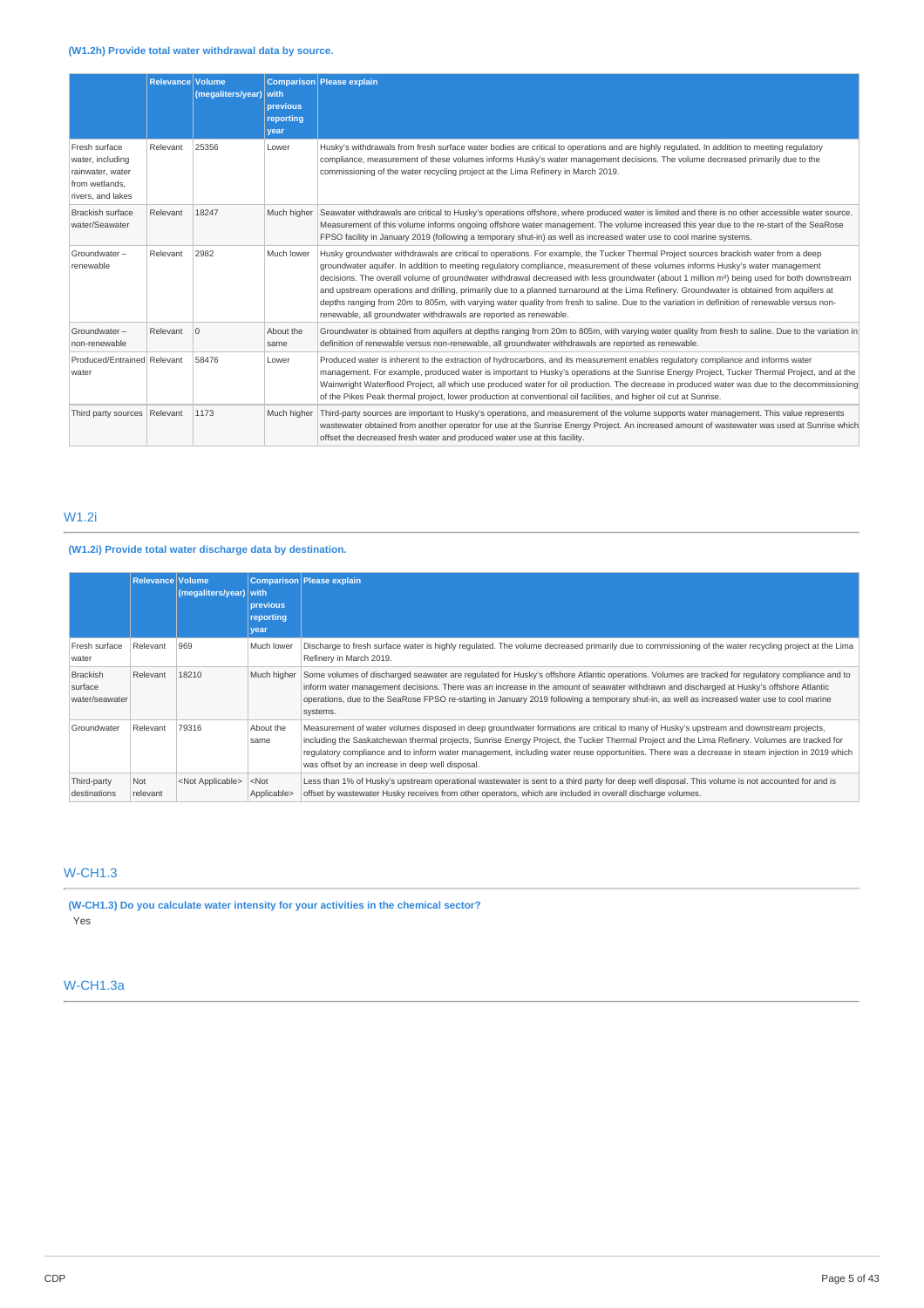**(W1.2h) Provide total water withdrawal data by source.**

| | Relevance | Volume (megaliters/year) | Comparison with previous reporting year | Please explain |
|---|---|---|---|---|
| Fresh surface water, including rainwater, water from wetlands, rivers, and lakes | Relevant | 25356 | Lower | Husky's withdrawals from fresh surface water bodies are critical to operations and are highly regulated. In addition to meeting regulatory compliance, measurement of these volumes informs Husky's water management decisions. The volume decreased primarily due to the commissioning of the water recycling project at the Lima Refinery in March 2019. |
| Brackish surface water/Seawater | Relevant | 18247 | Much higher | Seawater withdrawals are critical to Husky's operations offshore, where produced water is limited and there is no other accessible water source. Measurement of this volume informs ongoing offshore water management. The volume increased this year due to the re-start of the SeaRose FPSO facility in January 2019 (following a temporary shut-in) as well as increased water use to cool marine systems. |
| Groundwater – renewable | Relevant | 2982 | Much lower | Husky groundwater withdrawals are critical to operations. For example, the Tucker Thermal Project sources brackish water from a deep groundwater aquifer. In addition to meeting regulatory compliance, measurement of these volumes informs Husky's water management decisions. The overall volume of groundwater withdrawal decreased with less groundwater (about 1 million m³) being used for both downstream and upstream operations and drilling, primarily due to a planned turnaround at the Lima Refinery. Groundwater is obtained from aquifers at depths ranging from 20m to 805m, with varying water quality from fresh to saline. Due to the variation in definition of renewable versus non-renewable, all groundwater withdrawals are reported as renewable. |
| Groundwater – non-renewable | Relevant | 0 | About the same | Groundwater is obtained from aquifers at depths ranging from 20m to 805m, with varying water quality from fresh to saline. Due to the variation in definition of renewable versus non-renewable, all groundwater withdrawals are reported as renewable. |
| Produced/Entrained water | Relevant | 58476 | Lower | Produced water is inherent to the extraction of hydrocarbons, and its measurement enables regulatory compliance and informs water management. For example, produced water is important to Husky's operations at the Sunrise Energy Project, Tucker Thermal Project, and at the Wainwright Waterflood Project, all which use produced water for oil production. The decrease in produced water was due to the decommissioning of the Pikes Peak thermal project, lower production at conventional oil facilities, and higher oil cut at Sunrise. |
| Third party sources | Relevant | 1173 | Much higher | Third-party sources are important to Husky's operations, and measurement of the volume supports water management. This value represents wastewater obtained from another operator for use at the Sunrise Energy Project. An increased amount of wastewater was used at Sunrise which offset the decreased fresh water and produced water use at this facility. |

## W1.2i

**(W1.2i) Provide total water discharge data by destination.**

| | Relevance | Volume (megaliters/year) | Comparison with previous reporting year | Please explain |
|---|---|---|---|---|
| Fresh surface water | Relevant | 969 | Much lower | Discharge to fresh surface water is highly regulated. The volume decreased primarily due to commissioning of the water recycling project at the Lima Refinery in March 2019. |
| Brackish surface water/seawater | Relevant | 18210 | Much higher | Some volumes of discharged seawater are regulated for Husky's offshore Atlantic operations. Volumes are tracked for regulatory compliance and to inform water management decisions. There was an increase in the amount of seawater withdrawn and discharged at Husky's offshore Atlantic operations, due to the SeaRose FPSO re-starting in January 2019 following a temporary shut-in, as well as increased water use to cool marine systems. |
| Groundwater | Relevant | 79316 | About the same | Measurement of water volumes disposed in deep groundwater formations are critical to many of Husky's upstream and downstream projects, including the Saskatchewan thermal projects, Sunrise Energy Project, the Tucker Thermal Project and the Lima Refinery. Volumes are tracked for regulatory compliance and to inform water management, including water reuse opportunities. There was a decrease in steam injection in 2019 which was offset by an increase in deep well disposal. |
| Third-party destinations | Not relevant | <Not Applicable> | <Not Applicable> | Less than 1% of Husky's upstream operational wastewater is sent to a third party for deep well disposal. This volume is not accounted for and is offset by wastewater Husky receives from other operators, which are included in overall discharge volumes. |

## W-CH1.3

**(W-CH1.3) Do you calculate water intensity for your activities in the chemical sector?**

Yes

## W-CH1.3a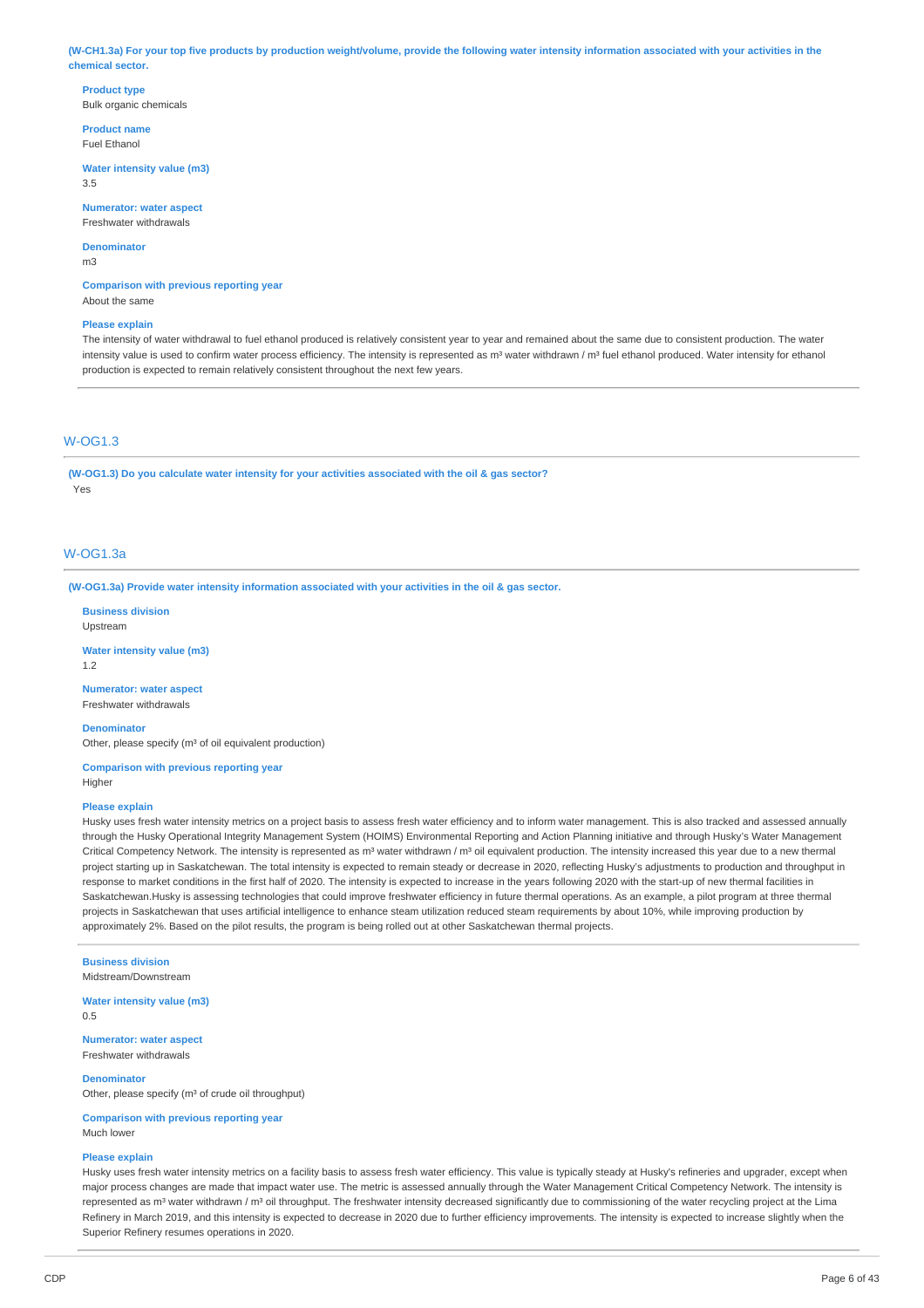**(W-CH1.3a) For your top five products by production weight/volume, provide the following water intensity information associated with your activities in the chemical sector.**

**Product type**
Bulk organic chemicals

**Product name**
Fuel Ethanol

**Water intensity value (m3)**
3.5

**Numerator: water aspect**
Freshwater withdrawals

**Denominator**
m3

**Comparison with previous reporting year**
About the same

**Please explain**
The intensity of water withdrawal to fuel ethanol produced is relatively consistent year to year and remained about the same due to consistent production. The water intensity value is used to confirm water process efficiency. The intensity is represented as m³ water withdrawn / m³ fuel ethanol produced. Water intensity for ethanol production is expected to remain relatively consistent throughout the next few years.

## W-OG1.3

**(W-OG1.3) Do you calculate water intensity for your activities associated with the oil & gas sector?**
Yes

## W-OG1.3a

**(W-OG1.3a) Provide water intensity information associated with your activities in the oil & gas sector.**

**Business division**
Upstream

**Water intensity value (m3)**
1.2

**Numerator: water aspect**
Freshwater withdrawals

**Denominator**
Other, please specify (m³ of oil equivalent production)

**Comparison with previous reporting year**
Higher

**Please explain**
Husky uses fresh water intensity metrics on a project basis to assess fresh water efficiency and to inform water management. This is also tracked and assessed annually through the Husky Operational Integrity Management System (HOIMS) Environmental Reporting and Action Planning initiative and through Husky's Water Management Critical Competency Network. The intensity is represented as m³ water withdrawn / m³ oil equivalent production. The intensity increased this year due to a new thermal project starting up in Saskatchewan. The total intensity is expected to remain steady or decrease in 2020, reflecting Husky's adjustments to production and throughput in response to market conditions in the first half of 2020. The intensity is expected to increase in the years following 2020 with the start-up of new thermal facilities in Saskatchewan.Husky is assessing technologies that could improve freshwater efficiency in future thermal operations. As an example, a pilot program at three thermal projects in Saskatchewan that uses artificial intelligence to enhance steam utilization reduced steam requirements by about 10%, while improving production by approximately 2%. Based on the pilot results, the program is being rolled out at other Saskatchewan thermal projects.

**Business division**
Midstream/Downstream

**Water intensity value (m3)**
0.5

**Numerator: water aspect**
Freshwater withdrawals

**Denominator**
Other, please specify (m³ of crude oil throughput)

**Comparison with previous reporting year**
Much lower

**Please explain**
Husky uses fresh water intensity metrics on a facility basis to assess fresh water efficiency. This value is typically steady at Husky's refineries and upgrader, except when major process changes are made that impact water use. The metric is assessed annually through the Water Management Critical Competency Network. The intensity is represented as m³ water withdrawn / m³ oil throughput. The freshwater intensity decreased significantly due to commissioning of the water recycling project at the Lima Refinery in March 2019, and this intensity is expected to decrease in 2020 due to further efficiency improvements. The intensity is expected to increase slightly when the Superior Refinery resumes operations in 2020.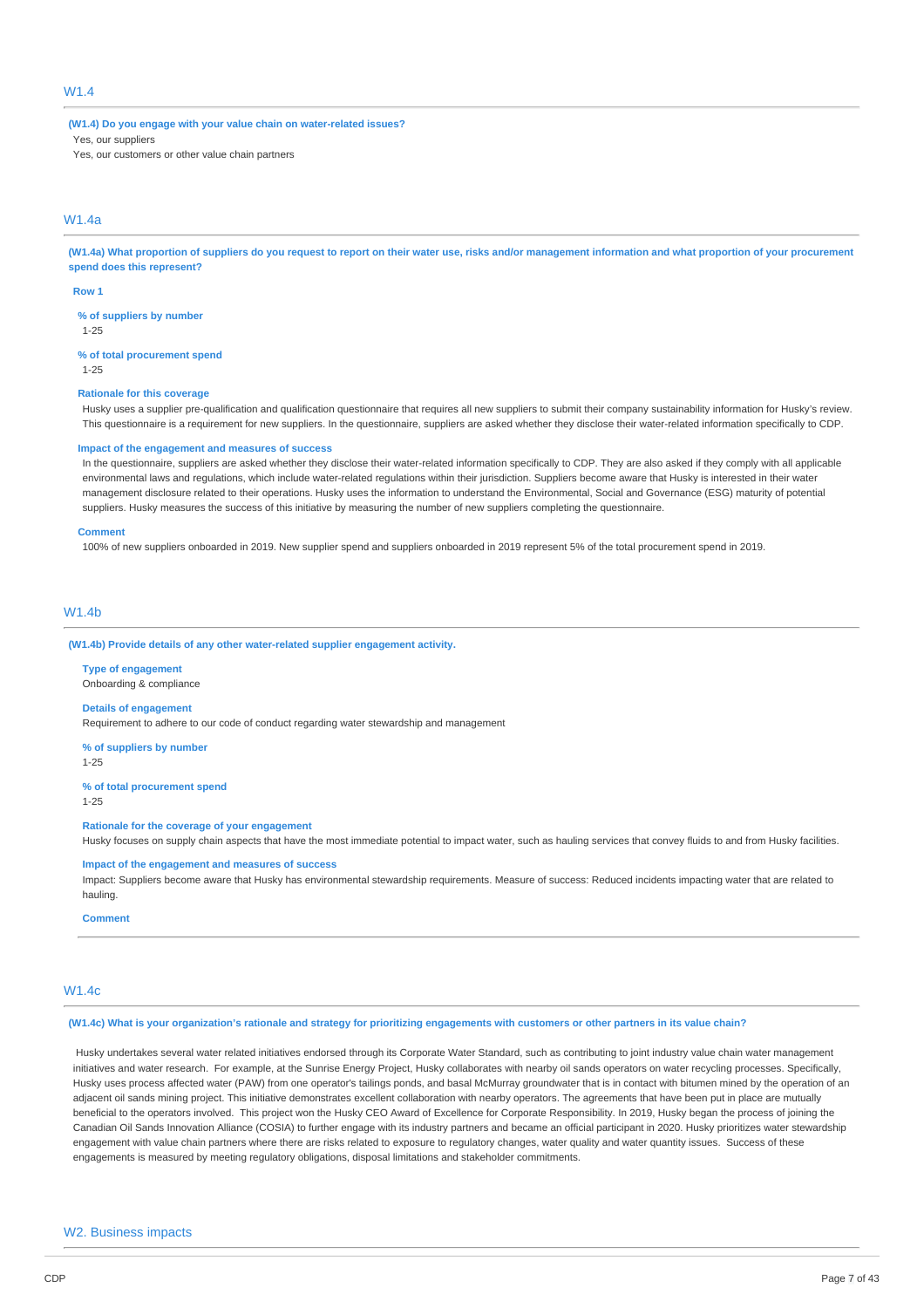## W1.4

**(W1.4) Do you engage with your value chain on water-related issues?**

Yes, our suppliers

Yes, our customers or other value chain partners

## W1.4a

**(W1.4a) What proportion of suppliers do you request to report on their water use, risks and/or management information and what proportion of your procurement spend does this represent?**

**Row 1**

**% of suppliers by number**

1-25

**% of total procurement spend**

1-25

**Rationale for this coverage**

Husky uses a supplier pre-qualification and qualification questionnaire that requires all new suppliers to submit their company sustainability information for Husky's review. This questionnaire is a requirement for new suppliers. In the questionnaire, suppliers are asked whether they disclose their water-related information specifically to CDP.

**Impact of the engagement and measures of success**

In the questionnaire, suppliers are asked whether they disclose their water-related information specifically to CDP. They are also asked if they comply with all applicable environmental laws and regulations, which include water-related regulations within their jurisdiction. Suppliers become aware that Husky is interested in their water management disclosure related to their operations. Husky uses the information to understand the Environmental, Social and Governance (ESG) maturity of potential suppliers. Husky measures the success of this initiative by measuring the number of new suppliers completing the questionnaire.

**Comment**

100% of new suppliers onboarded in 2019. New supplier spend and suppliers onboarded in 2019 represent 5% of the total procurement spend in 2019.

## W1.4b

**(W1.4b) Provide details of any other water-related supplier engagement activity.**

**Type of engagement**

Onboarding & compliance

**Details of engagement**

Requirement to adhere to our code of conduct regarding water stewardship and management

**% of suppliers by number**

1-25

**% of total procurement spend**

1-25

**Rationale for the coverage of your engagement**

Husky focuses on supply chain aspects that have the most immediate potential to impact water, such as hauling services that convey fluids to and from Husky facilities.

**Impact of the engagement and measures of success**

Impact: Suppliers become aware that Husky has environmental stewardship requirements. Measure of success: Reduced incidents impacting water that are related to hauling.

**Comment**

## W1.4c

**(W1.4c) What is your organization's rationale and strategy for prioritizing engagements with customers or other partners in its value chain?**

Husky undertakes several water related initiatives endorsed through its Corporate Water Standard, such as contributing to joint industry value chain water management initiatives and water research. For example, at the Sunrise Energy Project, Husky collaborates with nearby oil sands operators on water recycling processes. Specifically, Husky uses process affected water (PAW) from one operator's tailings ponds, and basal McMurray groundwater that is in contact with bitumen mined by the operation of an adjacent oil sands mining project. This initiative demonstrates excellent collaboration with nearby operators. The agreements that have been put in place are mutually beneficial to the operators involved. This project won the Husky CEO Award of Excellence for Corporate Responsibility. In 2019, Husky began the process of joining the Canadian Oil Sands Innovation Alliance (COSIA) to further engage with its industry partners and became an official participant in 2020. Husky prioritizes water stewardship engagement with value chain partners where there are risks related to exposure to regulatory changes, water quality and water quantity issues. Success of these engagements is measured by meeting regulatory obligations, disposal limitations and stakeholder commitments.

# W2. Business impacts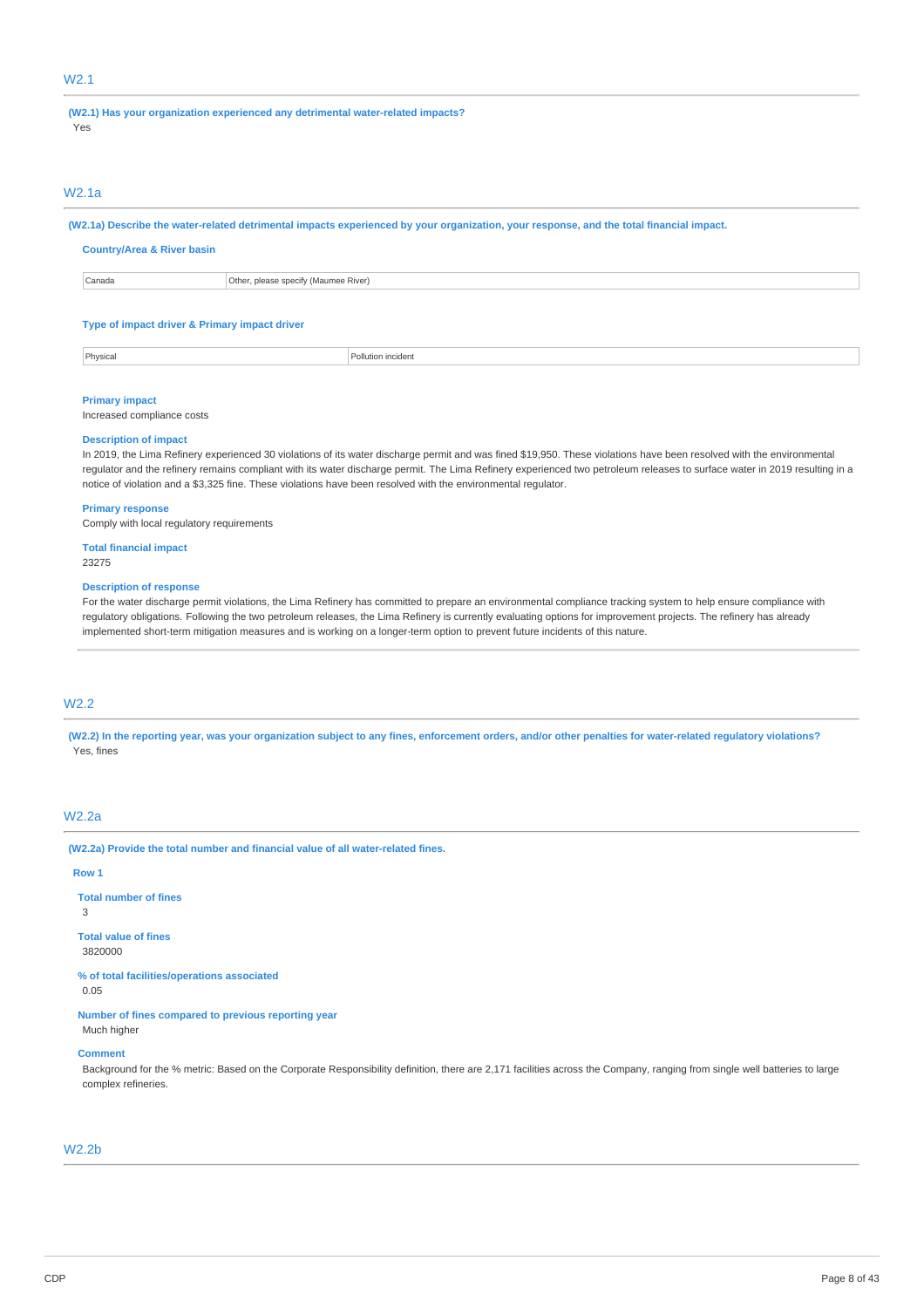## W2.1

**(W2.1) Has your organization experienced any detrimental water-related impacts?**

Yes

## W2.1a

**(W2.1a) Describe the water-related detrimental impacts experienced by your organization, your response, and the total financial impact.**

**Country/Area & River basin**

| Canada | Other, please specify (Maumee River) |
|---|---|

**Type of impact driver & Primary impact driver**

| Physical | Pollution incident |
|---|---|

**Primary impact**

Increased compliance costs

**Description of impact**

In 2019, the Lima Refinery experienced 30 violations of its water discharge permit and was fined $19,950. These violations have been resolved with the environmental regulator and the refinery remains compliant with its water discharge permit. The Lima Refinery experienced two petroleum releases to surface water in 2019 resulting in a notice of violation and a $3,325 fine. These violations have been resolved with the environmental regulator.

**Primary response**

Comply with local regulatory requirements

**Total financial impact**

23275

**Description of response**

For the water discharge permit violations, the Lima Refinery has committed to prepare an environmental compliance tracking system to help ensure compliance with regulatory obligations. Following the two petroleum releases, the Lima Refinery is currently evaluating options for improvement projects. The refinery has already implemented short-term mitigation measures and is working on a longer-term option to prevent future incidents of this nature.

## W2.2

**(W2.2) In the reporting year, was your organization subject to any fines, enforcement orders, and/or other penalties for water-related regulatory violations?**

Yes, fines

## W2.2a

**(W2.2a) Provide the total number and financial value of all water-related fines.**

**Row 1**

**Total number of fines**

3

**Total value of fines**

3820000

**% of total facilities/operations associated**

0.05

**Number of fines compared to previous reporting year**

Much higher

**Comment**

Background for the % metric: Based on the Corporate Responsibility definition, there are 2,171 facilities across the Company, ranging from single well batteries to large complex refineries.

## W2.2b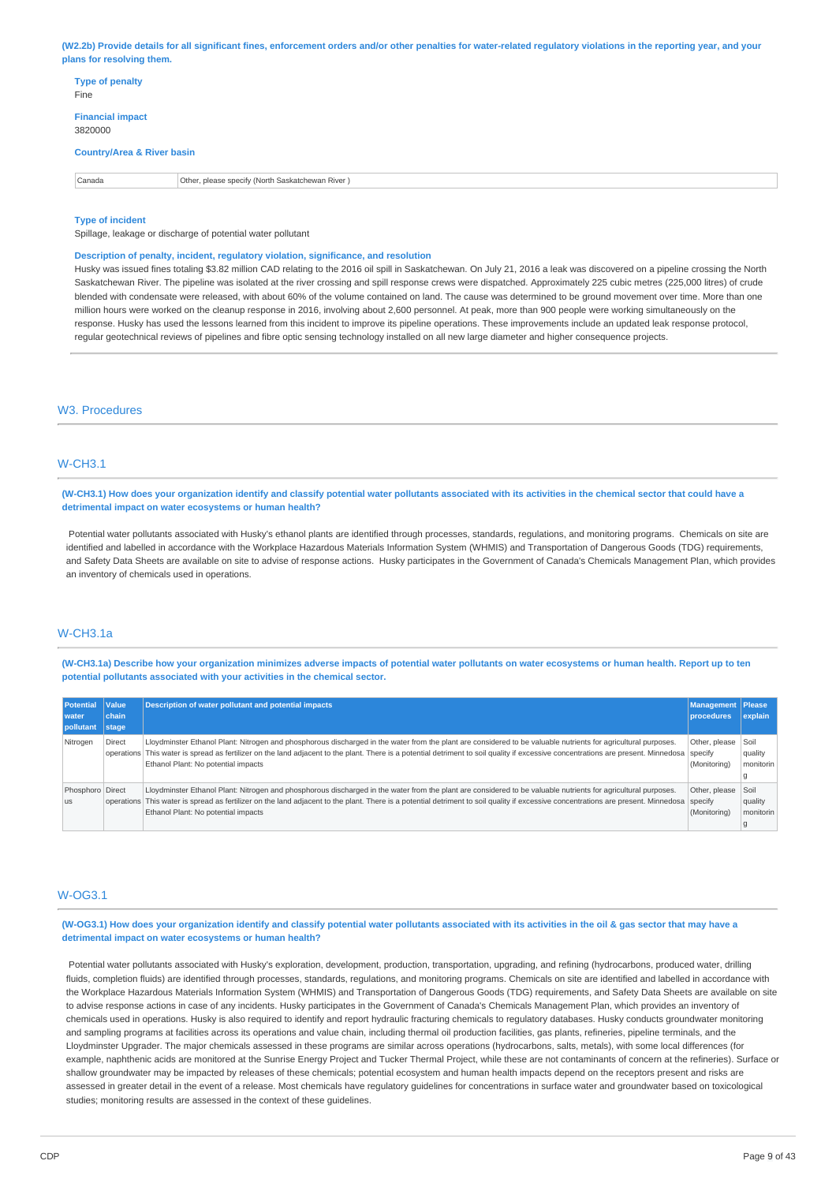**(W2.2b) Provide details for all significant fines, enforcement orders and/or other penalties for water-related regulatory violations in the reporting year, and your plans for resolving them.**

**Type of penalty**
Fine

**Financial impact**
3820000

**Country/Area & River basin**

| Canada | Other, please specify (North Saskatchewan River ) |
|---|---|

**Type of incident**
Spillage, leakage or discharge of potential water pollutant

**Description of penalty, incident, regulatory violation, significance, and resolution**
Husky was issued fines totaling $3.82 million CAD relating to the 2016 oil spill in Saskatchewan. On July 21, 2016 a leak was discovered on a pipeline crossing the North Saskatchewan River. The pipeline was isolated at the river crossing and spill response crews were dispatched. Approximately 225 cubic metres (225,000 litres) of crude blended with condensate were released, with about 60% of the volume contained on land. The cause was determined to be ground movement over time. More than one million hours were worked on the cleanup response in 2016, involving about 2,600 personnel. At peak, more than 900 people were working simultaneously on the response. Husky has used the lessons learned from this incident to improve its pipeline operations. These improvements include an updated leak response protocol, regular geotechnical reviews of pipelines and fibre optic sensing technology installed on all new large diameter and higher consequence projects.

## W3. Procedures

### W-CH3.1

**(W-CH3.1) How does your organization identify and classify potential water pollutants associated with its activities in the chemical sector that could have a detrimental impact on water ecosystems or human health?**

Potential water pollutants associated with Husky's ethanol plants are identified through processes, standards, regulations, and monitoring programs. Chemicals on site are identified and labelled in accordance with the Workplace Hazardous Materials Information System (WHMIS) and Transportation of Dangerous Goods (TDG) requirements, and Safety Data Sheets are available on site to advise of response actions. Husky participates in the Government of Canada's Chemicals Management Plan, which provides an inventory of chemicals used in operations.

### W-CH3.1a

**(W-CH3.1a) Describe how your organization minimizes adverse impacts of potential water pollutants on water ecosystems or human health. Report up to ten potential pollutants associated with your activities in the chemical sector.**

| Potential water pollutant | Value chain stage | Description of water pollutant and potential impacts | Management procedures | Please explain |
|---|---|---|---|---|
| Nitrogen | Direct operations | Lloydminster Ethanol Plant: Nitrogen and phosphorous discharged in the water from the plant are considered to be valuable nutrients for agricultural purposes. This water is spread as fertilizer on the land adjacent to the plant. There is a potential detriment to soil quality if excessive concentrations are present. Minnedosa Ethanol Plant: No potential impacts | Other, please specify (Monitoring) | Soil quality monitoring |
| Phosphorous | Direct operations | Lloydminster Ethanol Plant: Nitrogen and phosphorous discharged in the water from the plant are considered to be valuable nutrients for agricultural purposes. This water is spread as fertilizer on the land adjacent to the plant. There is a potential detriment to soil quality if excessive concentrations are present. Minnedosa Ethanol Plant: No potential impacts | Other, please specify (Monitoring) | Soil quality monitoring |

### W-OG3.1

**(W-OG3.1) How does your organization identify and classify potential water pollutants associated with its activities in the oil & gas sector that may have a detrimental impact on water ecosystems or human health?**

Potential water pollutants associated with Husky's exploration, development, production, transportation, upgrading, and refining (hydrocarbons, produced water, drilling fluids, completion fluids) are identified through processes, standards, regulations, and monitoring programs. Chemicals on site are identified and labelled in accordance with the Workplace Hazardous Materials Information System (WHMIS) and Transportation of Dangerous Goods (TDG) requirements, and Safety Data Sheets are available on site to advise response actions in case of any incidents. Husky participates in the Government of Canada's Chemicals Management Plan, which provides an inventory of chemicals used in operations. Husky is also required to identify and report hydraulic fracturing chemicals to regulatory databases. Husky conducts groundwater monitoring and sampling programs at facilities across its operations and value chain, including thermal oil production facilities, gas plants, refineries, pipeline terminals, and the Lloydminster Upgrader. The major chemicals assessed in these programs are similar across operations (hydrocarbons, salts, metals), with some local differences (for example, naphthenic acids are monitored at the Sunrise Energy Project and Tucker Thermal Project, while these are not contaminants of concern at the refineries). Surface or shallow groundwater may be impacted by releases of these chemicals; potential ecosystem and human health impacts depend on the receptors present and risks are assessed in greater detail in the event of a release. Most chemicals have regulatory guidelines for concentrations in surface water and groundwater based on toxicological studies; monitoring results are assessed in the context of these guidelines.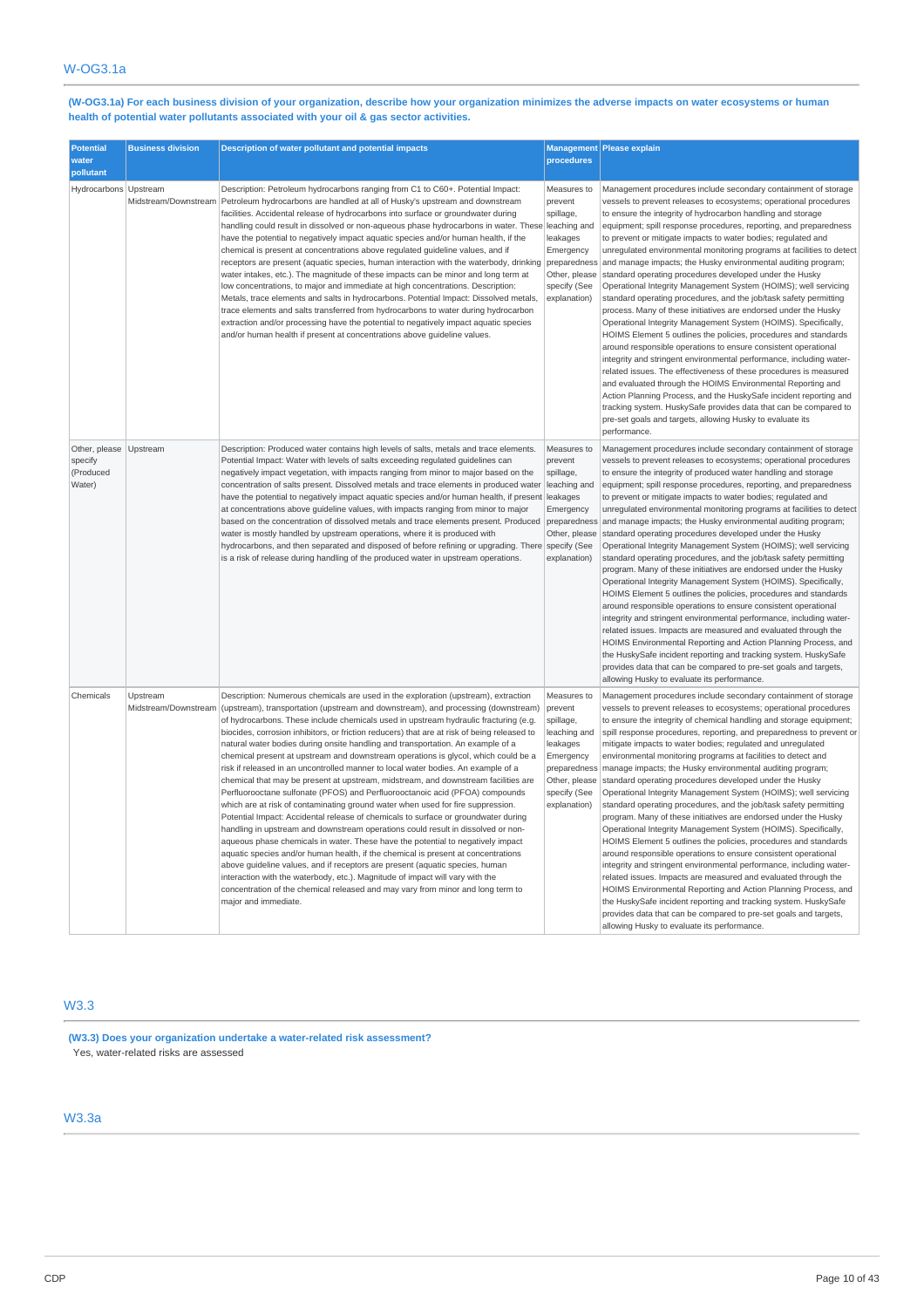## W-OG3.1a

**(W-OG3.1a) For each business division of your organization, describe how your organization minimizes the adverse impacts on water ecosystems or human health of potential water pollutants associated with your oil & gas sector activities.**

| Potential water pollutant | Business division | Description of water pollutant and potential impacts | Management procedures | Please explain |
|---|---|---|---|---|
| Hydrocarbons | Upstream Midstream/Downstream | Description: Petroleum hydrocarbons ranging from C1 to C60+. Potential Impact: Petroleum hydrocarbons are handled at all of Husky's upstream and downstream facilities. Accidental release of hydrocarbons into surface or groundwater during handling could result in dissolved or non-aqueous phase hydrocarbons in water. These have the potential to negatively impact aquatic species and/or human health, if the chemical is present at concentrations above regulated guideline values, and if receptors are present (aquatic species, human interaction with the waterbody, drinking water intakes, etc.). The magnitude of these impacts can be minor and long term at low concentrations, to major and immediate at high concentrations. Description: Metals, trace elements and salts in hydrocarbons. Potential Impact: Dissolved metals, trace elements and salts transferred from hydrocarbons to water during hydrocarbon extraction and/or processing have the potential to negatively impact aquatic species and/or human health if present at concentrations above guideline values. | Measures to prevent spillage, leaching and leakages Emergency preparedness Other, please specify (See explanation) | Management procedures include secondary containment of storage vessels to prevent releases to ecosystems; operational procedures to ensure the integrity of hydrocarbon handling and storage equipment; spill response procedures, reporting, and preparedness to prevent or mitigate impacts to water bodies; regulated and unregulated environmental monitoring programs at facilities to detect and manage impacts; the Husky environmental auditing program; standard operating procedures developed under the Husky Operational Integrity Management System (HOIMS); well servicing standard operating procedures, and the job/task safety permitting process. Many of these initiatives are endorsed under the Husky Operational Integrity Management System (HOIMS). Specifically, HOIMS Element 5 outlines the policies, procedures and standards around responsible operations to ensure consistent operational integrity and stringent environmental performance, including water-related issues. The effectiveness of these procedures is measured and evaluated through the HOIMS Environmental Reporting and Action Planning Process, and the HuskySafe incident reporting and tracking system. HuskySafe provides data that can be compared to pre-set goals and targets, allowing Husky to evaluate its performance. |
| Other, please specify (Produced Water) | Upstream | Description: Produced water contains high levels of salts, metals and trace elements. Potential Impact: Water with levels of salts exceeding regulated guidelines can negatively impact vegetation, with impacts ranging from minor to major based on the concentration of salts present. Dissolved metals and trace elements in produced water have the potential to negatively impact aquatic species and/or human health, if present at concentrations above guideline values, with impacts ranging from minor to major based on the concentration of dissolved metals and trace elements present. Produced water is mostly handled by upstream operations, where it is produced with hydrocarbons, and then separated and disposed of before refining or upgrading. There is a risk of release during handling of the produced water in upstream operations. | Measures to prevent spillage, leaching and leakages Emergency preparedness Other, please specify (See explanation) | Management procedures include secondary containment of storage vessels to prevent releases to ecosystems; operational procedures to ensure the integrity of produced water handling and storage equipment; spill response procedures, reporting, and preparedness to prevent or mitigate impacts to water bodies; regulated and unregulated environmental monitoring programs at facilities to detect and manage impacts; the Husky environmental auditing program; standard operating procedures developed under the Husky Operational Integrity Management System (HOIMS); well servicing standard operating procedures, and the job/task safety permitting program. Many of these initiatives are endorsed under the Husky Operational Integrity Management System (HOIMS). Specifically, HOIMS Element 5 outlines the policies, procedures and standards around responsible operations to ensure consistent operational integrity and stringent environmental performance, including water-related issues. Impacts are measured and evaluated through the HOIMS Environmental Reporting and Action Planning Process, and the HuskySafe incident reporting and tracking system. HuskySafe provides data that can be compared to pre-set goals and targets, allowing Husky to evaluate its performance. |
| Chemicals | Upstream Midstream/Downstream | Description: Numerous chemicals are used in the exploration (upstream), extraction (upstream), transportation (upstream and downstream), and processing (downstream) of hydrocarbons. These include chemicals used in upstream hydraulic fracturing (e.g. biocides, corrosion inhibitors, or friction reducers) that are at risk of being released to natural water bodies during onsite handling and transportation. An example of a chemical present at upstream and downstream operations is glycol, which could be a risk if released in an uncontrolled manner to local water bodies. An example of a chemical that may be present at upstream, midstream, and downstream facilities are Perfluorooctane sulfonate (PFOS) and Perfluorooctanoic acid (PFOA) compounds which are at risk of contaminating ground water when used for fire suppression. Potential Impact: Accidental release of chemicals to surface or groundwater during handling in upstream and downstream operations could result in dissolved or non-aqueous phase chemicals in water. These have the potential to negatively impact aquatic species and/or human health, if the chemical is present at concentrations above guideline values, and if receptors are present (aquatic species, human interaction with the waterbody, etc.). Magnitude of impact will vary with the concentration of the chemical released and may vary from minor and long term to major and immediate. | Measures to prevent spillage, leaching and leakages Emergency preparedness Other, please specify (See explanation) | Management procedures include secondary containment of storage vessels to prevent releases to ecosystems; operational procedures to ensure the integrity of chemical handling and storage equipment; spill response procedures, reporting, and preparedness to prevent or mitigate impacts to water bodies; regulated and unregulated environmental monitoring programs at facilities to detect and manage impacts; the Husky environmental auditing program; standard operating procedures developed under the Husky Operational Integrity Management System (HOIMS); well servicing standard operating procedures, and the job/task safety permitting program. Many of these initiatives are endorsed under the Husky Operational Integrity Management System (HOIMS). Specifically, HOIMS Element 5 outlines the policies, procedures and standards around responsible operations to ensure consistent operational integrity and stringent environmental performance, including water-related issues. Impacts are measured and evaluated through the HOIMS Environmental Reporting and Action Planning Process, and the HuskySafe incident reporting and tracking system. HuskySafe provides data that can be compared to pre-set goals and targets, allowing Husky to evaluate its performance. |

## W3.3

**(W3.3) Does your organization undertake a water-related risk assessment?**

Yes, water-related risks are assessed

## W3.3a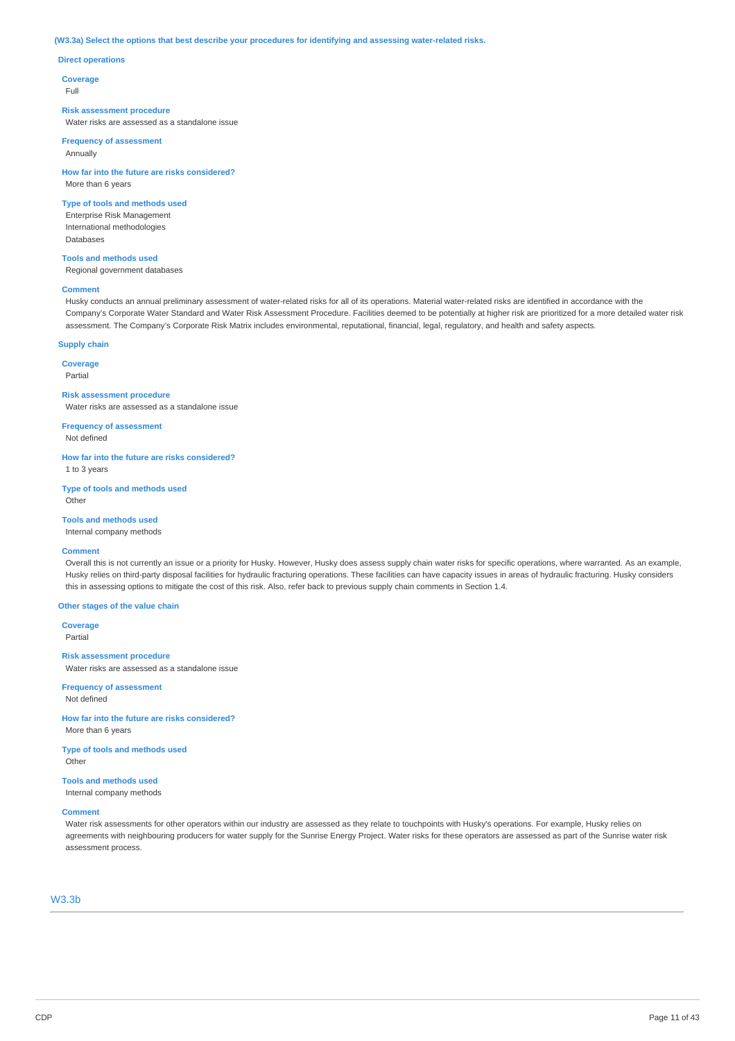**(W3.3a) Select the options that best describe your procedures for identifying and assessing water-related risks.**

**Direct operations**

**Coverage**
Full

**Risk assessment procedure**
Water risks are assessed as a standalone issue

**Frequency of assessment**
Annually

**How far into the future are risks considered?**
More than 6 years

**Type of tools and methods used**
Enterprise Risk Management
International methodologies
Databases

**Tools and methods used**
Regional government databases

**Comment**
Husky conducts an annual preliminary assessment of water-related risks for all of its operations. Material water-related risks are identified in accordance with the Company's Corporate Water Standard and Water Risk Assessment Procedure. Facilities deemed to be potentially at higher risk are prioritized for a more detailed water risk assessment. The Company's Corporate Risk Matrix includes environmental, reputational, financial, legal, regulatory, and health and safety aspects.

**Supply chain**

**Coverage**
Partial

**Risk assessment procedure**
Water risks are assessed as a standalone issue

**Frequency of assessment**
Not defined

**How far into the future are risks considered?**
1 to 3 years

**Type of tools and methods used**
Other

**Tools and methods used**
Internal company methods

**Comment**
Overall this is not currently an issue or a priority for Husky. However, Husky does assess supply chain water risks for specific operations, where warranted. As an example, Husky relies on third-party disposal facilities for hydraulic fracturing operations. These facilities can have capacity issues in areas of hydraulic fracturing. Husky considers this in assessing options to mitigate the cost of this risk. Also, refer back to previous supply chain comments in Section 1.4.

**Other stages of the value chain**

**Coverage**
Partial

**Risk assessment procedure**
Water risks are assessed as a standalone issue

**Frequency of assessment**
Not defined

**How far into the future are risks considered?**
More than 6 years

**Type of tools and methods used**
Other

**Tools and methods used**
Internal company methods

**Comment**
Water risk assessments for other operators within our industry are assessed as they relate to touchpoints with Husky's operations. For example, Husky relies on agreements with neighbouring producers for water supply for the Sunrise Energy Project. Water risks for these operators are assessed as part of the Sunrise water risk assessment process.

## W3.3b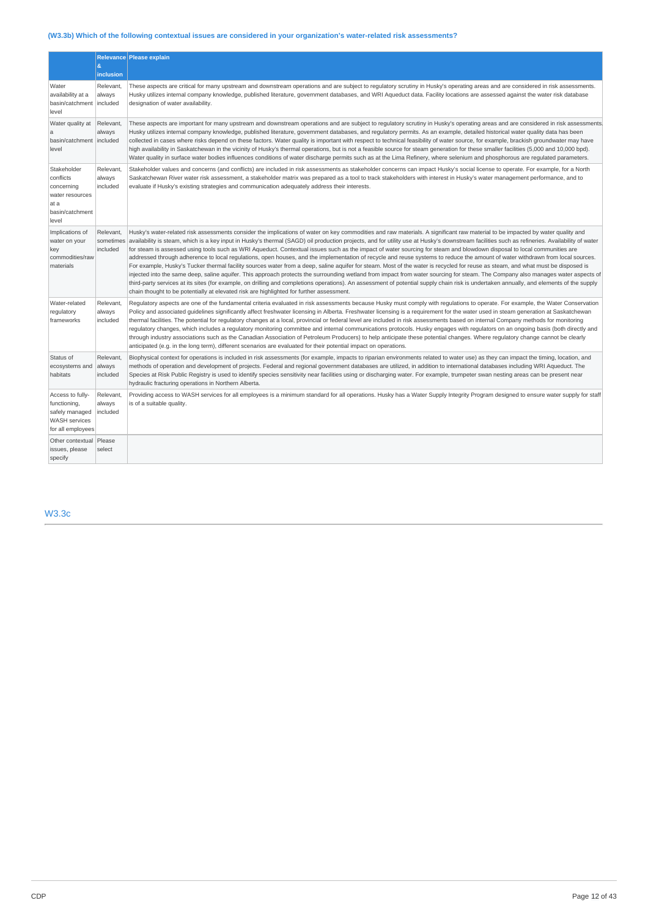### (W3.3b) Which of the following contextual issues are considered in your organization's water-related risk assessments?

| | Relevance & inclusion | Please explain |
|---|---|---|
| Water availability at a basin/catchment level | Relevant, always included | These aspects are critical for many upstream and downstream operations and are subject to regulatory scrutiny in Husky's operating areas and are considered in risk assessments. Husky utilizes internal company knowledge, published literature, government databases, and WRI Aqueduct data. Facility locations are assessed against the water risk database designation of water availability. |
| Water quality at a basin/catchment level | Relevant, always included | These aspects are important for many upstream and downstream operations and are subject to regulatory scrutiny in Husky's operating areas and are considered in risk assessments. Husky utilizes internal company knowledge, published literature, government databases, and regulatory permits. As an example, detailed historical water quality data has been collected in cases where risks depend on these factors. Water quality is important with respect to technical feasibility of water source, for example, brackish groundwater may have high availability in Saskatchewan in the vicinity of Husky's thermal operations, but is not a feasible source for steam generation for these smaller facilities (5,000 and 10,000 bpd). Water quality in surface water bodies influences conditions of water discharge permits such as at the Lima Refinery, where selenium and phosphorous are regulated parameters. |
| Stakeholder conflicts concerning water resources at a basin/catchment level | Relevant, always included | Stakeholder values and concerns (and conflicts) are included in risk assessments as stakeholder concerns can impact Husky's social license to operate. For example, for a North Saskatchewan River water risk assessment, a stakeholder matrix was prepared as a tool to track stakeholders with interest in Husky's water management performance, and to evaluate if Husky's existing strategies and communication adequately address their interests. |
| Implications of water on your key commodities/raw materials | Relevant, sometimes included | Husky's water-related risk assessments consider the implications of water on key commodities and raw materials. A significant raw material to be impacted by water quality and availability is steam, which is a key input in Husky's thermal (SAGD) oil production projects, and for utility use at Husky's downstream facilities such as refineries. Availability of water for steam is assessed using tools such as WRI Aqueduct. Contextual issues such as the impact of water sourcing for steam and blowdown disposal to local communities are addressed through adherence to local regulations, open houses, and the implementation of recycle and reuse systems to reduce the amount of water withdrawn from local sources. For example, Husky's Tucker thermal facility sources water from a deep, saline aquifer for steam. Most of the water is recycled for reuse as steam, and what must be disposed is injected into the same deep, saline aquifer. This approach protects the surrounding wetland from impact from water sourcing for steam. The Company also manages water aspects of third-party services at its sites (for example, on drilling and completions operations). An assessment of potential supply chain risk is undertaken annually, and elements of the supply chain thought to be potentially at elevated risk are highlighted for further assessment. |
| Water-related regulatory frameworks | Relevant, always included | Regulatory aspects are one of the fundamental criteria evaluated in risk assessments because Husky must comply with regulations to operate. For example, the Water Conservation Policy and associated guidelines significantly affect freshwater licensing in Alberta. Freshwater licensing is a requirement for the water used in steam generation at Saskatchewan thermal facilities. The potential for regulatory changes at a local, provincial or federal level are included in risk assessments based on internal Company methods for monitoring regulatory changes, which includes a regulatory monitoring committee and internal communications protocols. Husky engages with regulators on an ongoing basis (both directly and through industry associations such as the Canadian Association of Petroleum Producers) to help anticipate these potential changes. Where regulatory change cannot be clearly anticipated (e.g. in the long term), different scenarios are evaluated for their potential impact on operations. |
| Status of ecosystems and habitats | Relevant, always included | Biophysical context for operations is included in risk assessments (for example, impacts to riparian environments related to water use) as they can impact the timing, location, and methods of operation and development of projects. Federal and regional government databases are utilized, in addition to international databases including WRI Aqueduct. The Species at Risk Public Registry is used to identify species sensitivity near facilities using or discharging water. For example, trumpeter swan nesting areas can be present near hydraulic fracturing operations in Northern Alberta. |
| Access to fully-functioning, safely managed WASH services for all employees | Relevant, always included | Providing access to WASH services for all employees is a minimum standard for all operations. Husky has a Water Supply Integrity Program designed to ensure water supply for staff is of a suitable quality. |
| Other contextual issues, please specify | Please select | |

## W3.3c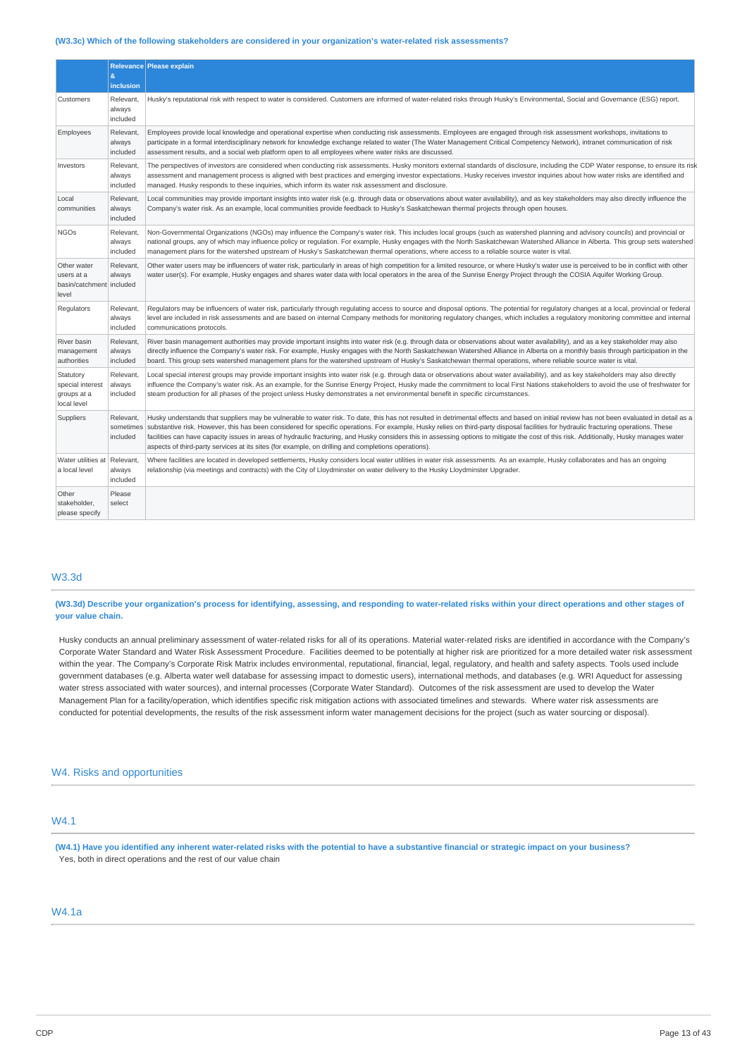**(W3.3c) Which of the following stakeholders are considered in your organization's water-related risk assessments?**

| | Relevance & inclusion | Please explain |
|---|---|---|
| Customers | Relevant, always included | Husky's reputational risk with respect to water is considered. Customers are informed of water-related risks through Husky's Environmental, Social and Governance (ESG) report. |
| Employees | Relevant, always included | Employees provide local knowledge and operational expertise when conducting risk assessments. Employees are engaged through risk assessment workshops, invitations to participate in a formal interdisciplinary network for knowledge exchange related to water (The Water Management Critical Competency Network), intranet communication of risk assessment results, and a social web platform open to all employees where water risks are discussed. |
| Investors | Relevant, always included | The perspectives of investors are considered when conducting risk assessments. Husky monitors external standards of disclosure, including the CDP Water response, to ensure its risk assessment and management process is aligned with best practices and emerging investor expectations. Husky receives investor inquiries about how water risks are identified and managed. Husky responds to these inquiries, which inform its water risk assessment and disclosure. |
| Local communities | Relevant, always included | Local communities may provide important insights into water risk (e.g. through data or observations about water availability), and as key stakeholders may also directly influence the Company's water risk. As an example, local communities provide feedback to Husky's Saskatchewan thermal projects through open houses. |
| NGOs | Relevant, always included | Non-Governmental Organizations (NGOs) may influence the Company's water risk. This includes local groups (such as watershed planning and advisory councils) and provincial or national groups, any of which may influence policy or regulation. For example, Husky engages with the North Saskatchewan Watershed Alliance in Alberta. This group sets watershed management plans for the watershed upstream of Husky's Saskatchewan thermal operations, where access to a reliable source water is vital. |
| Other water users at a basin/catchment level | Relevant, always included | Other water users may be influencers of water risk, particularly in areas of high competition for a limited resource, or where Husky's water use is perceived to be in conflict with other water user(s). For example, Husky engages and shares water data with local operators in the area of the Sunrise Energy Project through the COSIA Aquifer Working Group. |
| Regulators | Relevant, always included | Regulators may be influencers of water risk, particularly through regulating access to source and disposal options. The potential for regulatory changes at a local, provincial or federal level are included in risk assessments and are based on internal Company methods for monitoring regulatory changes, which includes a regulatory monitoring committee and internal communications protocols. |
| River basin management authorities | Relevant, always included | River basin management authorities may provide important insights into water risk (e.g. through data or observations about water availability), and as a key stakeholder may also directly influence the Company's water risk. For example, Husky engages with the North Saskatchewan Watershed Alliance in Alberta on a monthly basis through participation in the board. This group sets watershed management plans for the watershed upstream of Husky's Saskatchewan thermal operations, where reliable source water is vital. |
| Statutory special interest groups at a local level | Relevant, always included | Local special interest groups may provide important insights into water risk (e.g. through data or observations about water availability), and as key stakeholders may also directly influence the Company's water risk. As an example, for the Sunrise Energy Project, Husky made the commitment to local First Nations stakeholders to avoid the use of freshwater for steam production for all phases of the project unless Husky demonstrates a net environmental benefit in specific circumstances. |
| Suppliers | Relevant, sometimes included | Husky understands that suppliers may be vulnerable to water risk. To date, this has not resulted in detrimental effects and based on initial review has not been evaluated in detail as a substantive risk. However, this has been considered for specific operations. For example, Husky relies on third-party disposal facilities for hydraulic fracturing operations. These facilities can have capacity issues in areas of hydraulic fracturing, and Husky considers this in assessing options to mitigate the cost of this risk. Additionally, Husky manages water aspects of third-party services at its sites (for example, on drilling and completions operations). |
| Water utilities at a local level | Relevant, always included | Where facilities are located in developed settlements, Husky considers local water utilities in water risk assessments. As an example, Husky collaborates and has an ongoing relationship (via meetings and contracts) with the City of Lloydminster on water delivery to the Husky Lloydminster Upgrader. |
| Other stakeholder, please specify | Please select | |

## W3.3d

**(W3.3d) Describe your organization's process for identifying, assessing, and responding to water-related risks within your direct operations and other stages of your value chain.**

Husky conducts an annual preliminary assessment of water-related risks for all of its operations. Material water-related risks are identified in accordance with the Company's Corporate Water Standard and Water Risk Assessment Procedure. Facilities deemed to be potentially at higher risk are prioritized for a more detailed water risk assessment within the year. The Company's Corporate Risk Matrix includes environmental, reputational, financial, legal, regulatory, and health and safety aspects. Tools used include government databases (e.g. Alberta water well database for assessing impact to domestic users), international methods, and databases (e.g. WRI Aqueduct for assessing water stress associated with water sources), and internal processes (Corporate Water Standard). Outcomes of the risk assessment are used to develop the Water Management Plan for a facility/operation, which identifies specific risk mitigation actions with associated timelines and stewards. Where water risk assessments are conducted for potential developments, the results of the risk assessment inform water management decisions for the project (such as water sourcing or disposal).

# W4. Risks and opportunities

## W4.1

**(W4.1) Have you identified any inherent water-related risks with the potential to have a substantive financial or strategic impact on your business?**

Yes, both in direct operations and the rest of our value chain

## W4.1a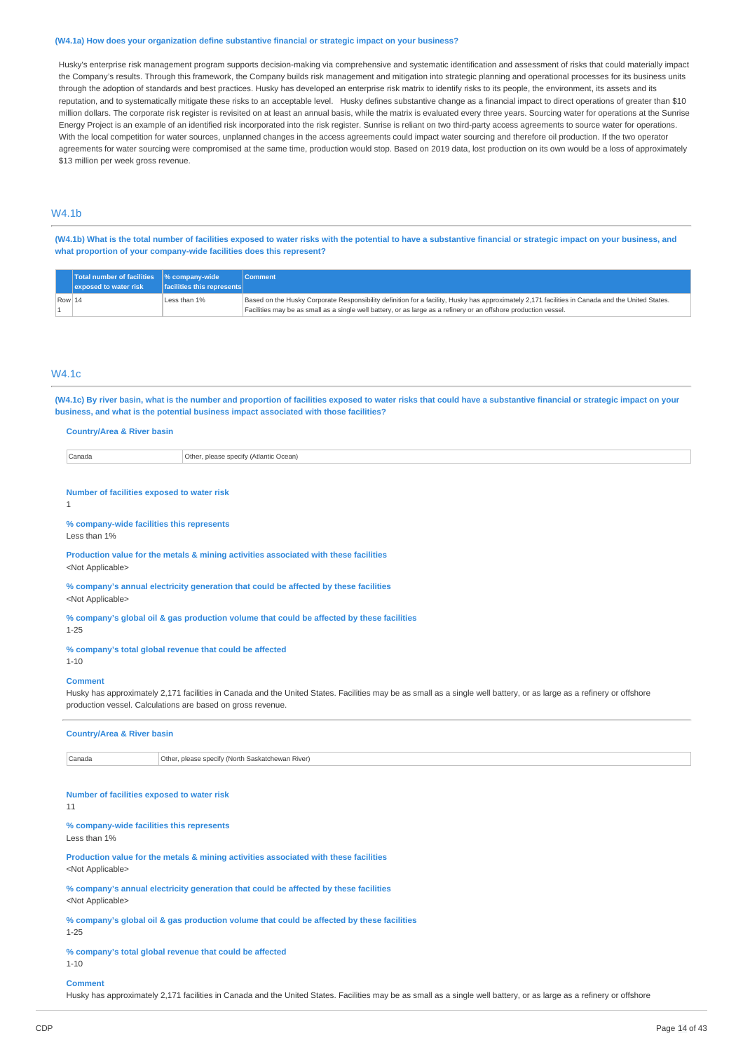**(W4.1a) How does your organization define substantive financial or strategic impact on your business?**

Husky's enterprise risk management program supports decision-making via comprehensive and systematic identification and assessment of risks that could materially impact the Company's results. Through this framework, the Company builds risk management and mitigation into strategic planning and operational processes for its business units through the adoption of standards and best practices. Husky has developed an enterprise risk matrix to identify risks to its people, the environment, its assets and its reputation, and to systematically mitigate these risks to an acceptable level. Husky defines substantive change as a financial impact to direct operations of greater than $10 million dollars. The corporate risk register is revisited on at least an annual basis, while the matrix is evaluated every three years. Sourcing water for operations at the Sunrise Energy Project is an example of an identified risk incorporated into the risk register. Sunrise is reliant on two third-party access agreements to source water for operations. With the local competition for water sources, unplanned changes in the access agreements could impact water sourcing and therefore oil production. If the two operator agreements for water sourcing were compromised at the same time, production would stop. Based on 2019 data, lost production on its own would be a loss of approximately $13 million per week gross revenue.

## W4.1b

**(W4.1b) What is the total number of facilities exposed to water risks with the potential to have a substantive financial or strategic impact on your business, and what proportion of your company-wide facilities does this represent?**

| | Total number of facilities exposed to water risk | % company-wide facilities this represents | Comment |
|---|---|---|---|
| Row 1 | 14 | Less than 1% | Based on the Husky Corporate Responsibility definition for a facility, Husky has approximately 2,171 facilities in Canada and the United States. Facilities may be as small as a single well battery, or as large as a refinery or an offshore production vessel. |

## W4.1c

**(W4.1c) By river basin, what is the number and proportion of facilities exposed to water risks that could have a substantive financial or strategic impact on your business, and what is the potential business impact associated with those facilities?**

**Country/Area & River basin**

| Canada | Other, please specify (Atlantic Ocean) |
|---|---|

**Number of facilities exposed to water risk**

1

**% company-wide facilities this represents**

Less than 1%

**Production value for the metals & mining activities associated with these facilities**

<Not Applicable>

**% company's annual electricity generation that could be affected by these facilities**

<Not Applicable>

**% company's global oil & gas production volume that could be affected by these facilities**

1-25

**% company's total global revenue that could be affected**

1-10

**Comment**

Husky has approximately 2,171 facilities in Canada and the United States. Facilities may be as small as a single well battery, or as large as a refinery or offshore production vessel. Calculations are based on gross revenue.

---

**Country/Area & River basin**

| Canada | Other, please specify (North Saskatchewan River) |
|---|---|

**Number of facilities exposed to water risk**

11

**% company-wide facilities this represents**

Less than 1%

**Production value for the metals & mining activities associated with these facilities**

<Not Applicable>

**% company's annual electricity generation that could be affected by these facilities**

<Not Applicable>

**% company's global oil & gas production volume that could be affected by these facilities**

1-25

**% company's total global revenue that could be affected**

1-10

**Comment**

Husky has approximately 2,171 facilities in Canada and the United States. Facilities may be as small as a single well battery, or as large as a refinery or offshore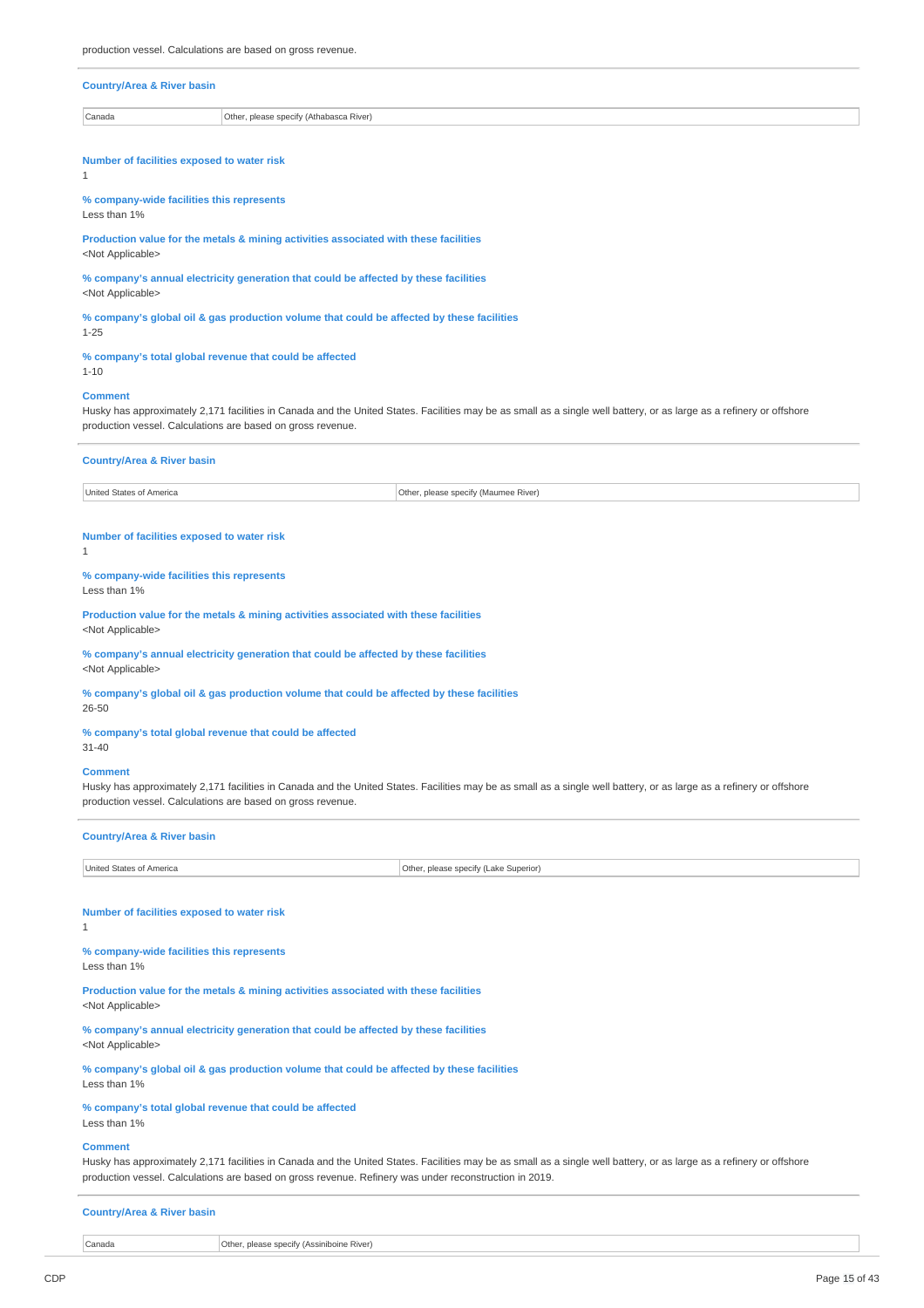production vessel. Calculations are based on gross revenue.

**Country/Area & River basin**

| Canada | Other, please specify (Athabasca River) |
|---|---|

**Number of facilities exposed to water risk**
1

**% company-wide facilities this represents**
Less than 1%

**Production value for the metals & mining activities associated with these facilities**
<Not Applicable>

**% company's annual electricity generation that could be affected by these facilities**
<Not Applicable>

**% company's global oil & gas production volume that could be affected by these facilities**
1-25

**% company's total global revenue that could be affected**
1-10

**Comment**
Husky has approximately 2,171 facilities in Canada and the United States. Facilities may be as small as a single well battery, or as large as a refinery or offshore production vessel. Calculations are based on gross revenue.

**Country/Area & River basin**

| United States of America | Other, please specify (Maumee River) |
|---|---|

**Number of facilities exposed to water risk**
1

**% company-wide facilities this represents**
Less than 1%

**Production value for the metals & mining activities associated with these facilities**
<Not Applicable>

**% company's annual electricity generation that could be affected by these facilities**
<Not Applicable>

**% company's global oil & gas production volume that could be affected by these facilities**
26-50

**% company's total global revenue that could be affected**
31-40

**Comment**
Husky has approximately 2,171 facilities in Canada and the United States. Facilities may be as small as a single well battery, or as large as a refinery or offshore production vessel. Calculations are based on gross revenue.

**Country/Area & River basin**

| United States of America | Other, please specify (Lake Superior) |
|---|---|

**Number of facilities exposed to water risk**
1

**% company-wide facilities this represents**
Less than 1%

**Production value for the metals & mining activities associated with these facilities**
<Not Applicable>

**% company's annual electricity generation that could be affected by these facilities**
<Not Applicable>

**% company's global oil & gas production volume that could be affected by these facilities**
Less than 1%

**% company's total global revenue that could be affected**
Less than 1%

**Comment**
Husky has approximately 2,171 facilities in Canada and the United States. Facilities may be as small as a single well battery, or as large as a refinery or offshore production vessel. Calculations are based on gross revenue. Refinery was under reconstruction in 2019.

**Country/Area & River basin**

| Canada | Other, please specify (Assiniboine River) |
|---|---|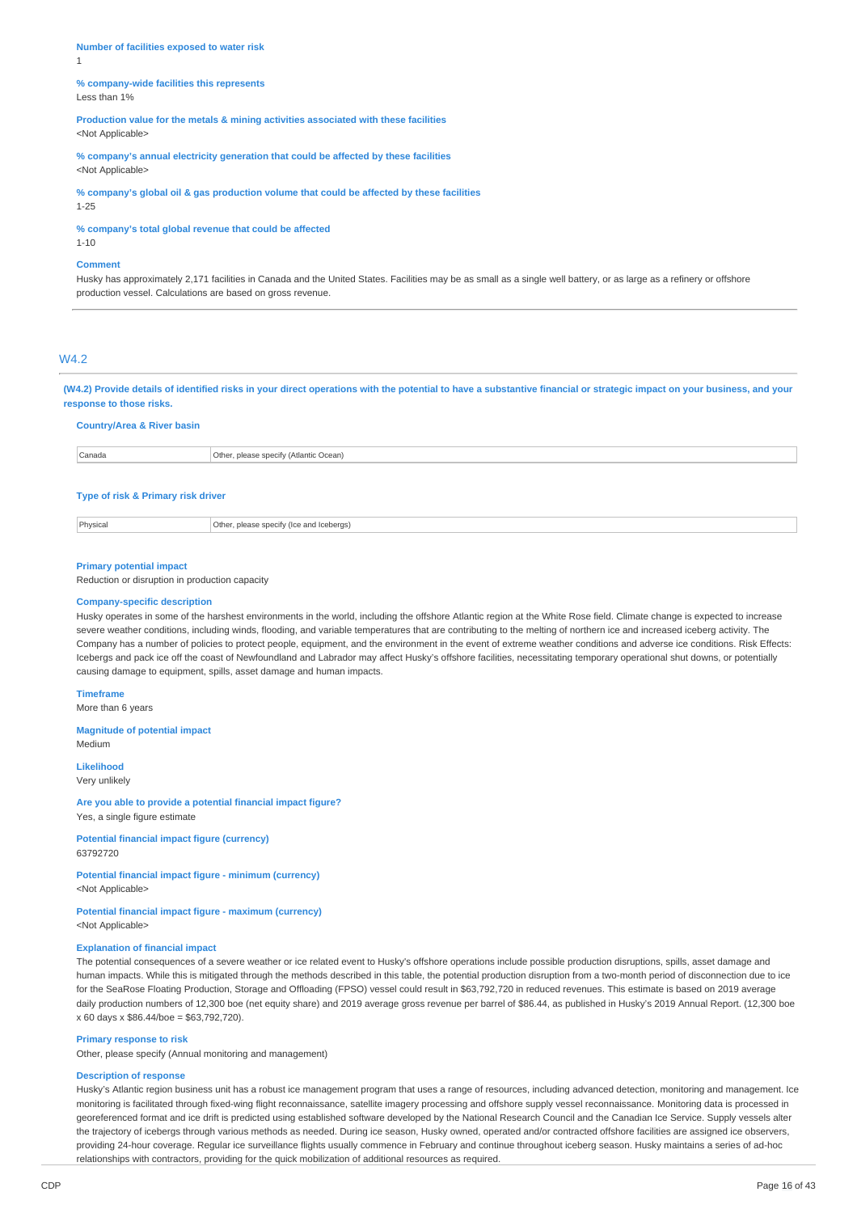**Number of facilities exposed to water risk**
1

**% company-wide facilities this represents**
Less than 1%

**Production value for the metals & mining activities associated with these facilities**
<Not Applicable>

**% company's annual electricity generation that could be affected by these facilities**
<Not Applicable>

**% company's global oil & gas production volume that could be affected by these facilities**
1-25

**% company's total global revenue that could be affected**
1-10

**Comment**
Husky has approximately 2,171 facilities in Canada and the United States. Facilities may be as small as a single well battery, or as large as a refinery or offshore production vessel. Calculations are based on gross revenue.

## W4.2

**(W4.2) Provide details of identified risks in your direct operations with the potential to have a substantive financial or strategic impact on your business, and your response to those risks.**

**Country/Area & River basin**

| Canada | Other, please specify (Atlantic Ocean) |
|---|---|

**Type of risk & Primary risk driver**

| Physical | Other, please specify (Ice and Icebergs) |
|---|---|

**Primary potential impact**
Reduction or disruption in production capacity

**Company-specific description**
Husky operates in some of the harshest environments in the world, including the offshore Atlantic region at the White Rose field. Climate change is expected to increase severe weather conditions, including winds, flooding, and variable temperatures that are contributing to the melting of northern ice and increased iceberg activity. The Company has a number of policies to protect people, equipment, and the environment in the event of extreme weather conditions and adverse ice conditions. Risk Effects: Icebergs and pack ice off the coast of Newfoundland and Labrador may affect Husky's offshore facilities, necessitating temporary operational shut downs, or potentially causing damage to equipment, spills, asset damage and human impacts.

**Timeframe**
More than 6 years

**Magnitude of potential impact**
Medium

**Likelihood**
Very unlikely

**Are you able to provide a potential financial impact figure?**
Yes, a single figure estimate

**Potential financial impact figure (currency)**
63792720

**Potential financial impact figure - minimum (currency)**
<Not Applicable>

**Potential financial impact figure - maximum (currency)**
<Not Applicable>

**Explanation of financial impact**
The potential consequences of a severe weather or ice related event to Husky's offshore operations include possible production disruptions, spills, asset damage and human impacts. While this is mitigated through the methods described in this table, the potential production disruption from a two-month period of disconnection due to ice for the SeaRose Floating Production, Storage and Offloading (FPSO) vessel could result in $63,792,720 in reduced revenues. This estimate is based on 2019 average daily production numbers of 12,300 boe (net equity share) and 2019 average gross revenue per barrel of $86.44, as published in Husky's 2019 Annual Report. (12,300 boe x 60 days x $86.44/boe = $63,792,720).

**Primary response to risk**
Other, please specify (Annual monitoring and management)

**Description of response**
Husky's Atlantic region business unit has a robust ice management program that uses a range of resources, including advanced detection, monitoring and management. Ice monitoring is facilitated through fixed-wing flight reconnaissance, satellite imagery processing and offshore supply vessel reconnaissance. Monitoring data is processed in georeferenced format and ice drift is predicted using established software developed by the National Research Council and the Canadian Ice Service. Supply vessels alter the trajectory of icebergs through various methods as needed. During ice season, Husky owned, operated and/or contracted offshore facilities are assigned ice observers, providing 24-hour coverage. Regular ice surveillance flights usually commence in February and continue throughout iceberg season. Husky maintains a series of ad-hoc relationships with contractors, providing for the quick mobilization of additional resources as required.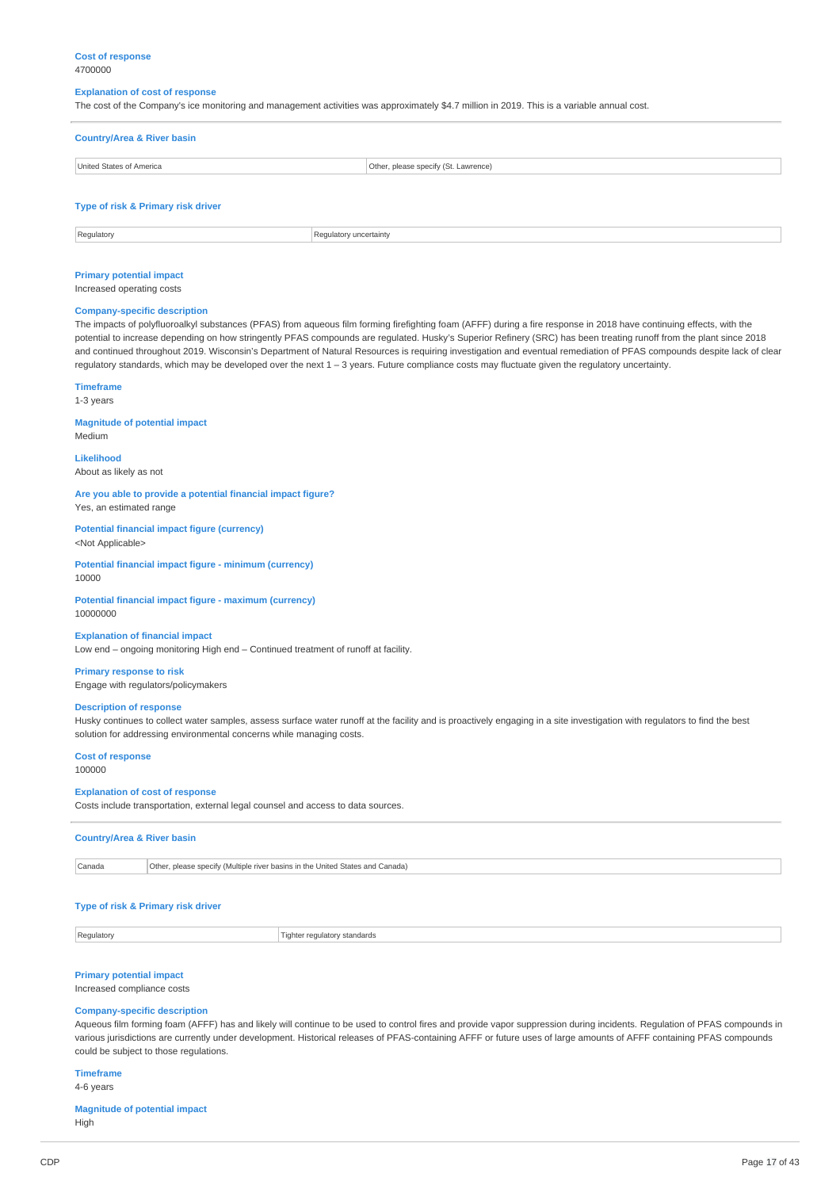**Cost of response**
4700000

**Explanation of cost of response**
The cost of the Company's ice monitoring and management activities was approximately $4.7 million in 2019. This is a variable annual cost.

---

**Country/Area & River basin**

| United States of America | Other, please specify (St. Lawrence) |
|---|---|

**Type of risk & Primary risk driver**

| Regulatory | Regulatory uncertainty |
|---|---|

**Primary potential impact**
Increased operating costs

**Company-specific description**
The impacts of polyfluoroalkyl substances (PFAS) from aqueous film forming firefighting foam (AFFF) during a fire response in 2018 have continuing effects, with the potential to increase depending on how stringently PFAS compounds are regulated. Husky's Superior Refinery (SRC) has been treating runoff from the plant since 2018 and continued throughout 2019. Wisconsin's Department of Natural Resources is requiring investigation and eventual remediation of PFAS compounds despite lack of clear regulatory standards, which may be developed over the next 1 – 3 years. Future compliance costs may fluctuate given the regulatory uncertainty.

**Timeframe**
1-3 years

**Magnitude of potential impact**
Medium

**Likelihood**
About as likely as not

**Are you able to provide a potential financial impact figure?**
Yes, an estimated range

**Potential financial impact figure (currency)**
<Not Applicable>

**Potential financial impact figure - minimum (currency)**
10000

**Potential financial impact figure - maximum (currency)**
10000000

**Explanation of financial impact**
Low end – ongoing monitoring High end – Continued treatment of runoff at facility.

**Primary response to risk**
Engage with regulators/policymakers

**Description of response**
Husky continues to collect water samples, assess surface water runoff at the facility and is proactively engaging in a site investigation with regulators to find the best solution for addressing environmental concerns while managing costs.

**Cost of response**
100000

**Explanation of cost of response**
Costs include transportation, external legal counsel and access to data sources.

---

**Country/Area & River basin**

| Canada | Other, please specify (Multiple river basins in the United States and Canada) |
|---|---|

**Type of risk & Primary risk driver**

| Regulatory | Tighter regulatory standards |
|---|---|

**Primary potential impact**
Increased compliance costs

**Company-specific description**
Aqueous film forming foam (AFFF) has and likely will continue to be used to control fires and provide vapor suppression during incidents. Regulation of PFAS compounds in various jurisdictions are currently under development. Historical releases of PFAS-containing AFFF or future uses of large amounts of AFFF containing PFAS compounds could be subject to those regulations.

**Timeframe**
4-6 years

**Magnitude of potential impact**
High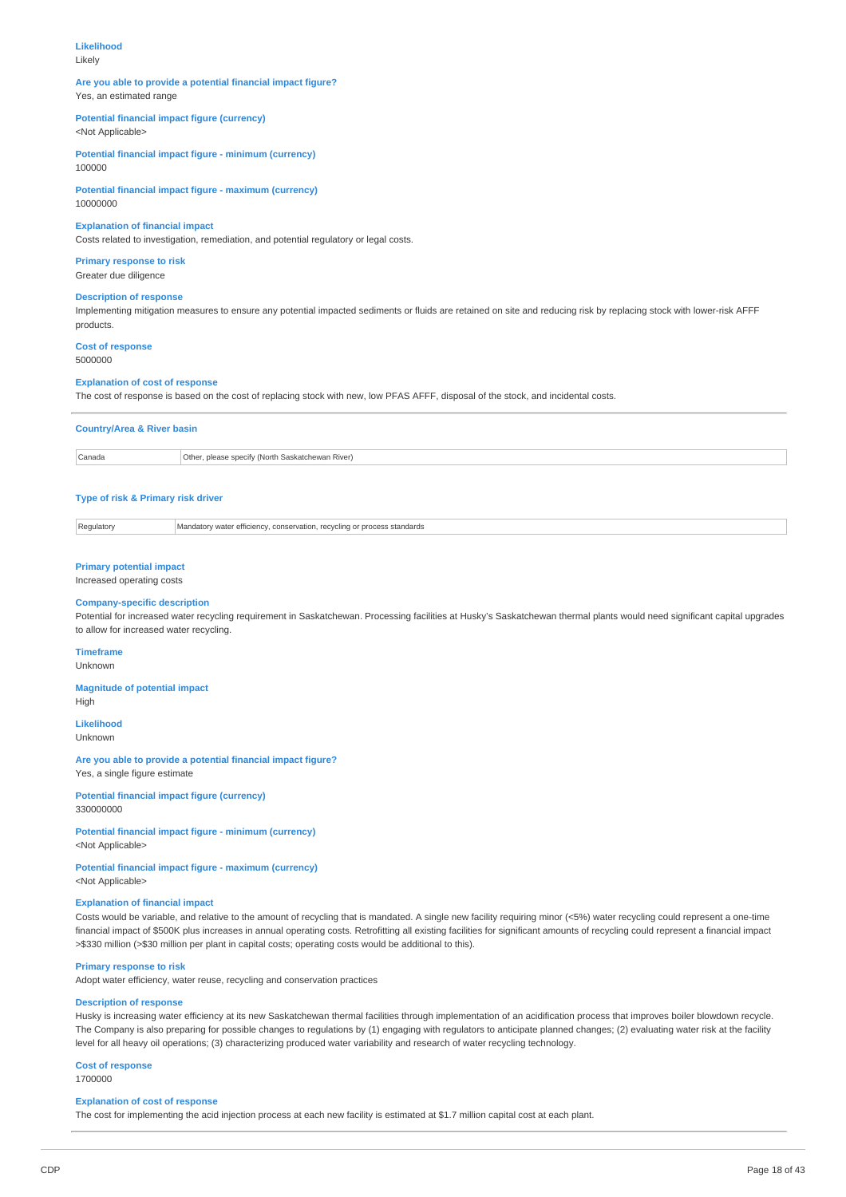**Likelihood**
Likely

**Are you able to provide a potential financial impact figure?**
Yes, an estimated range

**Potential financial impact figure (currency)**
<Not Applicable>

**Potential financial impact figure - minimum (currency)**
100000

**Potential financial impact figure - maximum (currency)**
10000000

**Explanation of financial impact**
Costs related to investigation, remediation, and potential regulatory or legal costs.

**Primary response to risk**
Greater due diligence

**Description of response**
Implementing mitigation measures to ensure any potential impacted sediments or fluids are retained on site and reducing risk by replacing stock with lower-risk AFFF products.

**Cost of response**
5000000

**Explanation of cost of response**
The cost of response is based on the cost of replacing stock with new, low PFAS AFFF, disposal of the stock, and incidental costs.

---

**Country/Area & River basin**

| Canada | Other, please specify (North Saskatchewan River) |
|---|---|

**Type of risk & Primary risk driver**

| Regulatory | Mandatory water efficiency, conservation, recycling or process standards |
|---|---|

**Primary potential impact**
Increased operating costs

**Company-specific description**
Potential for increased water recycling requirement in Saskatchewan. Processing facilities at Husky's Saskatchewan thermal plants would need significant capital upgrades to allow for increased water recycling.

**Timeframe**
Unknown

**Magnitude of potential impact**
High

**Likelihood**
Unknown

**Are you able to provide a potential financial impact figure?**
Yes, a single figure estimate

**Potential financial impact figure (currency)**
330000000

**Potential financial impact figure - minimum (currency)**
<Not Applicable>

**Potential financial impact figure - maximum (currency)**
<Not Applicable>

**Explanation of financial impact**
Costs would be variable, and relative to the amount of recycling that is mandated. A single new facility requiring minor (<5%) water recycling could represent a one-time financial impact of $500K plus increases in annual operating costs. Retrofitting all existing facilities for significant amounts of recycling could represent a financial impact >$330 million (>$30 million per plant in capital costs; operating costs would be additional to this).

**Primary response to risk**
Adopt water efficiency, water reuse, recycling and conservation practices

**Description of response**
Husky is increasing water efficiency at its new Saskatchewan thermal facilities through implementation of an acidification process that improves boiler blowdown recycle. The Company is also preparing for possible changes to regulations by (1) engaging with regulators to anticipate planned changes; (2) evaluating water risk at the facility level for all heavy oil operations; (3) characterizing produced water variability and research of water recycling technology.

**Cost of response**
1700000

**Explanation of cost of response**
The cost for implementing the acid injection process at each new facility is estimated at $1.7 million capital cost at each plant.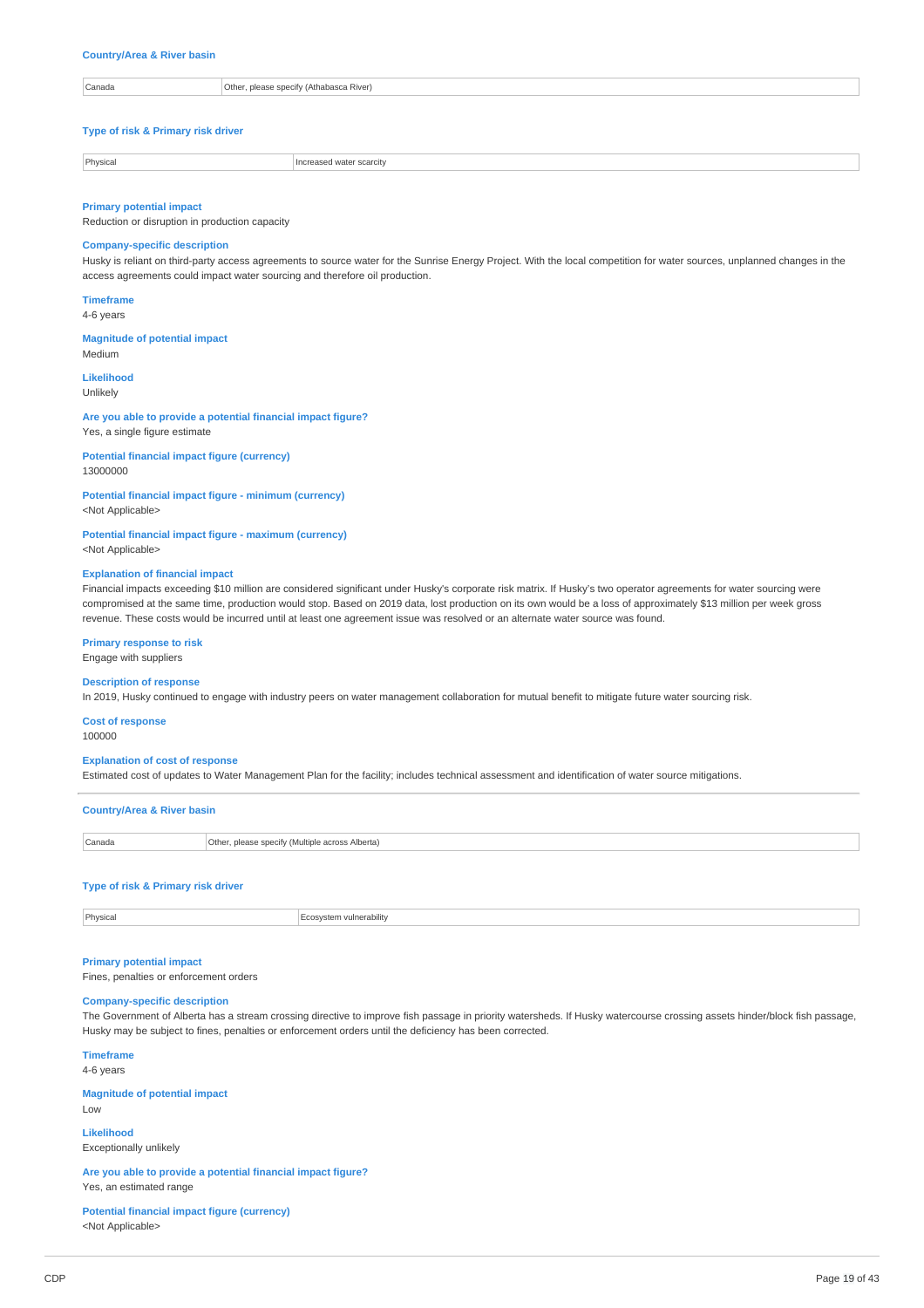#### Country/Area & River basin

| Canada | Other, please specify (Athabasca River) |
|---|---|

#### Type of risk & Primary risk driver

| Physical | Increased water scarcity |
|---|---|

#### Primary potential impact

Reduction or disruption in production capacity

#### Company-specific description

Husky is reliant on third-party access agreements to source water for the Sunrise Energy Project. With the local competition for water sources, unplanned changes in the access agreements could impact water sourcing and therefore oil production.

#### Timeframe

4-6 years

#### Magnitude of potential impact

Medium

#### Likelihood

Unlikely

#### Are you able to provide a potential financial impact figure?

Yes, a single figure estimate

#### Potential financial impact figure (currency)

13000000

#### Potential financial impact figure - minimum (currency)

<Not Applicable>

#### Potential financial impact figure - maximum (currency)

<Not Applicable>

#### Explanation of financial impact

Financial impacts exceeding $10 million are considered significant under Husky's corporate risk matrix. If Husky's two operator agreements for water sourcing were compromised at the same time, production would stop. Based on 2019 data, lost production on its own would be a loss of approximately $13 million per week gross revenue. These costs would be incurred until at least one agreement issue was resolved or an alternate water source was found.

#### Primary response to risk

Engage with suppliers

#### Description of response

In 2019, Husky continued to engage with industry peers on water management collaboration for mutual benefit to mitigate future water sourcing risk.

#### Cost of response

100000

#### Explanation of cost of response

Estimated cost of updates to Water Management Plan for the facility; includes technical assessment and identification of water source mitigations.

---

#### Country/Area & River basin

| Canada | Other, please specify (Multiple across Alberta) |
|---|---|

#### Type of risk & Primary risk driver

| Physical | Ecosystem vulnerability |
|---|---|

#### Primary potential impact

Fines, penalties or enforcement orders

#### Company-specific description

The Government of Alberta has a stream crossing directive to improve fish passage in priority watersheds. If Husky watercourse crossing assets hinder/block fish passage, Husky may be subject to fines, penalties or enforcement orders until the deficiency has been corrected.

#### Timeframe

4-6 years

#### Magnitude of potential impact

Low

#### Likelihood

Exceptionally unlikely

#### Are you able to provide a potential financial impact figure?

Yes, an estimated range

#### Potential financial impact figure (currency)

<Not Applicable>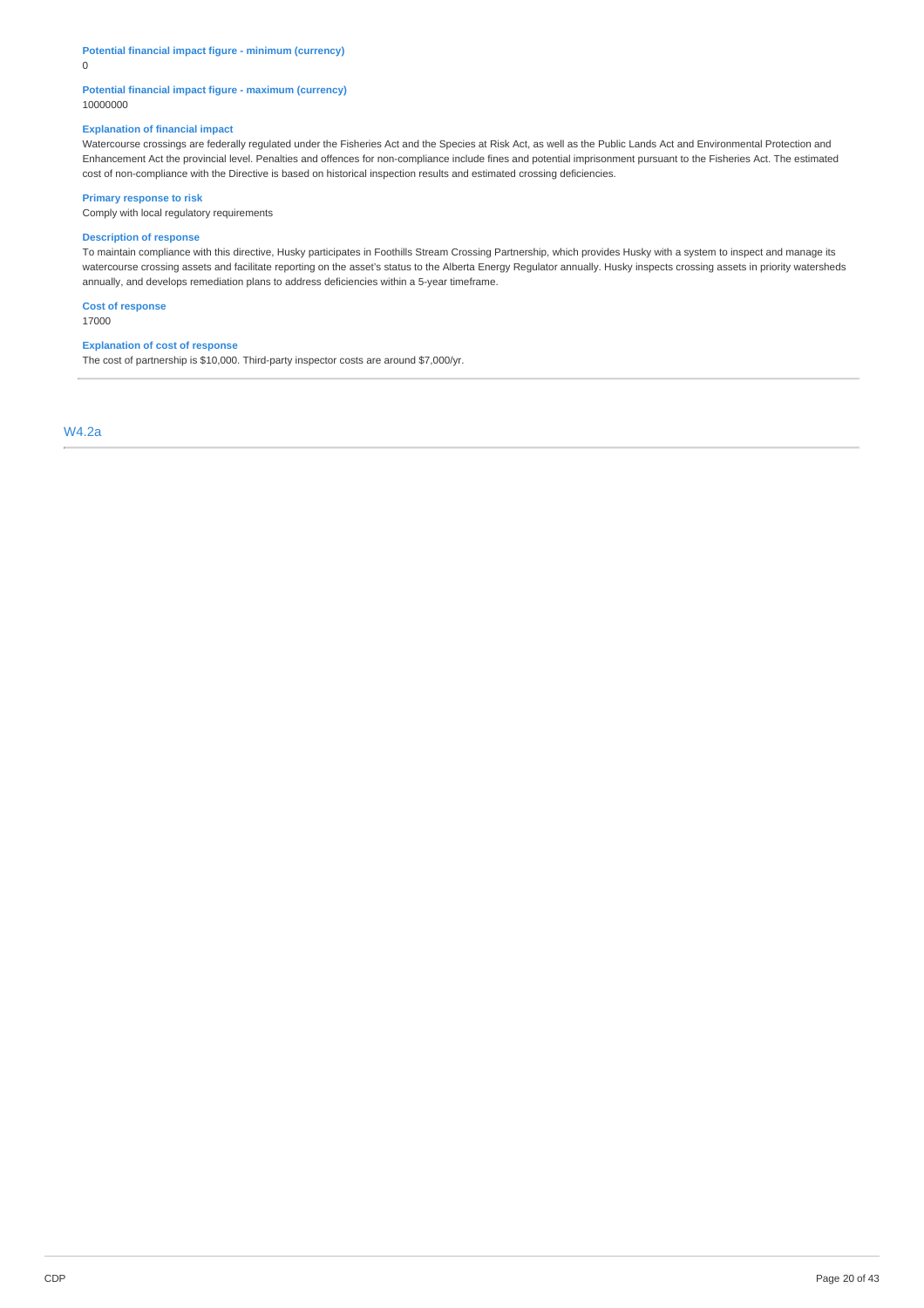**Potential financial impact figure - minimum (currency)**
0

**Potential financial impact figure - maximum (currency)**
10000000

**Explanation of financial impact**
Watercourse crossings are federally regulated under the Fisheries Act and the Species at Risk Act, as well as the Public Lands Act and Environmental Protection and Enhancement Act the provincial level. Penalties and offences for non-compliance include fines and potential imprisonment pursuant to the Fisheries Act. The estimated cost of non-compliance with the Directive is based on historical inspection results and estimated crossing deficiencies.

**Primary response to risk**
Comply with local regulatory requirements

**Description of response**
To maintain compliance with this directive, Husky participates in Foothills Stream Crossing Partnership, which provides Husky with a system to inspect and manage its watercourse crossing assets and facilitate reporting on the asset's status to the Alberta Energy Regulator annually. Husky inspects crossing assets in priority watersheds annually, and develops remediation plans to address deficiencies within a 5-year timeframe.

**Cost of response**
17000

**Explanation of cost of response**
The cost of partnership is $10,000. Third-party inspector costs are around $7,000/yr.

## W4.2a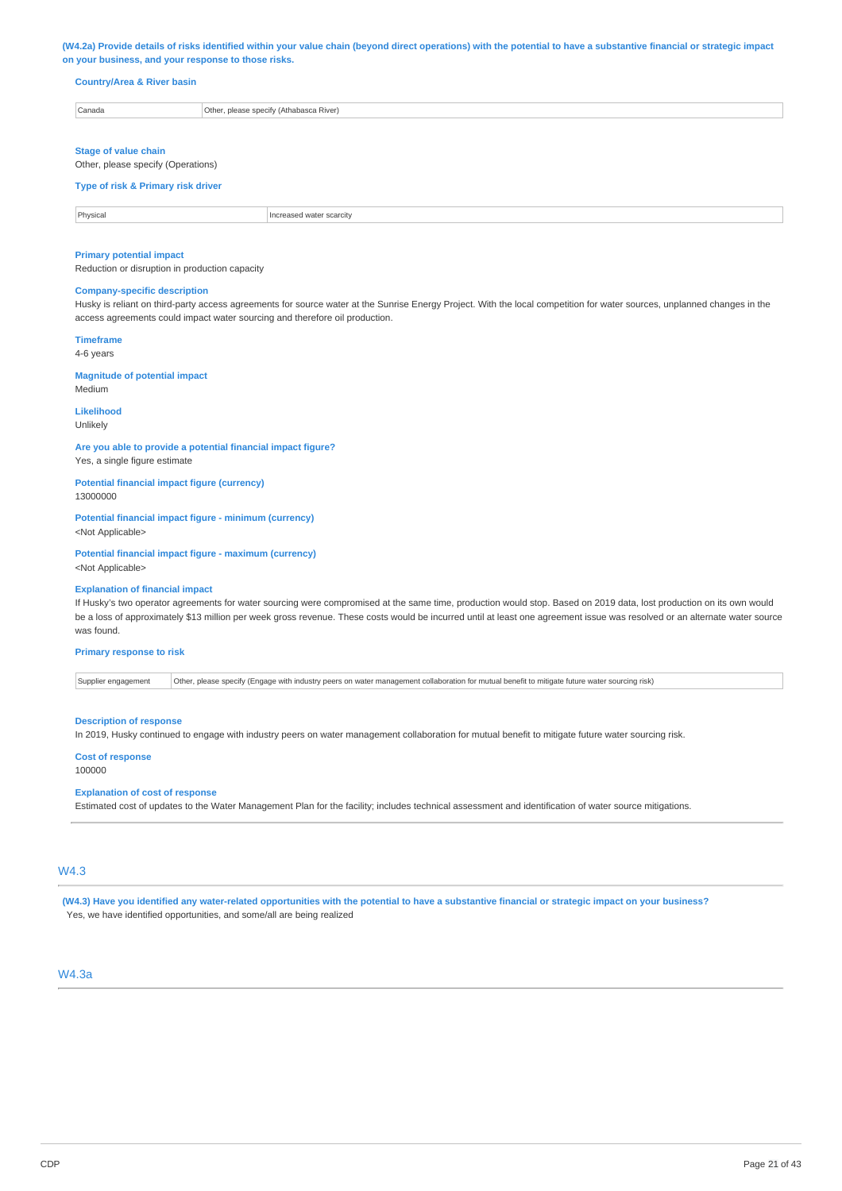**(W4.2a) Provide details of risks identified within your value chain (beyond direct operations) with the potential to have a substantive financial or strategic impact on your business, and your response to those risks.**

**Country/Area & River basin**

| Canada | Other, please specify (Athabasca River) |
|---|---|

**Stage of value chain**

Other, please specify (Operations)

**Type of risk & Primary risk driver**

| Physical | Increased water scarcity |
|---|---|

**Primary potential impact**

Reduction or disruption in production capacity

**Company-specific description**

Husky is reliant on third-party access agreements for source water at the Sunrise Energy Project. With the local competition for water sources, unplanned changes in the access agreements could impact water sourcing and therefore oil production.

**Timeframe**

4-6 years

**Magnitude of potential impact**

Medium

**Likelihood**

Unlikely

**Are you able to provide a potential financial impact figure?**

Yes, a single figure estimate

**Potential financial impact figure (currency)**

13000000

**Potential financial impact figure - minimum (currency)**

<Not Applicable>

**Potential financial impact figure - maximum (currency)**

<Not Applicable>

**Explanation of financial impact**

If Husky's two operator agreements for water sourcing were compromised at the same time, production would stop. Based on 2019 data, lost production on its own would be a loss of approximately $13 million per week gross revenue. These costs would be incurred until at least one agreement issue was resolved or an alternate water source was found.

**Primary response to risk**

| Supplier engagement | Other, please specify (Engage with industry peers on water management collaboration for mutual benefit to mitigate future water sourcing risk) |
|---|---|

**Description of response**

In 2019, Husky continued to engage with industry peers on water management collaboration for mutual benefit to mitigate future water sourcing risk.

**Cost of response**

100000

**Explanation of cost of response**

Estimated cost of updates to the Water Management Plan for the facility; includes technical assessment and identification of water source mitigations.

## W4.3

**(W4.3) Have you identified any water-related opportunities with the potential to have a substantive financial or strategic impact on your business?**

Yes, we have identified opportunities, and some/all are being realized

## W4.3a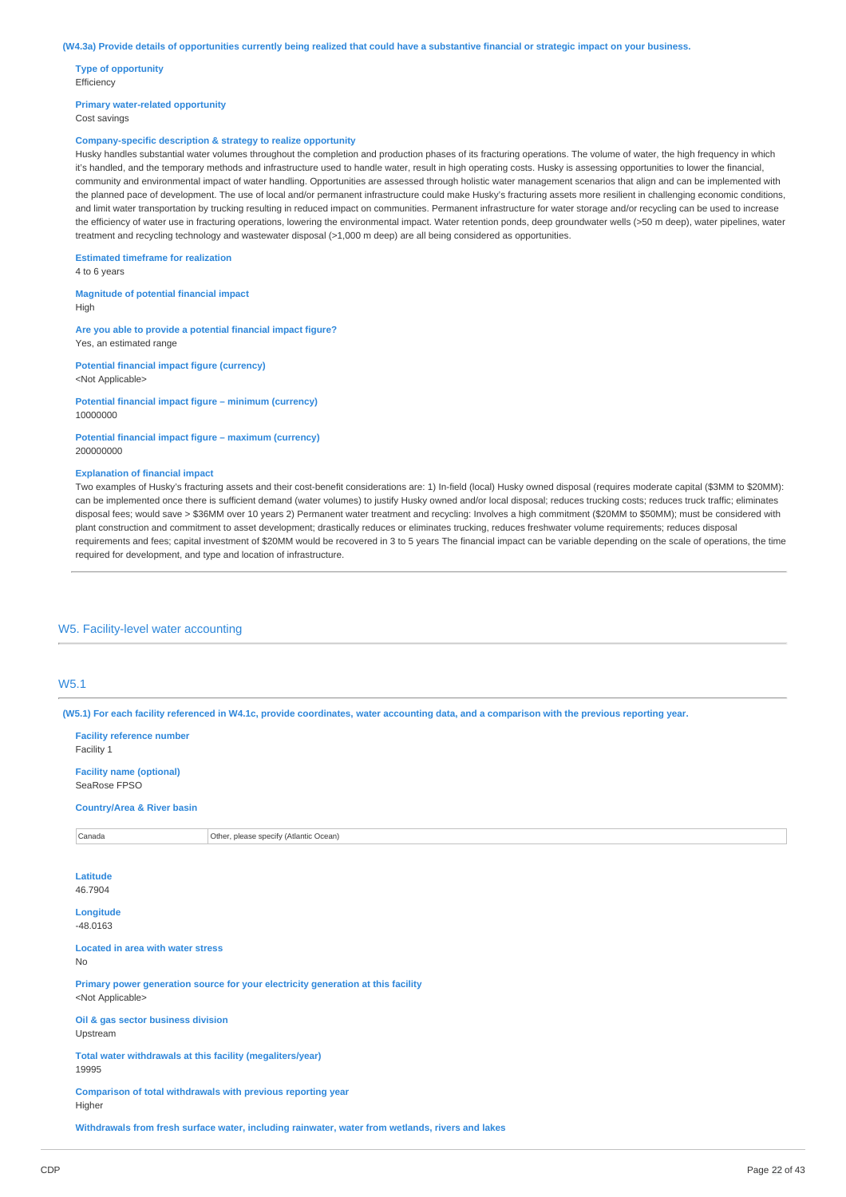**(W4.3a) Provide details of opportunities currently being realized that could have a substantive financial or strategic impact on your business.**

**Type of opportunity**
Efficiency

**Primary water-related opportunity**
Cost savings

**Company-specific description & strategy to realize opportunity**
Husky handles substantial water volumes throughout the completion and production phases of its fracturing operations. The volume of water, the high frequency in which it's handled, and the temporary methods and infrastructure used to handle water, result in high operating costs. Husky is assessing opportunities to lower the financial, community and environmental impact of water handling. Opportunities are assessed through holistic water management scenarios that align and can be implemented with the planned pace of development. The use of local and/or permanent infrastructure could make Husky's fracturing assets more resilient in challenging economic conditions, and limit water transportation by trucking resulting in reduced impact on communities. Permanent infrastructure for water storage and/or recycling can be used to increase the efficiency of water use in fracturing operations, lowering the environmental impact. Water retention ponds, deep groundwater wells (>50 m deep), water pipelines, water treatment and recycling technology and wastewater disposal (>1,000 m deep) are all being considered as opportunities.

**Estimated timeframe for realization**
4 to 6 years

**Magnitude of potential financial impact**
High

**Are you able to provide a potential financial impact figure?**
Yes, an estimated range

**Potential financial impact figure (currency)**
<Not Applicable>

**Potential financial impact figure – minimum (currency)**
10000000

**Potential financial impact figure – maximum (currency)**
200000000

**Explanation of financial impact**
Two examples of Husky's fracturing assets and their cost-benefit considerations are: 1) In-field (local) Husky owned disposal (requires moderate capital ($3MM to $20MM): can be implemented once there is sufficient demand (water volumes) to justify Husky owned and/or local disposal; reduces trucking costs; reduces truck traffic; eliminates disposal fees; would save > $36MM over 10 years 2) Permanent water treatment and recycling: Involves a high commitment ($20MM to $50MM); must be considered with plant construction and commitment to asset development; drastically reduces or eliminates trucking, reduces freshwater volume requirements; reduces disposal requirements and fees; capital investment of $20MM would be recovered in 3 to 5 years The financial impact can be variable depending on the scale of operations, the time required for development, and type and location of infrastructure.

## W5. Facility-level water accounting

### W5.1

**(W5.1) For each facility referenced in W4.1c, provide coordinates, water accounting data, and a comparison with the previous reporting year.**

**Facility reference number**
Facility 1

**Facility name (optional)**
SeaRose FPSO

**Country/Area & River basin**

| Canada | Other, please specify (Atlantic Ocean) |
|---|---|

**Latitude**
46.7904

**Longitude**
-48.0163

**Located in area with water stress**
No

**Primary power generation source for your electricity generation at this facility**
<Not Applicable>

**Oil & gas sector business division**
Upstream

**Total water withdrawals at this facility (megaliters/year)**
19995

**Comparison of total withdrawals with previous reporting year**
Higher

**Withdrawals from fresh surface water, including rainwater, water from wetlands, rivers and lakes**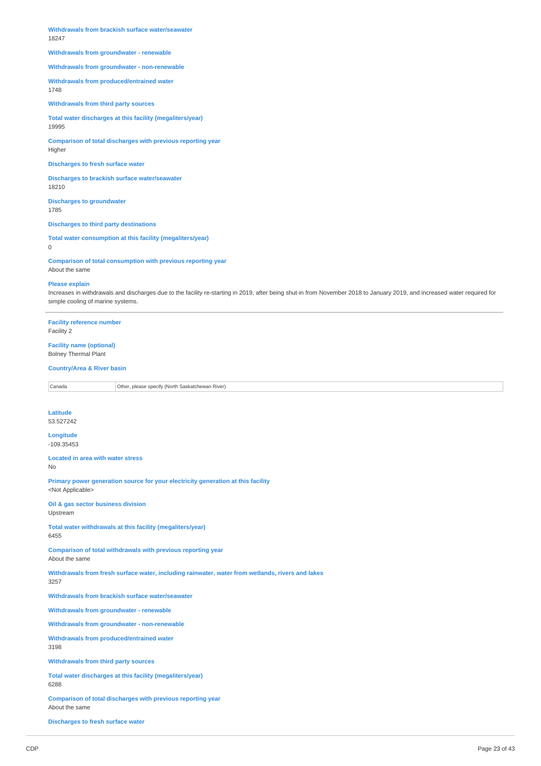**Withdrawals from brackish surface water/seawater**
18247

**Withdrawals from groundwater - renewable**

**Withdrawals from groundwater - non-renewable**

**Withdrawals from produced/entrained water**
1748

**Withdrawals from third party sources**

**Total water discharges at this facility (megaliters/year)**
19995

**Comparison of total discharges with previous reporting year**
Higher

**Discharges to fresh surface water**

**Discharges to brackish surface water/seawater**
18210

**Discharges to groundwater**
1785

**Discharges to third party destinations**

**Total water consumption at this facility (megaliters/year)**
0

**Comparison of total consumption with previous reporting year**
About the same

**Please explain**
Increases in withdrawals and discharges due to the facility re-starting in 2019, after being shut-in from November 2018 to January 2019, and increased water required for simple cooling of marine systems.

---

**Facility reference number**
Facility 2

**Facility name (optional)**
Bolney Thermal Plant

**Country/Area & River basin**

| Canada | Other, please specify (North Saskatchewan River) |
|---|---|

**Latitude**
53.527242

**Longitude**
-109.35453

**Located in area with water stress**
No

**Primary power generation source for your electricity generation at this facility**
<Not Applicable>

**Oil & gas sector business division**
Upstream

**Total water withdrawals at this facility (megaliters/year)**
6455

**Comparison of total withdrawals with previous reporting year**
About the same

**Withdrawals from fresh surface water, including rainwater, water from wetlands, rivers and lakes**
3257

**Withdrawals from brackish surface water/seawater**

**Withdrawals from groundwater - renewable**

**Withdrawals from groundwater - non-renewable**

**Withdrawals from produced/entrained water**
3198

**Withdrawals from third party sources**

**Total water discharges at this facility (megaliters/year)**
6288

**Comparison of total discharges with previous reporting year**
About the same

**Discharges to fresh surface water**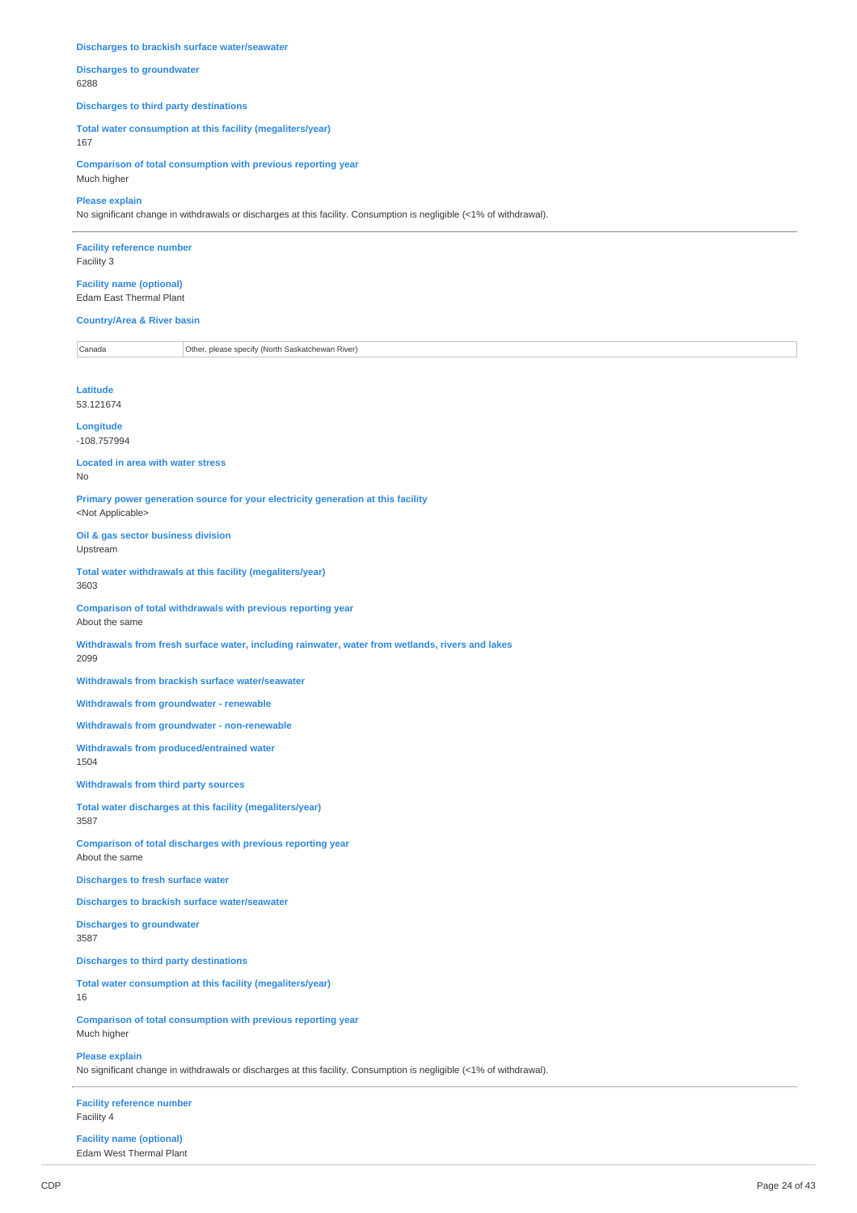**Discharges to brackish surface water/seawater**

**Discharges to groundwater**
6288

**Discharges to third party destinations**

**Total water consumption at this facility (megaliters/year)**
167

**Comparison of total consumption with previous reporting year**
Much higher

**Please explain**
No significant change in withdrawals or discharges at this facility. Consumption is negligible (<1% of withdrawal).

---

**Facility reference number**
Facility 3

**Facility name (optional)**
Edam East Thermal Plant

**Country/Area & River basin**

| Canada | Other, please specify (North Saskatchewan River) |
|---|---|

**Latitude**
53.121674

**Longitude**
-108.757994

**Located in area with water stress**
No

**Primary power generation source for your electricity generation at this facility**
<Not Applicable>

**Oil & gas sector business division**
Upstream

**Total water withdrawals at this facility (megaliters/year)**
3603

**Comparison of total withdrawals with previous reporting year**
About the same

**Withdrawals from fresh surface water, including rainwater, water from wetlands, rivers and lakes**
2099

**Withdrawals from brackish surface water/seawater**

**Withdrawals from groundwater - renewable**

**Withdrawals from groundwater - non-renewable**

**Withdrawals from produced/entrained water**
1504

**Withdrawals from third party sources**

**Total water discharges at this facility (megaliters/year)**
3587

**Comparison of total discharges with previous reporting year**
About the same

**Discharges to fresh surface water**

**Discharges to brackish surface water/seawater**

**Discharges to groundwater**
3587

**Discharges to third party destinations**

**Total water consumption at this facility (megaliters/year)**
16

**Comparison of total consumption with previous reporting year**
Much higher

**Please explain**
No significant change in withdrawals or discharges at this facility. Consumption is negligible (<1% of withdrawal).

---

**Facility reference number**
Facility 4

**Facility name (optional)**
Edam West Thermal Plant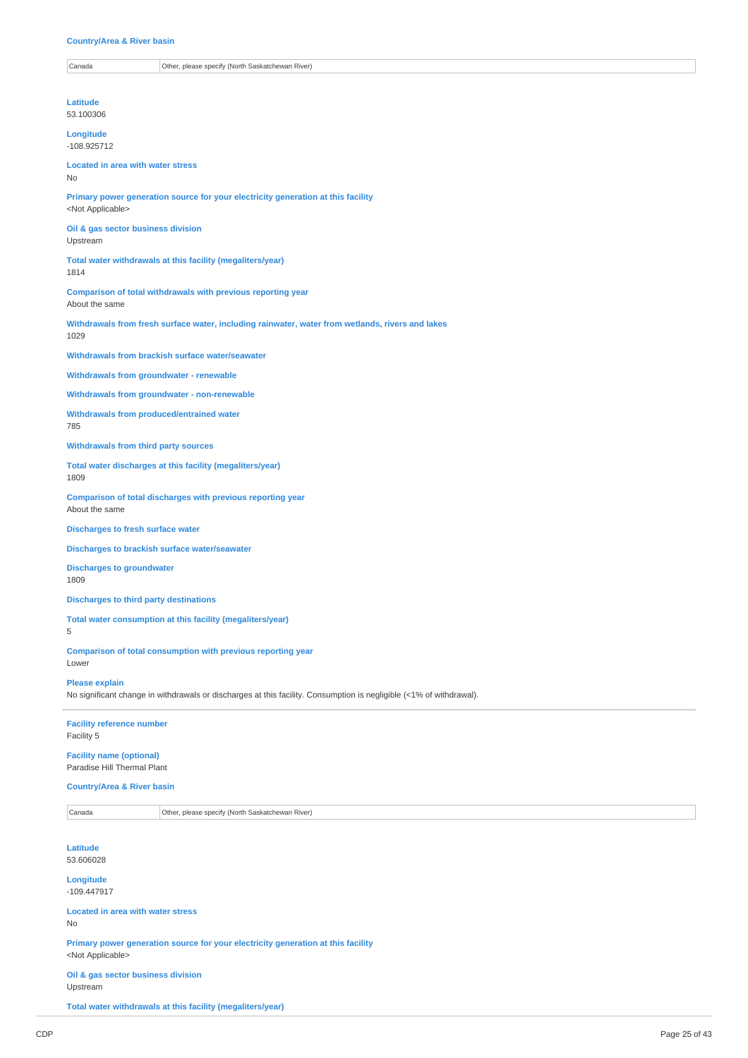**Country/Area & River basin**

| Canada | Other, please specify (North Saskatchewan River) |
|---|---|

**Latitude**
53.100306

**Longitude**
-108.925712

**Located in area with water stress**
No

**Primary power generation source for your electricity generation at this facility**
<Not Applicable>

**Oil & gas sector business division**
Upstream

**Total water withdrawals at this facility (megaliters/year)**
1814

**Comparison of total withdrawals with previous reporting year**
About the same

**Withdrawals from fresh surface water, including rainwater, water from wetlands, rivers and lakes**
1029

**Withdrawals from brackish surface water/seawater**

**Withdrawals from groundwater - renewable**

**Withdrawals from groundwater - non-renewable**

**Withdrawals from produced/entrained water**
785

**Withdrawals from third party sources**

**Total water discharges at this facility (megaliters/year)**
1809

**Comparison of total discharges with previous reporting year**
About the same

**Discharges to fresh surface water**

**Discharges to brackish surface water/seawater**

**Discharges to groundwater**
1809

**Discharges to third party destinations**

**Total water consumption at this facility (megaliters/year)**
5

**Comparison of total consumption with previous reporting year**
Lower

**Please explain**
No significant change in withdrawals or discharges at this facility. Consumption is negligible (<1% of withdrawal).

---

**Facility reference number**
Facility 5

**Facility name (optional)**
Paradise Hill Thermal Plant

**Country/Area & River basin**

| Canada | Other, please specify (North Saskatchewan River) |
|---|---|

**Latitude**
53.606028

**Longitude**
-109.447917

**Located in area with water stress**
No

**Primary power generation source for your electricity generation at this facility**
<Not Applicable>

**Oil & gas sector business division**
Upstream

**Total water withdrawals at this facility (megaliters/year)**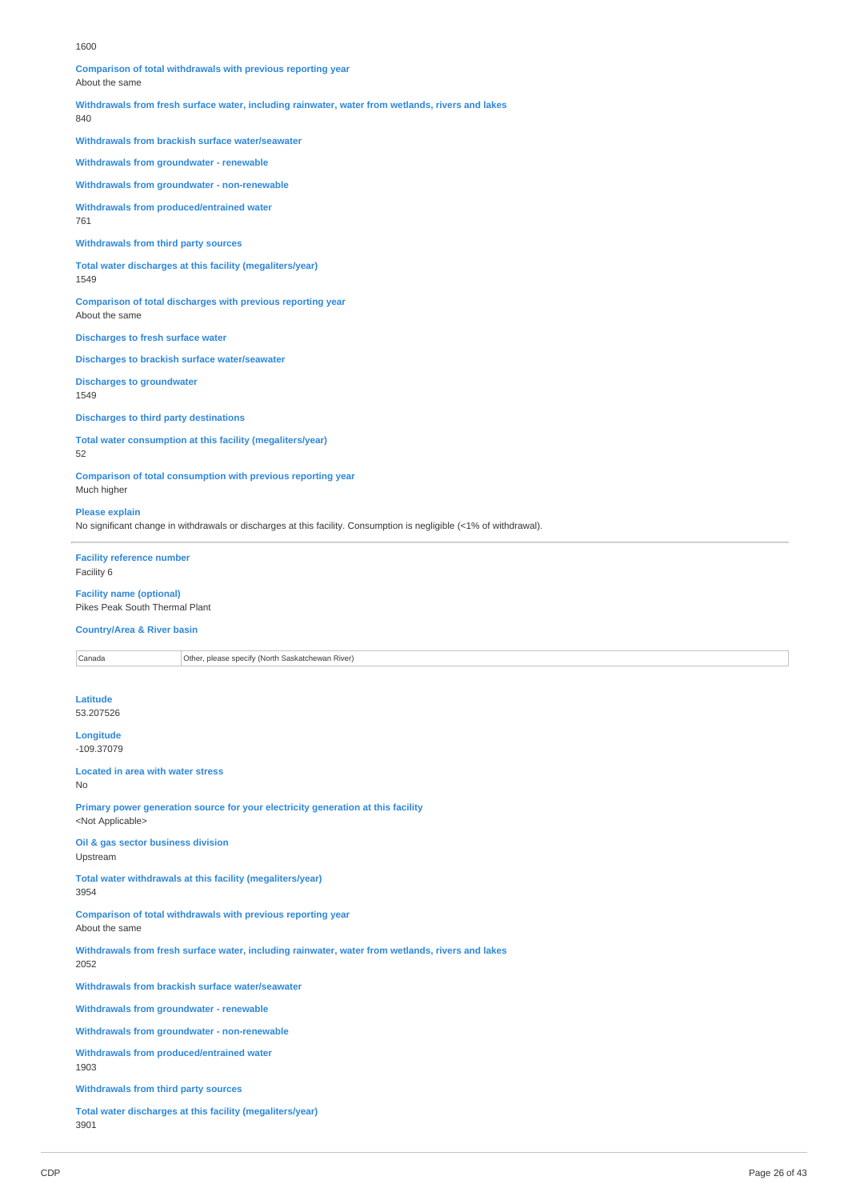1600

**Comparison of total withdrawals with previous reporting year**
About the same

**Withdrawals from fresh surface water, including rainwater, water from wetlands, rivers and lakes**
840

**Withdrawals from brackish surface water/seawater**

**Withdrawals from groundwater - renewable**

**Withdrawals from groundwater - non-renewable**

**Withdrawals from produced/entrained water**
761

**Withdrawals from third party sources**

**Total water discharges at this facility (megaliters/year)**
1549

**Comparison of total discharges with previous reporting year**
About the same

**Discharges to fresh surface water**

**Discharges to brackish surface water/seawater**

**Discharges to groundwater**
1549

**Discharges to third party destinations**

**Total water consumption at this facility (megaliters/year)**
52

**Comparison of total consumption with previous reporting year**
Much higher

**Please explain**
No significant change in withdrawals or discharges at this facility. Consumption is negligible (<1% of withdrawal).

---

**Facility reference number**
Facility 6

**Facility name (optional)**
Pikes Peak South Thermal Plant

**Country/Area & River basin**

| Canada | Other, please specify (North Saskatchewan River) |
|---|---|

**Latitude**
53.207526

**Longitude**
-109.37079

**Located in area with water stress**
No

**Primary power generation source for your electricity generation at this facility**
<Not Applicable>

**Oil & gas sector business division**
Upstream

**Total water withdrawals at this facility (megaliters/year)**
3954

**Comparison of total withdrawals with previous reporting year**
About the same

**Withdrawals from fresh surface water, including rainwater, water from wetlands, rivers and lakes**
2052

**Withdrawals from brackish surface water/seawater**

**Withdrawals from groundwater - renewable**

**Withdrawals from groundwater - non-renewable**

**Withdrawals from produced/entrained water**
1903

**Withdrawals from third party sources**

**Total water discharges at this facility (megaliters/year)**
3901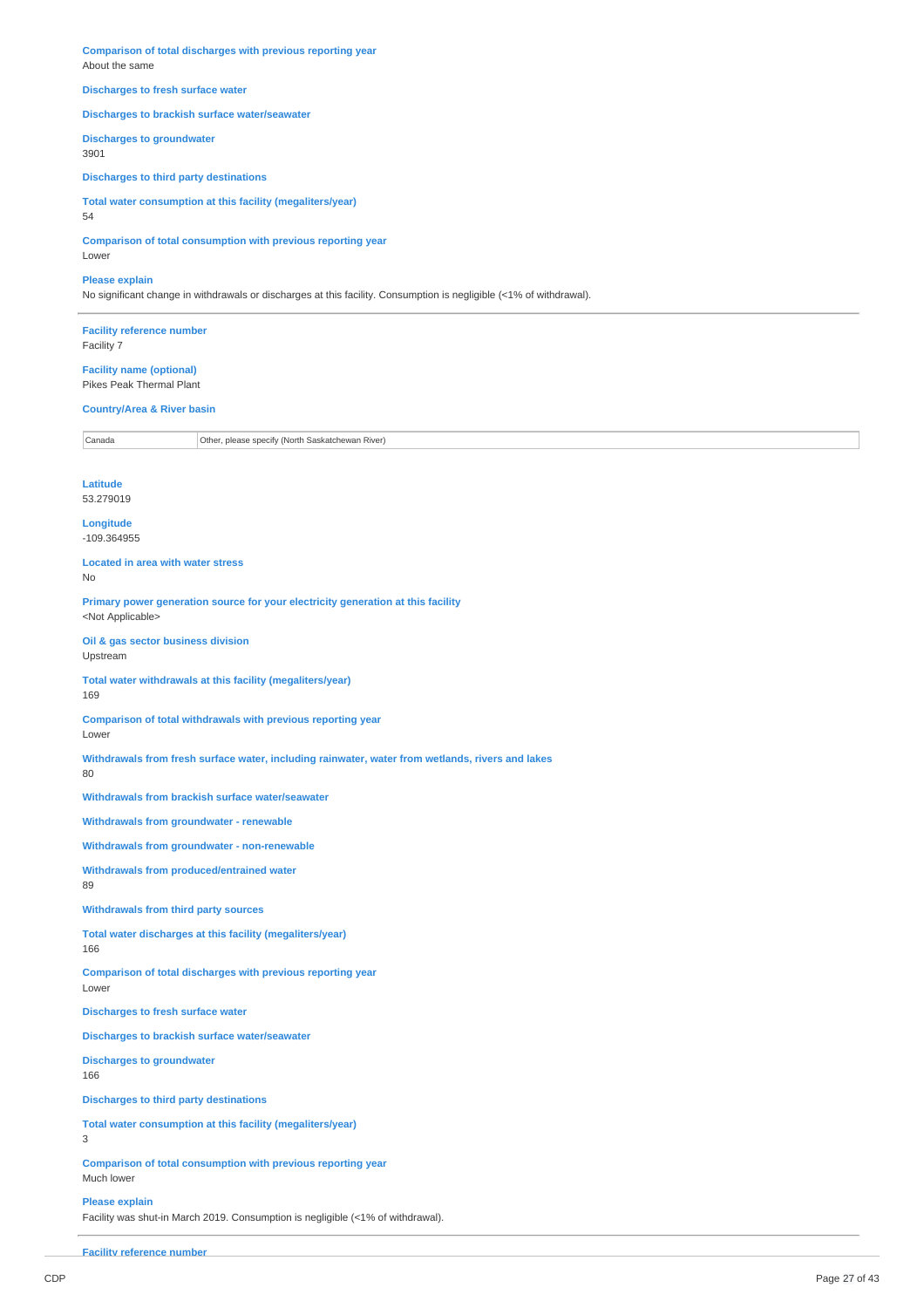**Comparison of total discharges with previous reporting year**
About the same

**Discharges to fresh surface water**

**Discharges to brackish surface water/seawater**

**Discharges to groundwater**
3901

**Discharges to third party destinations**

**Total water consumption at this facility (megaliters/year)**
54

**Comparison of total consumption with previous reporting year**
Lower

**Please explain**
No significant change in withdrawals or discharges at this facility. Consumption is negligible (<1% of withdrawal).

---

**Facility reference number**
Facility 7

**Facility name (optional)**
Pikes Peak Thermal Plant

**Country/Area & River basin**

| | |
|---|---|
| Canada | Other, please specify (North Saskatchewan River) |

**Latitude**
53.279019

**Longitude**
-109.364955

**Located in area with water stress**
No

**Primary power generation source for your electricity generation at this facility**
<Not Applicable>

**Oil & gas sector business division**
Upstream

**Total water withdrawals at this facility (megaliters/year)**
169

**Comparison of total withdrawals with previous reporting year**
Lower

**Withdrawals from fresh surface water, including rainwater, water from wetlands, rivers and lakes**
80

**Withdrawals from brackish surface water/seawater**

**Withdrawals from groundwater - renewable**

**Withdrawals from groundwater - non-renewable**

**Withdrawals from produced/entrained water**
89

**Withdrawals from third party sources**

**Total water discharges at this facility (megaliters/year)**
166

**Comparison of total discharges with previous reporting year**
Lower

**Discharges to fresh surface water**

**Discharges to brackish surface water/seawater**

**Discharges to groundwater**
166

**Discharges to third party destinations**

**Total water consumption at this facility (megaliters/year)**
3

**Comparison of total consumption with previous reporting year**
Much lower

**Please explain**
Facility was shut-in March 2019. Consumption is negligible (<1% of withdrawal).

---

**Facility reference number**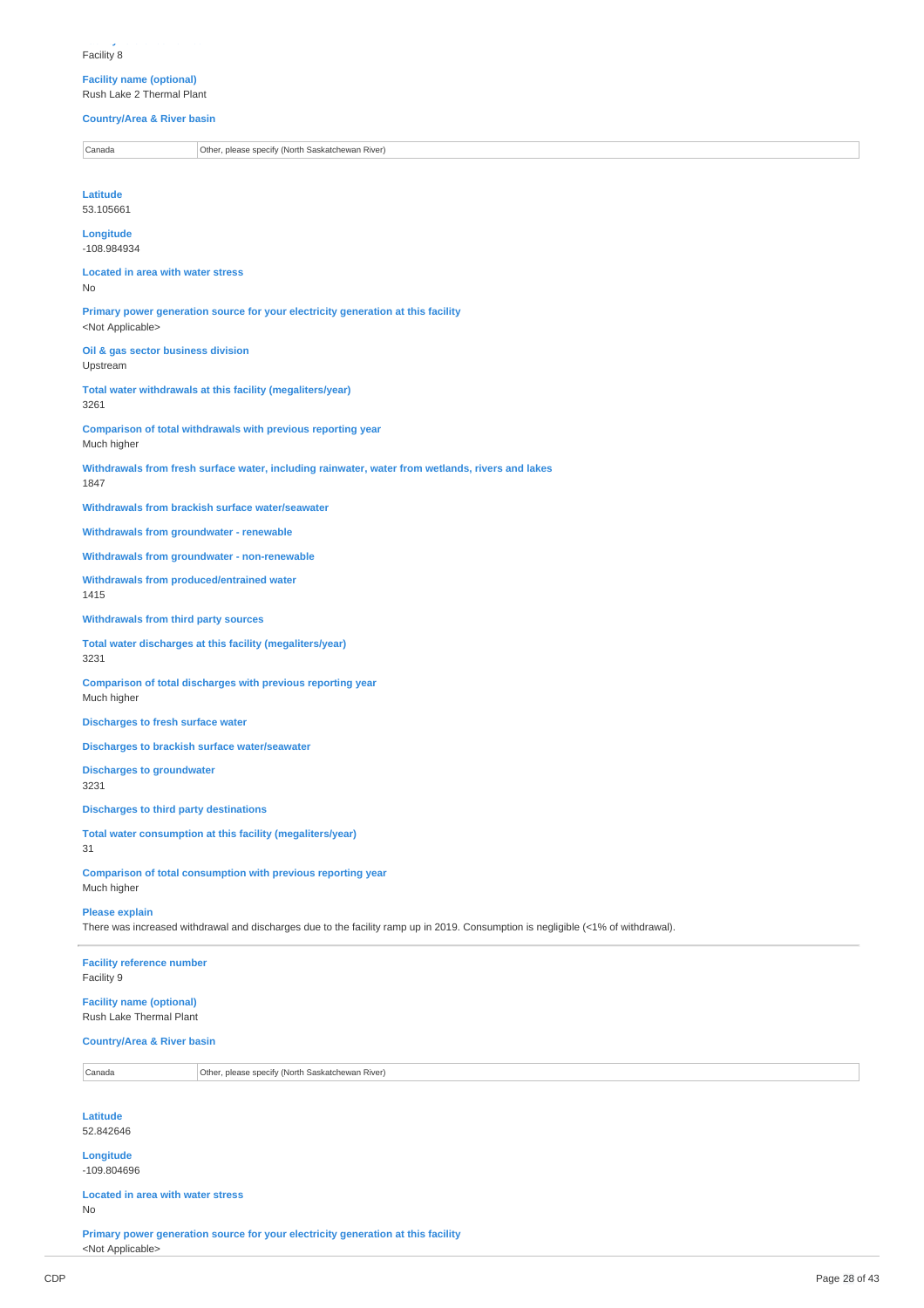Facility 8

**Facility name (optional)**
Rush Lake 2 Thermal Plant

**Country/Area & River basin**

| Canada | Other, please specify (North Saskatchewan River) |
|---|---|

**Latitude**
53.105661

**Longitude**
-108.984934

**Located in area with water stress**
No

**Primary power generation source for your electricity generation at this facility**
<Not Applicable>

**Oil & gas sector business division**
Upstream

**Total water withdrawals at this facility (megaliters/year)**
3261

**Comparison of total withdrawals with previous reporting year**
Much higher

**Withdrawals from fresh surface water, including rainwater, water from wetlands, rivers and lakes**
1847

**Withdrawals from brackish surface water/seawater**

**Withdrawals from groundwater - renewable**

**Withdrawals from groundwater - non-renewable**

**Withdrawals from produced/entrained water**
1415

**Withdrawals from third party sources**

**Total water discharges at this facility (megaliters/year)**
3231

**Comparison of total discharges with previous reporting year**
Much higher

**Discharges to fresh surface water**

**Discharges to brackish surface water/seawater**

**Discharges to groundwater**
3231

**Discharges to third party destinations**

**Total water consumption at this facility (megaliters/year)**
31

**Comparison of total consumption with previous reporting year**
Much higher

**Please explain**
There was increased withdrawal and discharges due to the facility ramp up in 2019. Consumption is negligible (<1% of withdrawal).

---

**Facility reference number**
Facility 9

**Facility name (optional)**
Rush Lake Thermal Plant

**Country/Area & River basin**

| Canada | Other, please specify (North Saskatchewan River) |
|---|---|

**Latitude**
52.842646

**Longitude**
-109.804696

**Located in area with water stress**
No

**Primary power generation source for your electricity generation at this facility**
<Not Applicable>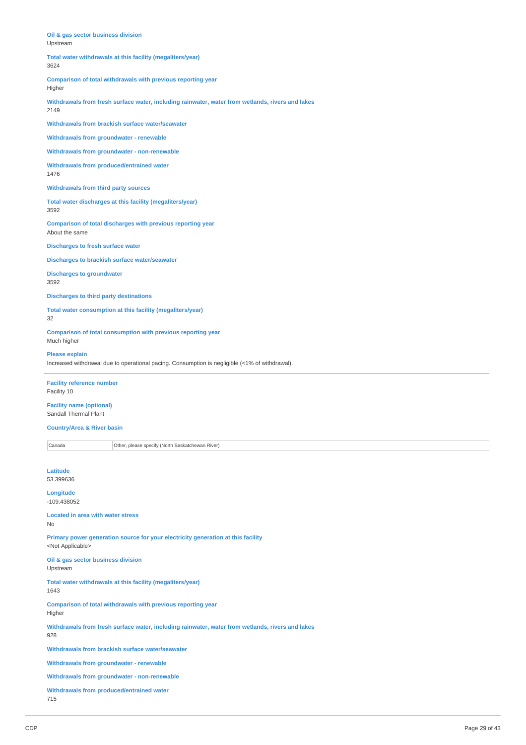**Oil & gas sector business division**
Upstream

**Total water withdrawals at this facility (megaliters/year)**
3624

**Comparison of total withdrawals with previous reporting year**
Higher

**Withdrawals from fresh surface water, including rainwater, water from wetlands, rivers and lakes**
2149

**Withdrawals from brackish surface water/seawater**

**Withdrawals from groundwater - renewable**

**Withdrawals from groundwater - non-renewable**

**Withdrawals from produced/entrained water**
1476

**Withdrawals from third party sources**

**Total water discharges at this facility (megaliters/year)**
3592

**Comparison of total discharges with previous reporting year**
About the same

**Discharges to fresh surface water**

**Discharges to brackish surface water/seawater**

**Discharges to groundwater**
3592

**Discharges to third party destinations**

**Total water consumption at this facility (megaliters/year)**
32

**Comparison of total consumption with previous reporting year**
Much higher

**Please explain**
Increased withdrawal due to operational pacing. Consumption is negligible (<1% of withdrawal).

---

**Facility reference number**
Facility 10

**Facility name (optional)**
Sandall Thermal Plant

**Country/Area & River basin**

| Canada | Other, please specify (North Saskatchewan River) |
|---|---|

**Latitude**
53.399636

**Longitude**
-109.438052

**Located in area with water stress**
No

**Primary power generation source for your electricity generation at this facility**
<Not Applicable>

**Oil & gas sector business division**
Upstream

**Total water withdrawals at this facility (megaliters/year)**
1643

**Comparison of total withdrawals with previous reporting year**
Higher

**Withdrawals from fresh surface water, including rainwater, water from wetlands, rivers and lakes**
928

**Withdrawals from brackish surface water/seawater**

**Withdrawals from groundwater - renewable**

**Withdrawals from groundwater - non-renewable**

**Withdrawals from produced/entrained water**
715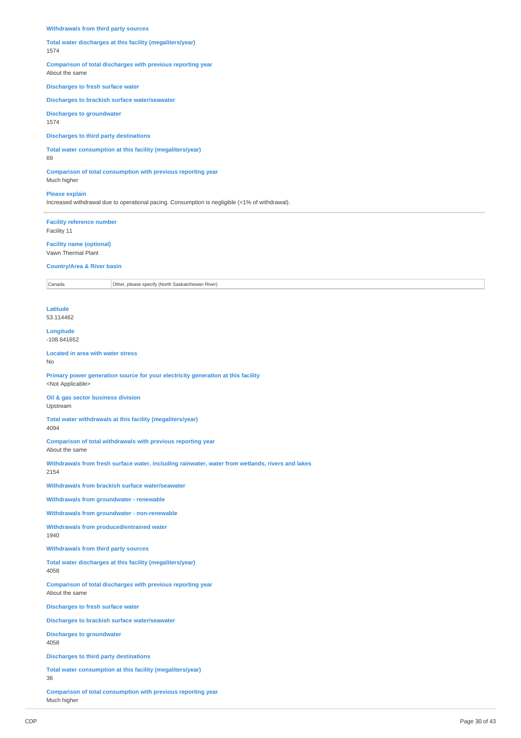**Withdrawals from third party sources**

**Total water discharges at this facility (megaliters/year)**
1574

**Comparison of total discharges with previous reporting year**
About the same

**Discharges to fresh surface water**

**Discharges to brackish surface water/seawater**

**Discharges to groundwater**
1574

**Discharges to third party destinations**

**Total water consumption at this facility (megaliters/year)**
69

**Comparison of total consumption with previous reporting year**
Much higher

**Please explain**
Increased withdrawal due to operational pacing. Consumption is negligible (<1% of withdrawal).

---

**Facility reference number**
Facility 11

**Facility name (optional)**
Vawn Thermal Plant

**Country/Area & River basin**

| Canada | Other, please specify (North Saskatchewan River) |
|---|---|

**Latitude**
53.114462

**Longitude**
-108.641652

**Located in area with water stress**
No

**Primary power generation source for your electricity generation at this facility**
<Not Applicable>

**Oil & gas sector business division**
Upstream

**Total water withdrawals at this facility (megaliters/year)**
4094

**Comparison of total withdrawals with previous reporting year**
About the same

**Withdrawals from fresh surface water, including rainwater, water from wetlands, rivers and lakes**
2154

**Withdrawals from brackish surface water/seawater**

**Withdrawals from groundwater - renewable**

**Withdrawals from groundwater - non-renewable**

**Withdrawals from produced/entrained water**
1940

**Withdrawals from third party sources**

**Total water discharges at this facility (megaliters/year)**
4058

**Comparison of total discharges with previous reporting year**
About the same

**Discharges to fresh surface water**

**Discharges to brackish surface water/seawater**

**Discharges to groundwater**
4058

**Discharges to third party destinations**

**Total water consumption at this facility (megaliters/year)**
36

**Comparison of total consumption with previous reporting year**
Much higher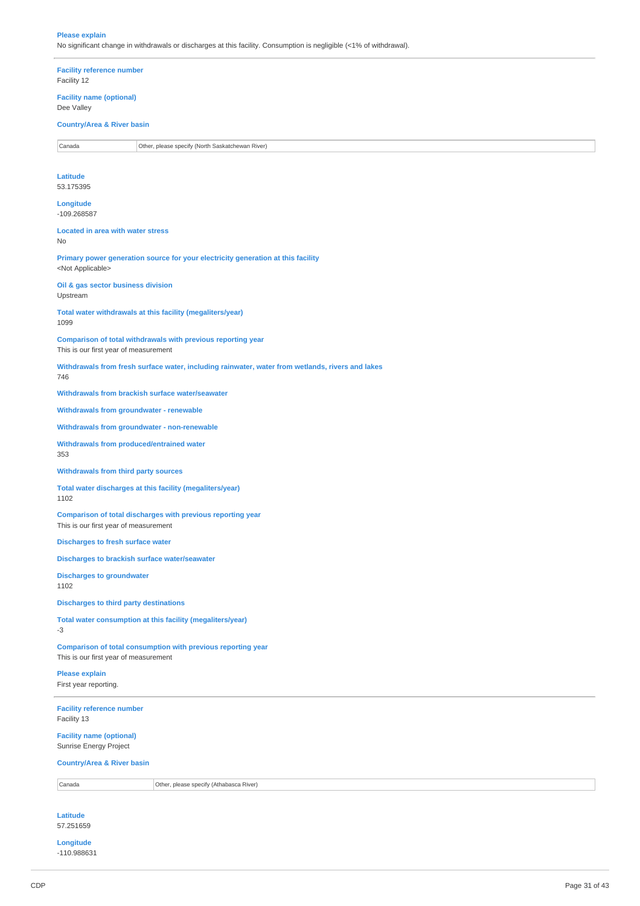**Please explain**
No significant change in withdrawals or discharges at this facility. Consumption is negligible (<1% of withdrawal).

---

**Facility reference number**
Facility 12

**Facility name (optional)**
Dee Valley

**Country/Area & River basin**

| Canada | Other, please specify (North Saskatchewan River) |
|---|---|

**Latitude**
53.175395

**Longitude**
-109.268587

**Located in area with water stress**
No

**Primary power generation source for your electricity generation at this facility**
<Not Applicable>

**Oil & gas sector business division**
Upstream

**Total water withdrawals at this facility (megaliters/year)**
1099

**Comparison of total withdrawals with previous reporting year**
This is our first year of measurement

**Withdrawals from fresh surface water, including rainwater, water from wetlands, rivers and lakes**
746

**Withdrawals from brackish surface water/seawater**

**Withdrawals from groundwater - renewable**

**Withdrawals from groundwater - non-renewable**

**Withdrawals from produced/entrained water**
353

**Withdrawals from third party sources**

**Total water discharges at this facility (megaliters/year)**
1102

**Comparison of total discharges with previous reporting year**
This is our first year of measurement

**Discharges to fresh surface water**

**Discharges to brackish surface water/seawater**

**Discharges to groundwater**
1102

**Discharges to third party destinations**

**Total water consumption at this facility (megaliters/year)**
-3

**Comparison of total consumption with previous reporting year**
This is our first year of measurement

**Please explain**
First year reporting.

---

**Facility reference number**
Facility 13

**Facility name (optional)**
Sunrise Energy Project

**Country/Area & River basin**

| Canada | Other, please specify (Athabasca River) |
|---|---|

**Latitude**
57.251659

**Longitude**
-110.988631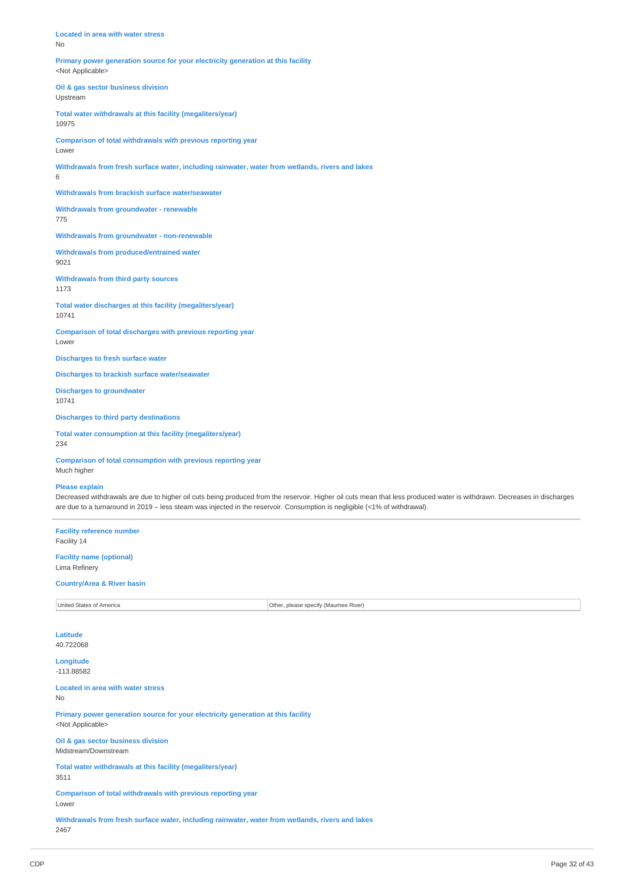**Located in area with water stress**
No

**Primary power generation source for your electricity generation at this facility**
<Not Applicable>

**Oil & gas sector business division**
Upstream

**Total water withdrawals at this facility (megaliters/year)**
10975

**Comparison of total withdrawals with previous reporting year**
Lower

**Withdrawals from fresh surface water, including rainwater, water from wetlands, rivers and lakes**
6

**Withdrawals from brackish surface water/seawater**

**Withdrawals from groundwater - renewable**
775

**Withdrawals from groundwater - non-renewable**

**Withdrawals from produced/entrained water**
9021

**Withdrawals from third party sources**
1173

**Total water discharges at this facility (megaliters/year)**
10741

**Comparison of total discharges with previous reporting year**
Lower

**Discharges to fresh surface water**

**Discharges to brackish surface water/seawater**

**Discharges to groundwater**
10741

**Discharges to third party destinations**

**Total water consumption at this facility (megaliters/year)**
234

**Comparison of total consumption with previous reporting year**
Much higher

**Please explain**
Decreased withdrawals are due to higher oil cuts being produced from the reservoir. Higher oil cuts mean that less produced water is withdrawn. Decreases in discharges are due to a turnaround in 2019 – less steam was injected in the reservoir. Consumption is negligible (<1% of withdrawal).

---

**Facility reference number**
Facility 14

**Facility name (optional)**
Lima Refinery

**Country/Area & River basin**

| United States of America | Other, please specify (Maumee River) |
|---|---|

**Latitude**
40.722068

**Longitude**
-113.88582

**Located in area with water stress**
No

**Primary power generation source for your electricity generation at this facility**
<Not Applicable>

**Oil & gas sector business division**
Midstream/Downstream

**Total water withdrawals at this facility (megaliters/year)**
3511

**Comparison of total withdrawals with previous reporting year**
Lower

**Withdrawals from fresh surface water, including rainwater, water from wetlands, rivers and lakes**
2467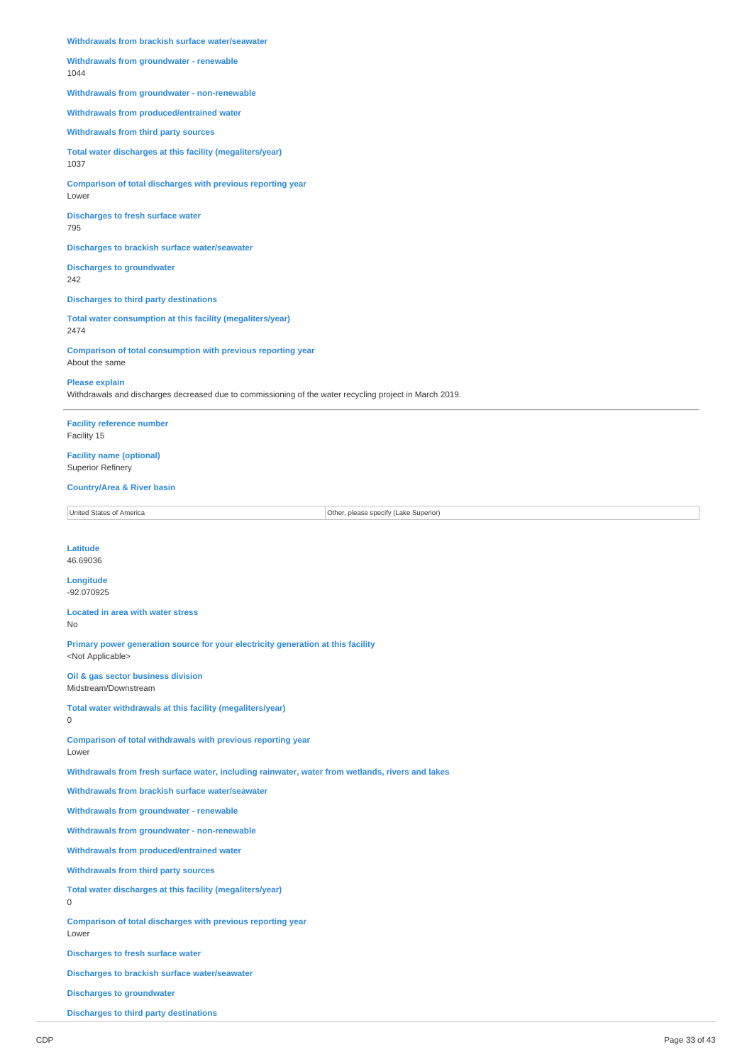**Withdrawals from brackish surface water/seawater**

**Withdrawals from groundwater - renewable**
1044

**Withdrawals from groundwater - non-renewable**

**Withdrawals from produced/entrained water**

**Withdrawals from third party sources**

**Total water discharges at this facility (megaliters/year)**
1037

**Comparison of total discharges with previous reporting year**
Lower

**Discharges to fresh surface water**
795

**Discharges to brackish surface water/seawater**

**Discharges to groundwater**
242

**Discharges to third party destinations**

**Total water consumption at this facility (megaliters/year)**
2474

**Comparison of total consumption with previous reporting year**
About the same

**Please explain**
Withdrawals and discharges decreased due to commissioning of the water recycling project in March 2019.

---

**Facility reference number**
Facility 15

**Facility name (optional)**
Superior Refinery

**Country/Area & River basin**

| United States of America | Other, please specify (Lake Superior) |
|---|---|

**Latitude**
46.69036

**Longitude**
-92.070925

**Located in area with water stress**
No

**Primary power generation source for your electricity generation at this facility**
<Not Applicable>

**Oil & gas sector business division**
Midstream/Downstream

**Total water withdrawals at this facility (megaliters/year)**
0

**Comparison of total withdrawals with previous reporting year**
Lower

**Withdrawals from fresh surface water, including rainwater, water from wetlands, rivers and lakes**

**Withdrawals from brackish surface water/seawater**

**Withdrawals from groundwater - renewable**

**Withdrawals from groundwater - non-renewable**

**Withdrawals from produced/entrained water**

**Withdrawals from third party sources**

**Total water discharges at this facility (megaliters/year)**
0

**Comparison of total discharges with previous reporting year**
Lower

**Discharges to fresh surface water**

**Discharges to brackish surface water/seawater**

**Discharges to groundwater**

**Discharges to third party destinations**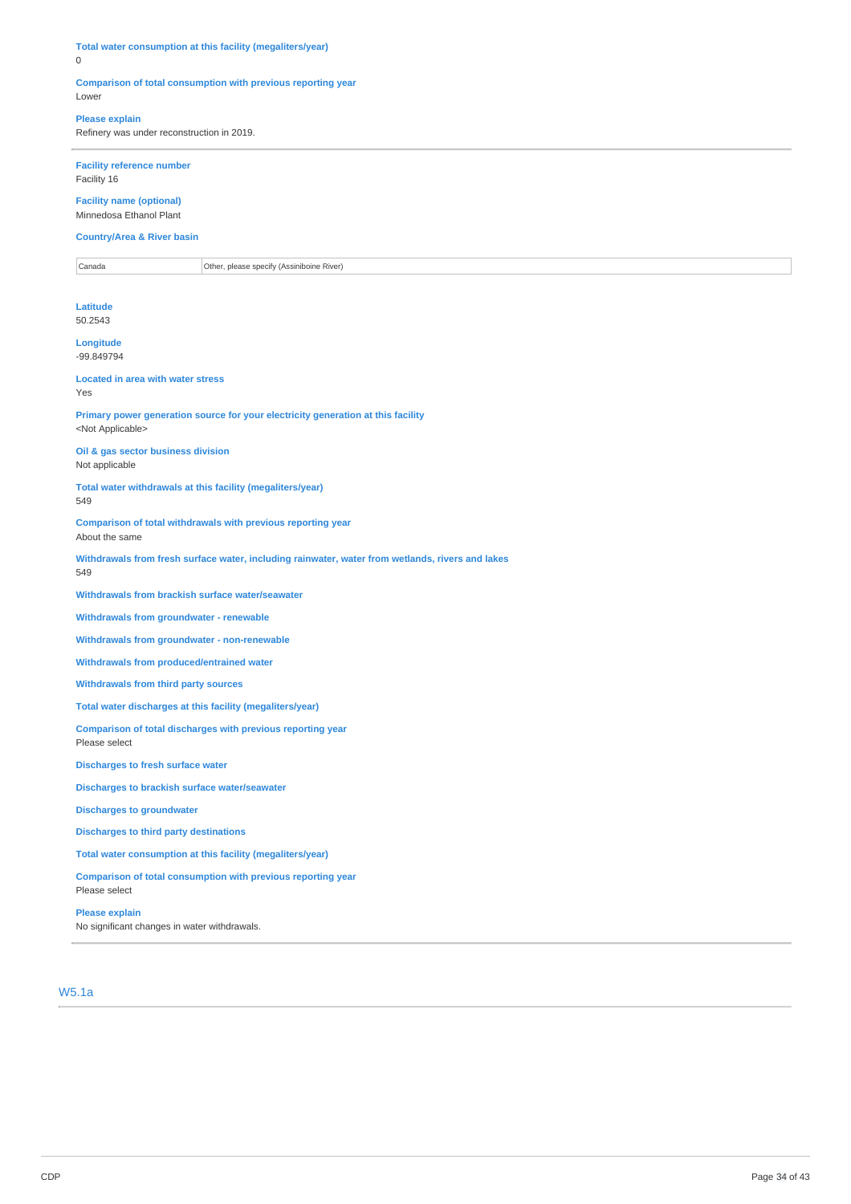**Total water consumption at this facility (megaliters/year)**
0

**Comparison of total consumption with previous reporting year**
Lower

**Please explain**
Refinery was under reconstruction in 2019.

---

**Facility reference number**
Facility 16

**Facility name (optional)**
Minnedosa Ethanol Plant

**Country/Area & River basin**

| Canada | Other, please specify (Assiniboine River) |
|---|---|

**Latitude**
50.2543

**Longitude**
-99.849794

**Located in area with water stress**
Yes

**Primary power generation source for your electricity generation at this facility**
<Not Applicable>

**Oil & gas sector business division**
Not applicable

**Total water withdrawals at this facility (megaliters/year)**
549

**Comparison of total withdrawals with previous reporting year**
About the same

**Withdrawals from fresh surface water, including rainwater, water from wetlands, rivers and lakes**
549

**Withdrawals from brackish surface water/seawater**

**Withdrawals from groundwater - renewable**

**Withdrawals from groundwater - non-renewable**

**Withdrawals from produced/entrained water**

**Withdrawals from third party sources**

**Total water discharges at this facility (megaliters/year)**

**Comparison of total discharges with previous reporting year**
Please select

**Discharges to fresh surface water**

**Discharges to brackish surface water/seawater**

**Discharges to groundwater**

**Discharges to third party destinations**

**Total water consumption at this facility (megaliters/year)**

**Comparison of total consumption with previous reporting year**
Please select

**Please explain**
No significant changes in water withdrawals.

---

## W5.1a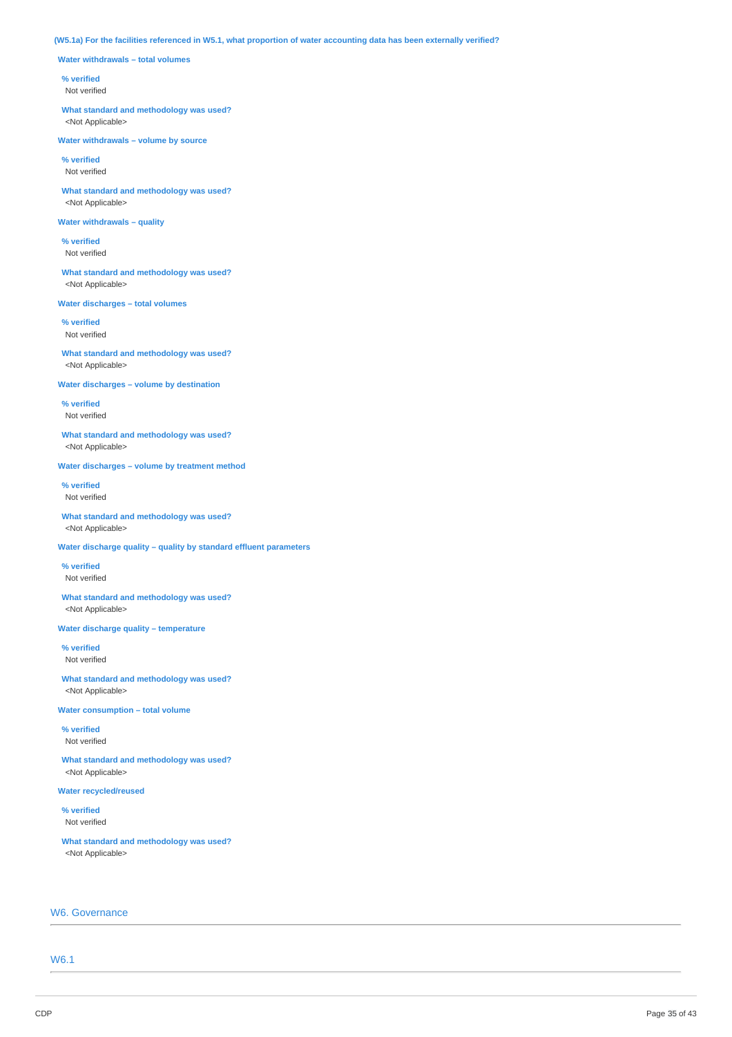**(W5.1a) For the facilities referenced in W5.1, what proportion of water accounting data has been externally verified?**

**Water withdrawals – total volumes**

**% verified**
Not verified

**What standard and methodology was used?**
<Not Applicable>

**Water withdrawals – volume by source**

**% verified**
Not verified

**What standard and methodology was used?**
<Not Applicable>

**Water withdrawals – quality**

**% verified**
Not verified

**What standard and methodology was used?**
<Not Applicable>

**Water discharges – total volumes**

**% verified**
Not verified

**What standard and methodology was used?**
<Not Applicable>

**Water discharges – volume by destination**

**% verified**
Not verified

**What standard and methodology was used?**
<Not Applicable>

**Water discharges – volume by treatment method**

**% verified**
Not verified

**What standard and methodology was used?**
<Not Applicable>

**Water discharge quality – quality by standard effluent parameters**

**% verified**
Not verified

**What standard and methodology was used?**
<Not Applicable>

**Water discharge quality – temperature**

**% verified**
Not verified

**What standard and methodology was used?**
<Not Applicable>

**Water consumption – total volume**

**% verified**
Not verified

**What standard and methodology was used?**
<Not Applicable>

**Water recycled/reused**

**% verified**
Not verified

**What standard and methodology was used?**
<Not Applicable>

## W6. Governance

### W6.1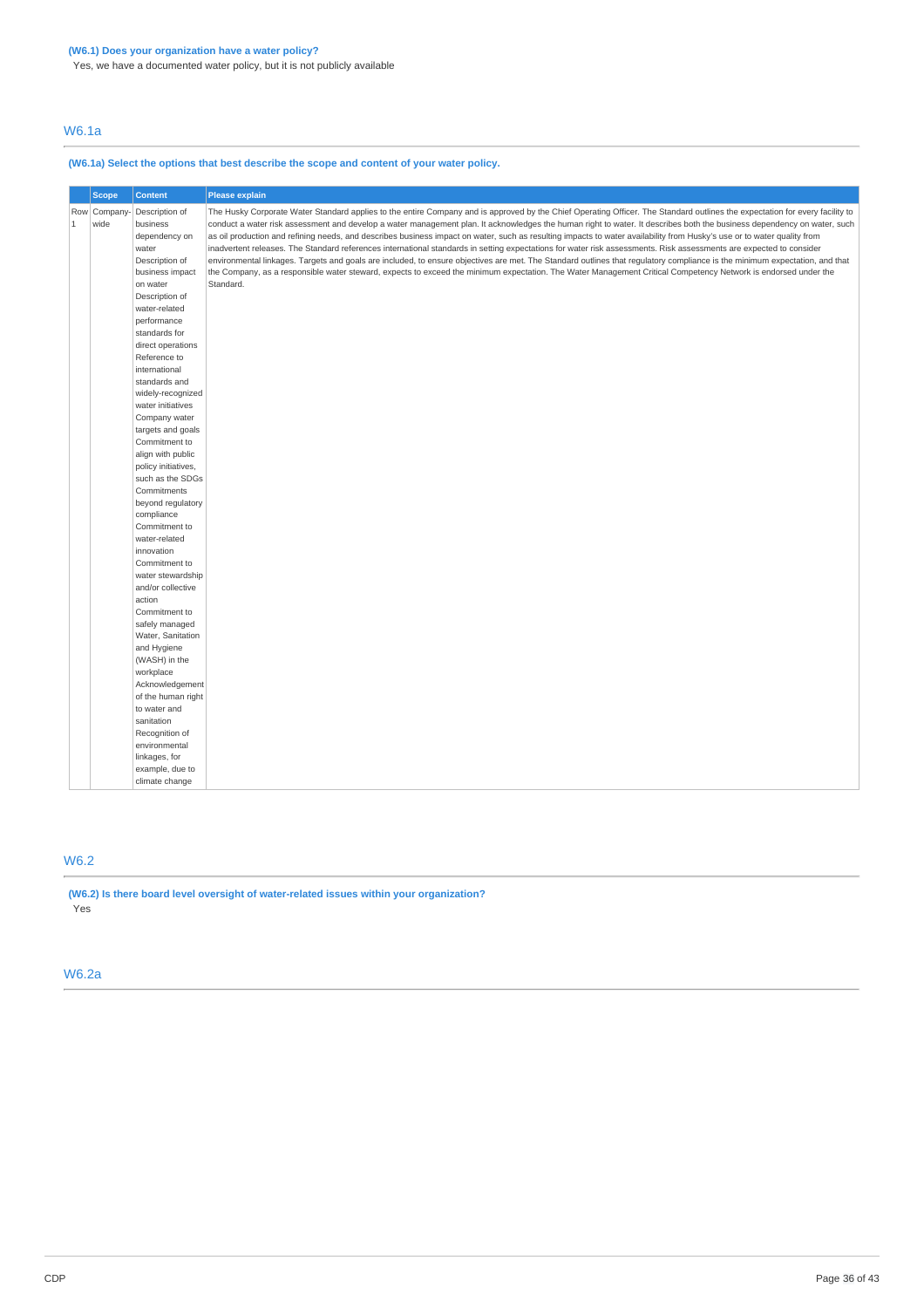**(W6.1) Does your organization have a water policy?**

Yes, we have a documented water policy, but it is not publicly available

## W6.1a

**(W6.1a) Select the options that best describe the scope and content of your water policy.**

| | Scope | Content | Please explain |
|---|---|---|---|
| Row 1 | Company-wide | Description of business dependency on water<br>Description of business impact on water<br>Description of water-related performance standards for direct operations<br>Reference to international standards and widely-recognized water initiatives<br>Company water targets and goals<br>Commitment to align with public policy initiatives, such as the SDGs<br>Commitments beyond regulatory compliance<br>Commitment to water-related innovation<br>Commitment to water stewardship and/or collective action<br>Commitment to safely managed Water, Sanitation and Hygiene (WASH) in the workplace<br>Acknowledgement of the human right to water and sanitation<br>Recognition of environmental linkages, for example, due to climate change | The Husky Corporate Water Standard applies to the entire Company and is approved by the Chief Operating Officer. The Standard outlines the expectation for every facility to conduct a water risk assessment and develop a water management plan. It acknowledges the human right to water. It describes both the business dependency on water, such as oil production and refining needs, and describes business impact on water, such as resulting impacts to water availability from Husky's use or to water quality from inadvertent releases. The Standard references international standards in setting expectations for water risk assessments. Risk assessments are expected to consider environmental linkages. Targets and goals are included, to ensure objectives are met. The Standard outlines that regulatory compliance is the minimum expectation, and that the Company, as a responsible water steward, expects to exceed the minimum expectation. The Water Management Critical Competency Network is endorsed under the Standard. |

## W6.2

**(W6.2) Is there board level oversight of water-related issues within your organization?**

Yes

## W6.2a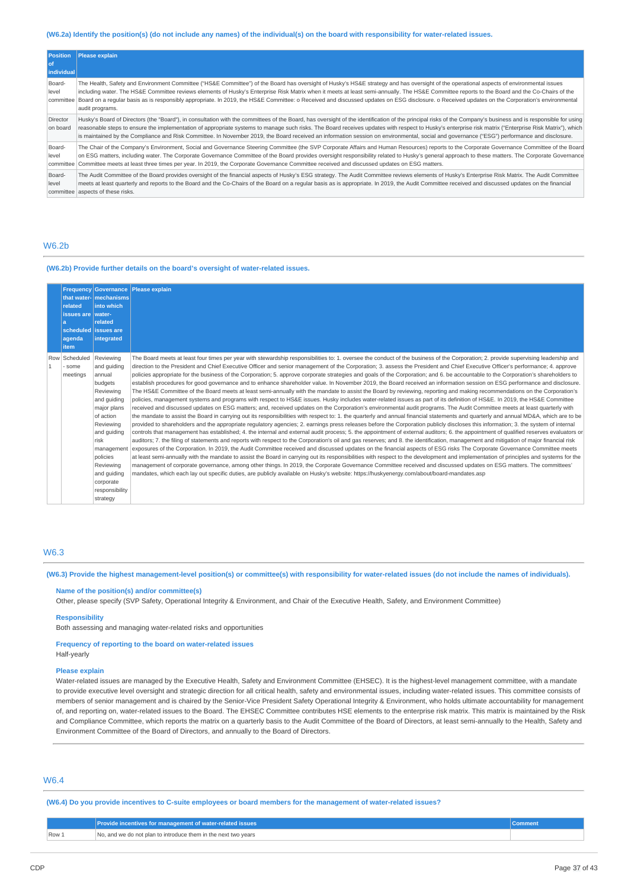**(W6.2a) Identify the position(s) (do not include any names) of the individual(s) on the board with responsibility for water-related issues.**

| Position of individual | Please explain |
|---|---|
| Board-level committee | The Health, Safety and Environment Committee ("HS&E Committee") of the Board has oversight of Husky's HS&E strategy and has oversight of the operational aspects of environmental issues including water. The HS&E Committee reviews elements of Husky's Enterprise Risk Matrix when it meets at least semi-annually. The HS&E Committee reports to the Board and the Co-Chairs of the Board on a regular basis as is responsibly appropriate. In 2019, the HS&E Committee: o Received and discussed updates on ESG disclosure. o Received updates on the Corporation's environmental audit programs. |
| Director on board | Husky's Board of Directors (the "Board"), in consultation with the committees of the Board, has oversight of the identification of the principal risks of the Company's business and is responsible for using reasonable steps to ensure the implementation of appropriate systems to manage such risks. The Board receives updates with respect to Husky's enterprise risk matrix ("Enterprise Risk Matrix"), which is maintained by the Compliance and Risk Committee. In November 2019, the Board received an information session on environmental, social and governance ("ESG") performance and disclosure. |
| Board-level committee | The Chair of the Company's Environment, Social and Governance Steering Committee (the SVP Corporate Affairs and Human Resources) reports to the Corporate Governance Committee of the Board on ESG matters, including water. The Corporate Governance Committee of the Board provides oversight responsibility related to Husky's general approach to these matters. The Corporate Governance Committee meets at least three times per year. In 2019, the Corporate Governance Committee received and discussed updates on ESG matters. |
| Board-level committee | The Audit Committee of the Board provides oversight of the financial aspects of Husky's ESG strategy. The Audit Committee reviews elements of Husky's Enterprise Risk Matrix. The Audit Committee meets at least quarterly and reports to the Board and the Co-Chairs of the Board on a regular basis as is appropriate. In 2019, the Audit Committee received and discussed updates on the financial aspects of these risks. |

## W6.2b

**(W6.2b) Provide further details on the board's oversight of water-related issues.**

| | Frequency that water-related issues are a scheduled agenda item | Governance mechanisms into which water-related issues are integrated | Please explain |
|---|---|---|---|
| Row 1 | Scheduled - some meetings | Reviewing and guiding annual budgets Reviewing and guiding major plans of action Reviewing and guiding risk management policies Reviewing and guiding corporate responsibility strategy | The Board meets at least four times per year with stewardship responsibilities to: 1. oversee the conduct of the business of the Corporation; 2. provide supervising leadership and direction to the President and Chief Executive Officer and senior management of the Corporation; 3. assess the President and Chief Executive Officer's performance; 4. approve policies appropriate for the business of the Corporation; 5. approve corporate strategies and goals of the Corporation; and 6. be accountable to the Corporation's shareholders to establish procedures for good governance and to enhance shareholder value. In November 2019, the Board received an information session on ESG performance and disclosure. The HS&E Committee of the Board meets at least semi-annually with the mandate to assist the Board by reviewing, reporting and making recommendations on the Corporation's policies, management systems and programs with respect to HS&E issues. Husky includes water-related issues as part of its definition of HS&E. In 2019, the HS&E Committee received and discussed updates on ESG matters; and, received updates on the Corporation's environmental audit programs. The Audit Committee meets at least quarterly with the mandate to assist the Board in carrying out its responsibilities with respect to: 1. the quarterly and annual financial statements and quarterly and annual MD&A, which are to be provided to shareholders and the appropriate regulatory agencies; 2. earnings press releases before the Corporation publicly discloses this information; 3. the system of internal controls that management has established; 4. the internal and external audit process; 5. the appointment of external auditors; 6. the appointment of qualified reserves evaluators or auditors; 7. the filing of statements and reports with respect to the Corporation's oil and gas reserves; and 8. the identification, management and mitigation of major financial risk exposures of the Corporation. In 2019, the Audit Committee received and discussed updates on the financial aspects of ESG risks The Corporate Governance Committee meets at least semi-annually with the mandate to assist the Board in carrying out its responsibilities with respect to the development and implementation of principles and systems for the management of corporate governance, among other things. In 2019, the Corporate Governance Committee received and discussed updates on ESG matters. The committees' mandates, which each lay out specific duties, are publicly available on Husky's website: https://huskyenergy.com/about/board-mandates.asp |

## W6.3

**(W6.3) Provide the highest management-level position(s) or committee(s) with responsibility for water-related issues (do not include the names of individuals).**

**Name of the position(s) and/or committee(s)**

Other, please specify (SVP Safety, Operational Integrity & Environment, and Chair of the Executive Health, Safety, and Environment Committee)

**Responsibility**

Both assessing and managing water-related risks and opportunities

**Frequency of reporting to the board on water-related issues**

Half-yearly

**Please explain**

Water-related issues are managed by the Executive Health, Safety and Environment Committee (EHSEC). It is the highest-level management committee, with a mandate to provide executive level oversight and strategic direction for all critical health, safety and environmental issues, including water-related issues. This committee consists of members of senior management and is chaired by the Senior-Vice President Safety Operational Integrity & Environment, who holds ultimate accountability for management of, and reporting on, water-related issues to the Board. The EHSEC Committee contributes HSE elements to the enterprise risk matrix. This matrix is maintained by the Risk and Compliance Committee, which reports the matrix on a quarterly basis to the Audit Committee of the Board of Directors, at least semi-annually to the Health, Safety and Environment Committee of the Board of Directors, and annually to the Board of Directors.

## W6.4

**(W6.4) Do you provide incentives to C-suite employees or board members for the management of water-related issues?**

| | Provide incentives for management of water-related issues | Comment |
|---|---|---|
| Row 1 | No, and we do not plan to introduce them in the next two years | |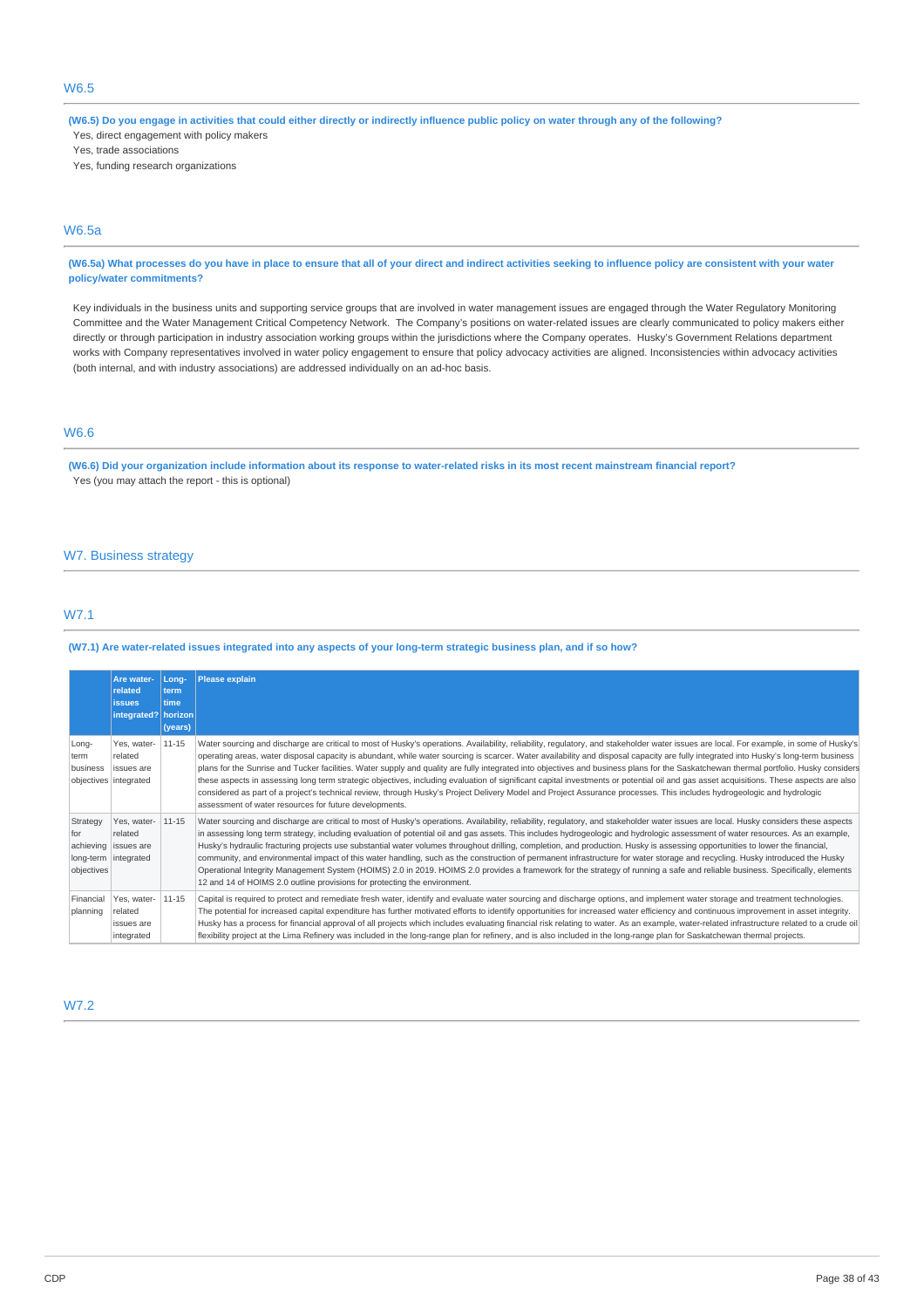## W6.5

**(W6.5) Do you engage in activities that could either directly or indirectly influence public policy on water through any of the following?**

Yes, direct engagement with policy makers

Yes, trade associations

Yes, funding research organizations

## W6.5a

**(W6.5a) What processes do you have in place to ensure that all of your direct and indirect activities seeking to influence policy are consistent with your water policy/water commitments?**

Key individuals in the business units and supporting service groups that are involved in water management issues are engaged through the Water Regulatory Monitoring Committee and the Water Management Critical Competency Network. The Company's positions on water-related issues are clearly communicated to policy makers either directly or through participation in industry association working groups within the jurisdictions where the Company operates. Husky's Government Relations department works with Company representatives involved in water policy engagement to ensure that policy advocacy activities are aligned. Inconsistencies within advocacy activities (both internal, and with industry associations) are addressed individually on an ad-hoc basis.

## W6.6

**(W6.6) Did your organization include information about its response to water-related risks in its most recent mainstream financial report?**

Yes (you may attach the report - this is optional)

# W7. Business strategy

## W7.1

**(W7.1) Are water-related issues integrated into any aspects of your long-term strategic business plan, and if so how?**

| | Are water-related issues integrated? | Long-term time horizon (years) | Please explain |
|---|---|---|---|
| Long-term business objectives | Yes, water-related issues are integrated | 11-15 | Water sourcing and discharge are critical to most of Husky's operations. Availability, reliability, regulatory, and stakeholder water issues are local. For example, in some of Husky's operating areas, water disposal capacity is abundant, while water sourcing is scarcer. Water availability and disposal capacity are fully integrated into Husky's long-term business plans for the Sunrise and Tucker facilities. Water supply and quality are fully integrated into objectives and business plans for the Saskatchewan thermal portfolio. Husky considers these aspects in assessing long term strategic objectives, including evaluation of significant capital investments or potential oil and gas asset acquisitions. These aspects are also considered as part of a project's technical review, through Husky's Project Delivery Model and Project Assurance processes. This includes hydrogeologic and hydrologic assessment of water resources for future developments. |
| Strategy for achieving long-term objectives | Yes, water-related issues are integrated | 11-15 | Water sourcing and discharge are critical to most of Husky's operations. Availability, reliability, regulatory, and stakeholder water issues are local. Husky considers these aspects in assessing long term strategy, including evaluation of potential oil and gas assets. This includes hydrogeologic and hydrologic assessment of water resources. As an example, Husky's hydraulic fracturing projects use substantial water volumes throughout drilling, completion, and production. Husky is assessing opportunities to lower the financial, community, and environmental impact of this water handling, such as the construction of permanent infrastructure for water storage and recycling. Husky introduced the Husky Operational Integrity Management System (HOIMS) 2.0 in 2019. HOIMS 2.0 provides a framework for the strategy of running a safe and reliable business. Specifically, elements 12 and 14 of HOIMS 2.0 outline provisions for protecting the environment. |
| Financial planning | Yes, water-related issues are integrated | 11-15 | Capital is required to protect and remediate fresh water, identify and evaluate water sourcing and discharge options, and implement water storage and treatment technologies. The potential for increased capital expenditure has further motivated efforts to identify opportunities for increased water efficiency and continuous improvement in asset integrity. Husky has a process for financial approval of all projects which includes evaluating financial risk relating to water. As an example, water-related infrastructure related to a crude oil flexibility project at the Lima Refinery was included in the long-range plan for refinery, and is also included in the long-range plan for Saskatchewan thermal projects. |

## W7.2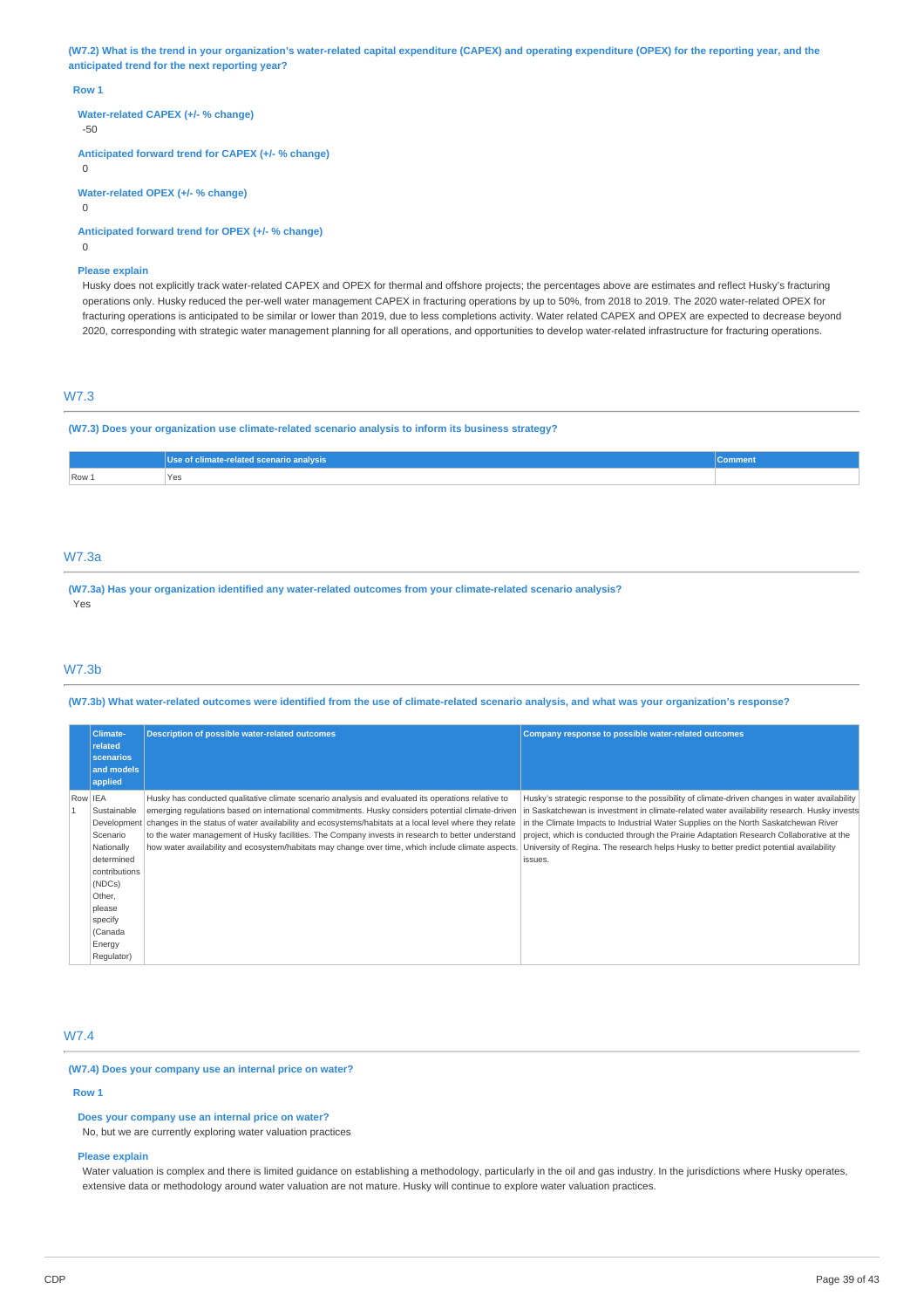**(W7.2) What is the trend in your organization's water-related capital expenditure (CAPEX) and operating expenditure (OPEX) for the reporting year, and the anticipated trend for the next reporting year?**

**Row 1**

**Water-related CAPEX (+/- % change)**

-50

**Anticipated forward trend for CAPEX (+/- % change)**

0

**Water-related OPEX (+/- % change)**

0

**Anticipated forward trend for OPEX (+/- % change)**

0

**Please explain**

Husky does not explicitly track water-related CAPEX and OPEX for thermal and offshore projects; the percentages above are estimates and reflect Husky's fracturing operations only. Husky reduced the per-well water management CAPEX in fracturing operations by up to 50%, from 2018 to 2019. The 2020 water-related OPEX for fracturing operations is anticipated to be similar or lower than 2019, due to less completions activity. Water related CAPEX and OPEX are expected to decrease beyond 2020, corresponding with strategic water management planning for all operations, and opportunities to develop water-related infrastructure for fracturing operations.

## W7.3

**(W7.3) Does your organization use climate-related scenario analysis to inform its business strategy?**

| | Use of climate-related scenario analysis | Comment |
|---|---|---|
| Row 1 | Yes | |

## W7.3a

**(W7.3a) Has your organization identified any water-related outcomes from your climate-related scenario analysis?**

Yes

## W7.3b

**(W7.3b) What water-related outcomes were identified from the use of climate-related scenario analysis, and what was your organization's response?**

| | Climate-related scenarios and models applied | Description of possible water-related outcomes | Company response to possible water-related outcomes |
|---|---|---|---|
| Row 1 | IEA Sustainable Development Scenario<br>Nationally determined contributions (NDCs)<br>Other, please specify (Canada Energy Regulator) | Husky has conducted qualitative climate scenario analysis and evaluated its operations relative to emerging regulations based on international commitments. Husky considers potential climate-driven changes in the status of water availability and ecosystems/habitats at a local level where they relate to the water management of Husky facilities. The Company invests in research to better understand how water availability and ecosystem/habitats may change over time, which include climate aspects. | Husky's strategic response to the possibility of climate-driven changes in water availability in Saskatchewan is investment in climate-related water availability research. Husky invests in the Climate Impacts to Industrial Water Supplies on the North Saskatchewan River project, which is conducted through the Prairie Adaptation Research Collaborative at the University of Regina. The research helps Husky to better predict potential availability issues. |

## W7.4

**(W7.4) Does your company use an internal price on water?**

**Row 1**

**Does your company use an internal price on water?**

No, but we are currently exploring water valuation practices

**Please explain**

Water valuation is complex and there is limited guidance on establishing a methodology, particularly in the oil and gas industry. In the jurisdictions where Husky operates, extensive data or methodology around water valuation are not mature. Husky will continue to explore water valuation practices.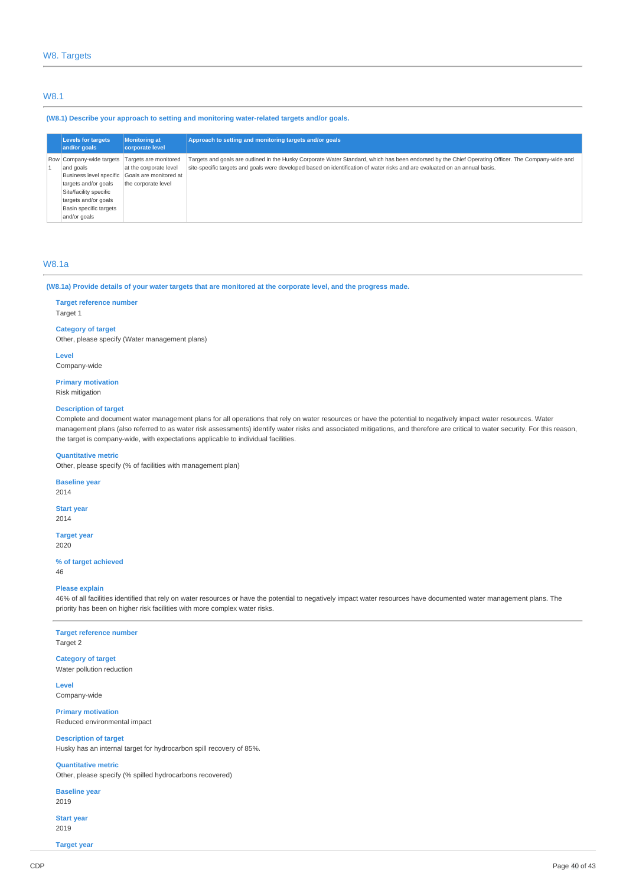## W8. Targets

### W8.1

**(W8.1) Describe your approach to setting and monitoring water-related targets and/or goals.**

| | Levels for targets and/or goals | Monitoring at corporate level | Approach to setting and monitoring targets and/or goals |
|---|---|---|---|
| Row 1 | Company-wide targets and goals<br>Business level specific targets and/or goals<br>Site/facility specific targets and/or goals<br>Basin specific targets and/or goals | Targets are monitored at the corporate level<br>Goals are monitored at the corporate level | Targets and goals are outlined in the Husky Corporate Water Standard, which has been endorsed by the Chief Operating Officer. The Company-wide and site-specific targets and goals were developed based on identification of water risks and are evaluated on an annual basis. |

### W8.1a

**(W8.1a) Provide details of your water targets that are monitored at the corporate level, and the progress made.**

**Target reference number**
Target 1

**Category of target**
Other, please specify (Water management plans)

**Level**
Company-wide

**Primary motivation**
Risk mitigation

**Description of target**
Complete and document water management plans for all operations that rely on water resources or have the potential to negatively impact water resources. Water management plans (also referred to as water risk assessments) identify water risks and associated mitigations, and therefore are critical to water security. For this reason, the target is company-wide, with expectations applicable to individual facilities.

**Quantitative metric**
Other, please specify (% of facilities with management plan)

**Baseline year**
2014

**Start year**
2014

**Target year**
2020

**% of target achieved**
46

**Please explain**
46% of all facilities identified that rely on water resources or have the potential to negatively impact water resources have documented water management plans. The priority has been on higher risk facilities with more complex water risks.

---

**Target reference number**
Target 2

**Category of target**
Water pollution reduction

**Level**
Company-wide

**Primary motivation**
Reduced environmental impact

**Description of target**
Husky has an internal target for hydrocarbon spill recovery of 85%.

**Quantitative metric**
Other, please specify (% spilled hydrocarbons recovered)

**Baseline year**
2019

**Start year**
2019

**Target year**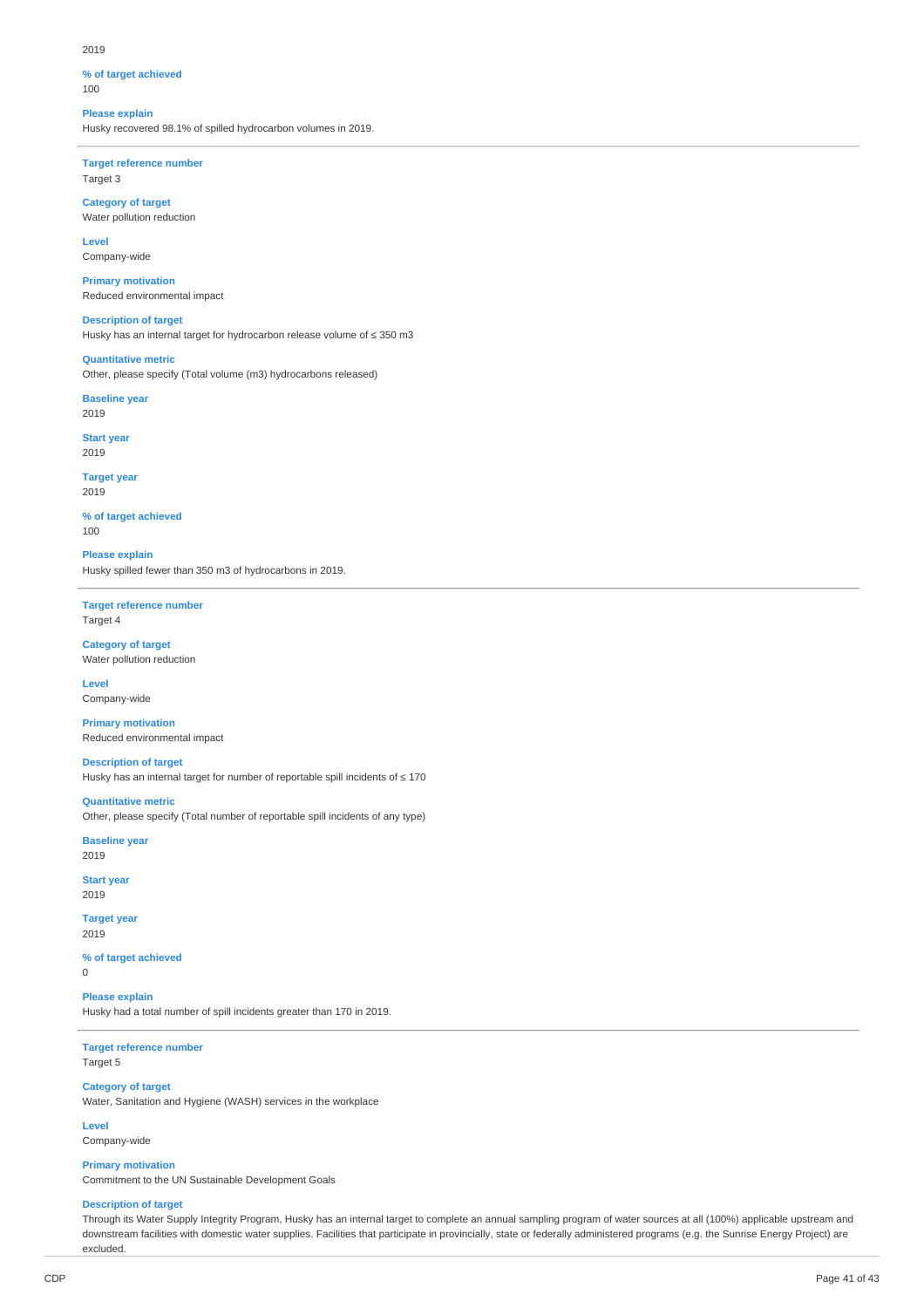2019

**% of target achieved**
100

**Please explain**
Husky recovered 98.1% of spilled hydrocarbon volumes in 2019.

---

**Target reference number**
Target 3

**Category of target**
Water pollution reduction

**Level**
Company-wide

**Primary motivation**
Reduced environmental impact

**Description of target**
Husky has an internal target for hydrocarbon release volume of ≤ 350 m3

**Quantitative metric**
Other, please specify (Total volume (m3) hydrocarbons released)

**Baseline year**
2019

**Start year**
2019

**Target year**
2019

**% of target achieved**
100

**Please explain**
Husky spilled fewer than 350 m3 of hydrocarbons in 2019.

---

**Target reference number**
Target 4

**Category of target**
Water pollution reduction

**Level**
Company-wide

**Primary motivation**
Reduced environmental impact

**Description of target**
Husky has an internal target for number of reportable spill incidents of ≤ 170

**Quantitative metric**
Other, please specify (Total number of reportable spill incidents of any type)

**Baseline year**
2019

**Start year**
2019

**Target year**
2019

**% of target achieved**
0

**Please explain**
Husky had a total number of spill incidents greater than 170 in 2019.

---

**Target reference number**
Target 5

**Category of target**
Water, Sanitation and Hygiene (WASH) services in the workplace

**Level**
Company-wide

**Primary motivation**
Commitment to the UN Sustainable Development Goals

**Description of target**
Through its Water Supply Integrity Program, Husky has an internal target to complete an annual sampling program of water sources at all (100%) applicable upstream and downstream facilities with domestic water supplies. Facilities that participate in provincially, state or federally administered programs (e.g. the Sunrise Energy Project) are excluded.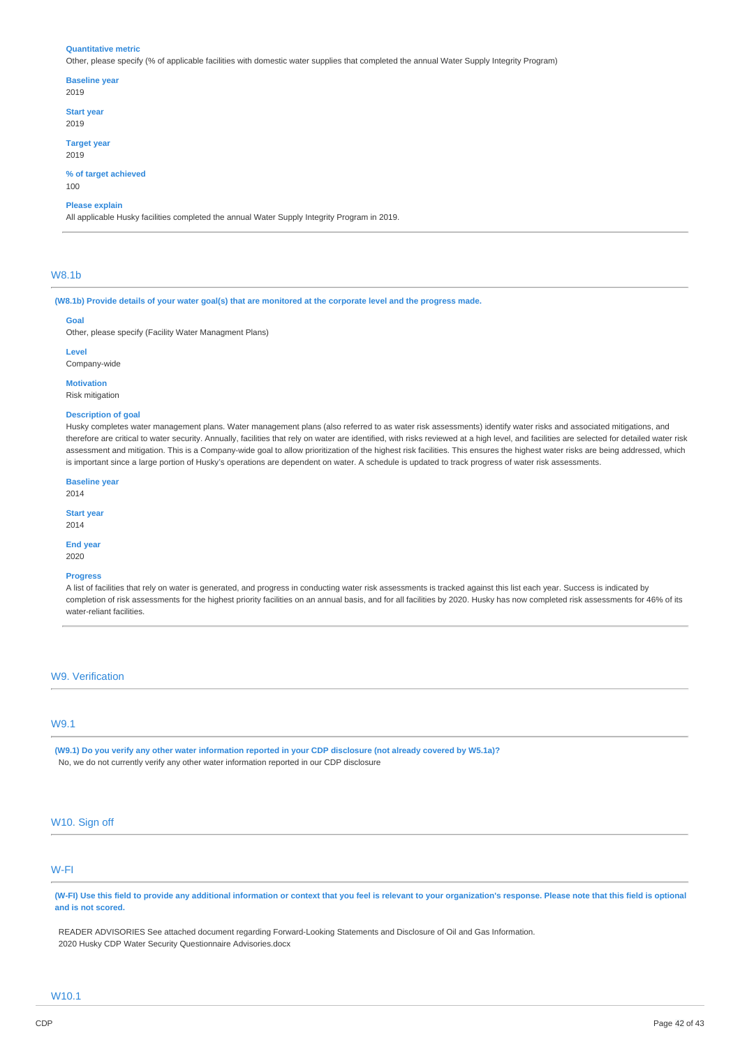**Quantitative metric**
Other, please specify (% of applicable facilities with domestic water supplies that completed the annual Water Supply Integrity Program)

**Baseline year**
2019

**Start year**
2019

**Target year**
2019

**% of target achieved**
100

**Please explain**
All applicable Husky facilities completed the annual Water Supply Integrity Program in 2019.

## W8.1b

**(W8.1b) Provide details of your water goal(s) that are monitored at the corporate level and the progress made.**

**Goal**
Other, please specify (Facility Water Managment Plans)

**Level**
Company-wide

**Motivation**
Risk mitigation

**Description of goal**
Husky completes water management plans. Water management plans (also referred to as water risk assessments) identify water risks and associated mitigations, and therefore are critical to water security. Annually, facilities that rely on water are identified, with risks reviewed at a high level, and facilities are selected for detailed water risk assessment and mitigation. This is a Company-wide goal to allow prioritization of the highest risk facilities. This ensures the highest water risks are being addressed, which is important since a large portion of Husky's operations are dependent on water. A schedule is updated to track progress of water risk assessments.

**Baseline year**
2014

**Start year**
2014

**End year**
2020

**Progress**
A list of facilities that rely on water is generated, and progress in conducting water risk assessments is tracked against this list each year. Success is indicated by completion of risk assessments for the highest priority facilities on an annual basis, and for all facilities by 2020. Husky has now completed risk assessments for 46% of its water-reliant facilities.

# W9. Verification

## W9.1

**(W9.1) Do you verify any other water information reported in your CDP disclosure (not already covered by W5.1a)?**
No, we do not currently verify any other water information reported in our CDP disclosure

# W10. Sign off

## W-FI

**(W-FI) Use this field to provide any additional information or context that you feel is relevant to your organization's response. Please note that this field is optional and is not scored.**

READER ADVISORIES See attached document regarding Forward-Looking Statements and Disclosure of Oil and Gas Information.
2020 Husky CDP Water Security Questionnaire Advisories.docx

## W10.1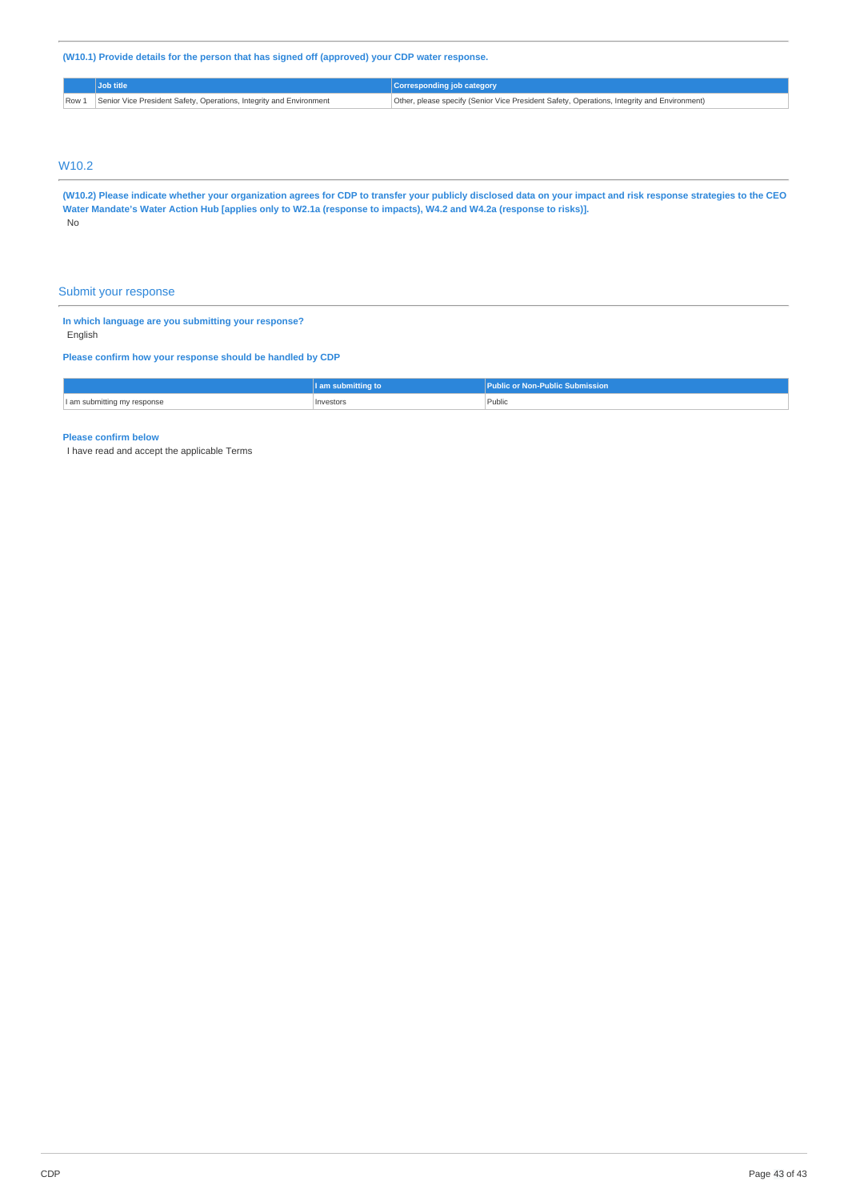**(W10.1) Provide details for the person that has signed off (approved) your CDP water response.**

| | Job title | Corresponding job category |
|---|---|---|
| Row 1 | Senior Vice President Safety, Operations, Integrity and Environment | Other, please specify (Senior Vice President Safety, Operations, Integrity and Environment) |

## W10.2

**(W10.2) Please indicate whether your organization agrees for CDP to transfer your publicly disclosed data on your impact and risk response strategies to the CEO Water Mandate's Water Action Hub [applies only to W2.1a (response to impacts), W4.2 and W4.2a (response to risks)].**

No

## Submit your response

**In which language are you submitting your response?**

English

**Please confirm how your response should be handled by CDP**

| | I am submitting to | Public or Non-Public Submission |
|---|---|---|
| I am submitting my response | Investors | Public |

**Please confirm below**

I have read and accept the applicable Terms